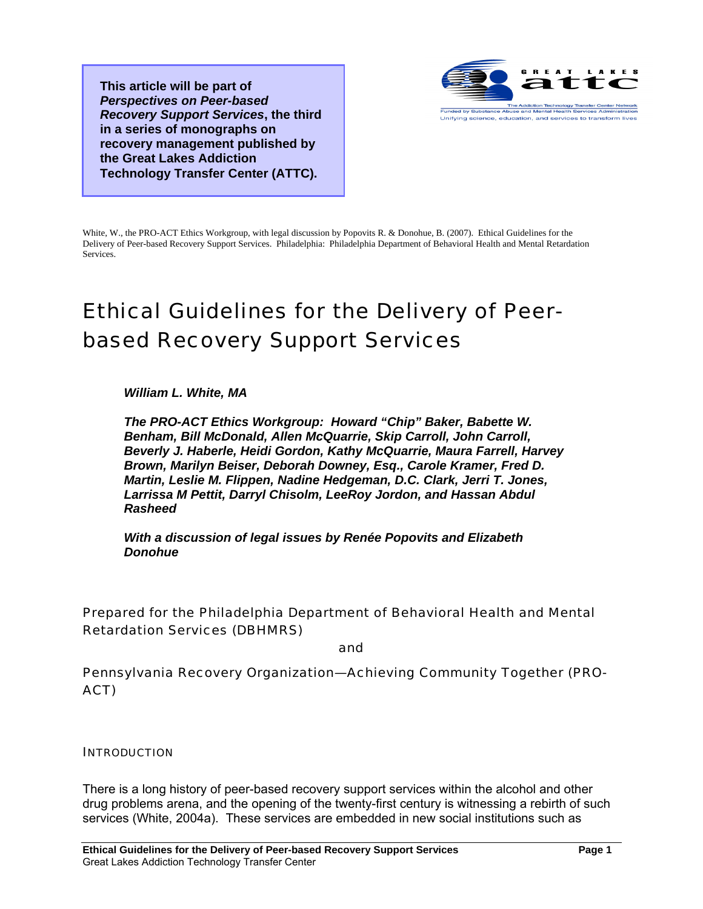**This article will be part of *Perspectives on Peer-based Recovery Support Services*, the third in a series of monographs on recovery management published by the Great Lakes Addiction Technology Transfer Center (ATTC).**

GREAT LAKES attc
The Addiction Technology Transfer Center Network
Funded by Substance Abuse and Mental Health Services Administration
Unifying science, education, and services to transform lives

White, W., the PRO-ACT Ethics Workgroup, with legal discussion by Popovits R. & Donohue, B. (2007). Ethical Guidelines for the Delivery of Peer-based Recovery Support Services. Philadelphia: Philadelphia Department of Behavioral Health and Mental Retardation Services.

# Ethical Guidelines for the Delivery of Peer-based Recovery Support Services

***William L. White, MA***

***The PRO-ACT Ethics Workgroup: Howard "Chip" Baker, Babette W. Benham, Bill McDonald, Allen McQuarrie, Skip Carroll, John Carroll, Beverly J. Haberle, Heidi Gordon, Kathy McQuarrie, Maura Farrell, Harvey Brown, Marilyn Beiser, Deborah Downey, Esq., Carole Kramer, Fred D. Martin, Leslie M. Flippen, Nadine Hedgeman, D.C. Clark, Jerri T. Jones, Larrissa M Pettit, Darryl Chisolm, LeeRoy Jordon, and Hassan Abdul Rasheed***

***With a discussion of legal issues by Renée Popovits and Elizabeth Donohue***

Prepared for the Philadelphia Department of Behavioral Health and Mental Retardation Services (DBHMRS)

and

Pennsylvania Recovery Organization—Achieving Community Together (PRO-ACT)

## INTRODUCTION

There is a long history of peer-based recovery support services within the alcohol and other drug problems arena, and the opening of the twenty-first century is witnessing a rebirth of such services (White, 2004a). These services are embedded in new social institutions such as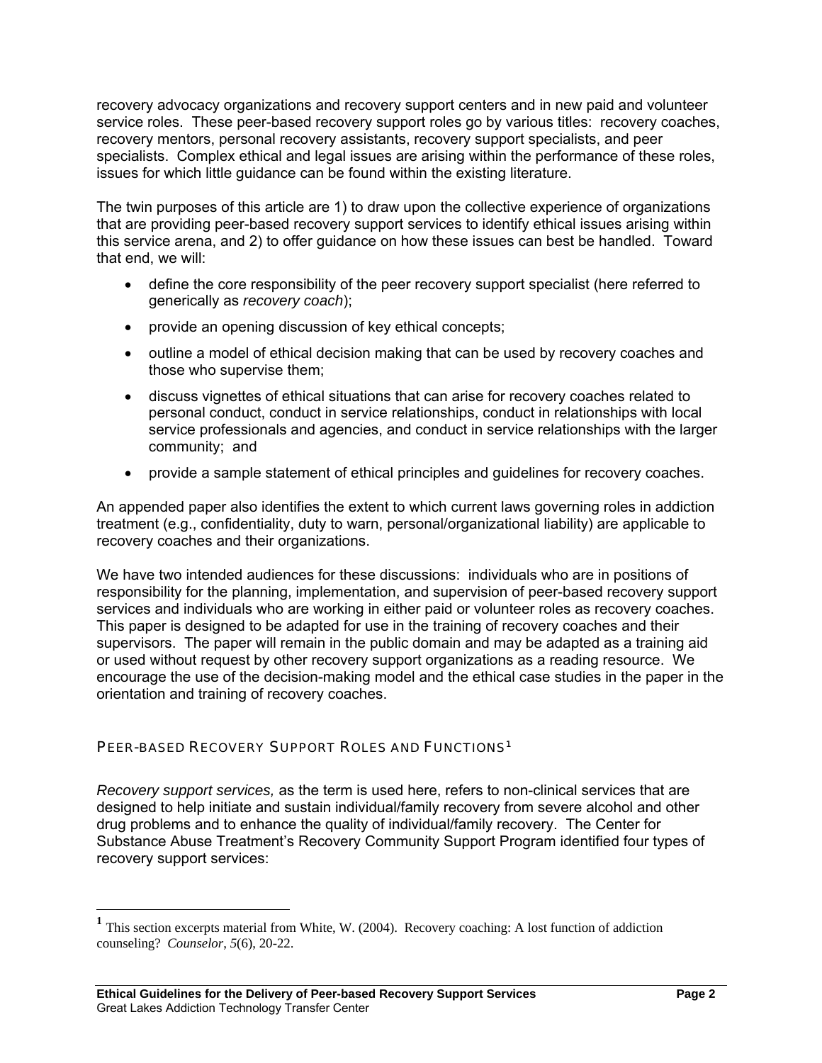recovery advocacy organizations and recovery support centers and in new paid and volunteer service roles. These peer-based recovery support roles go by various titles: recovery coaches, recovery mentors, personal recovery assistants, recovery support specialists, and peer specialists. Complex ethical and legal issues are arising within the performance of these roles, issues for which little guidance can be found within the existing literature.

The twin purposes of this article are 1) to draw upon the collective experience of organizations that are providing peer-based recovery support services to identify ethical issues arising within this service arena, and 2) to offer guidance on how these issues can best be handled. Toward that end, we will:

- define the core responsibility of the peer recovery support specialist (here referred to generically as *recovery coach*);
- provide an opening discussion of key ethical concepts;
- outline a model of ethical decision making that can be used by recovery coaches and those who supervise them;
- discuss vignettes of ethical situations that can arise for recovery coaches related to personal conduct, conduct in service relationships, conduct in relationships with local service professionals and agencies, and conduct in service relationships with the larger community; and
- provide a sample statement of ethical principles and guidelines for recovery coaches.

An appended paper also identifies the extent to which current laws governing roles in addiction treatment (e.g., confidentiality, duty to warn, personal/organizational liability) are applicable to recovery coaches and their organizations.

We have two intended audiences for these discussions: individuals who are in positions of responsibility for the planning, implementation, and supervision of peer-based recovery support services and individuals who are working in either paid or volunteer roles as recovery coaches. This paper is designed to be adapted for use in the training of recovery coaches and their supervisors. The paper will remain in the public domain and may be adapted as a training aid or used without request by other recovery support organizations as a reading resource. We encourage the use of the decision-making model and the ethical case studies in the paper in the orientation and training of recovery coaches.

## PEER-BASED RECOVERY SUPPORT ROLES AND FUNCTIONS[1]

*Recovery support services,* as the term is used here, refers to non-clinical services that are designed to help initiate and sustain individual/family recovery from severe alcohol and other drug problems and to enhance the quality of individual/family recovery. The Center for Substance Abuse Treatment's Recovery Community Support Program identified four types of recovery support services:

---

[1] This section excerpts material from White, W. (2004). Recovery coaching: A lost function of addiction counseling? *Counselor*, *5*(6), 20-22.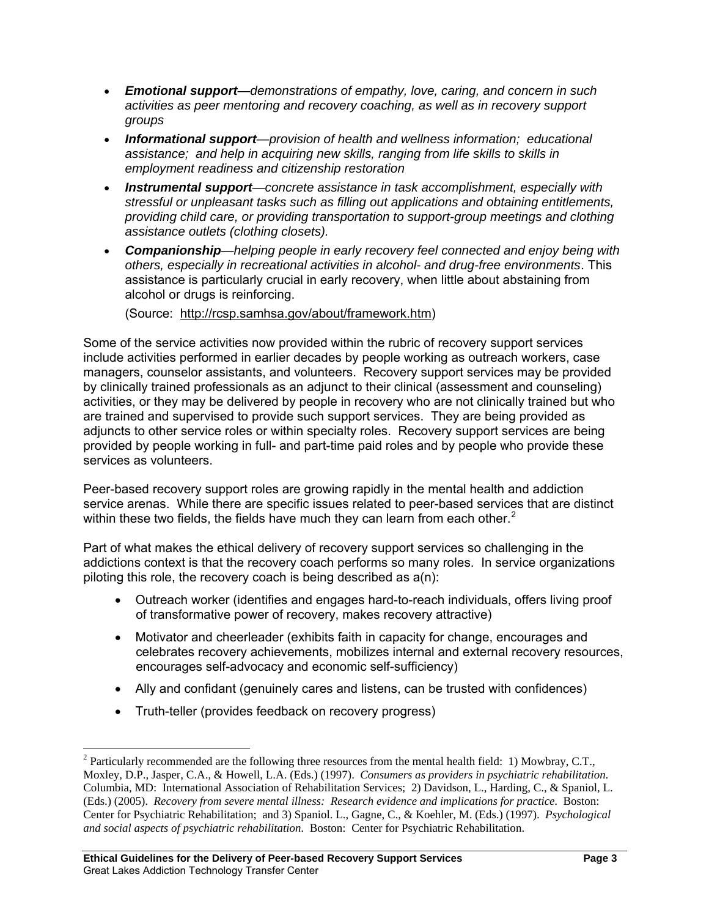- ***Emotional support****—demonstrations of empathy, love, caring, and concern in such activities as peer mentoring and recovery coaching, as well as in recovery support groups*
- ***Informational support****—provision of health and wellness information; educational assistance; and help in acquiring new skills, ranging from life skills to skills in employment readiness and citizenship restoration*
- ***Instrumental support****—concrete assistance in task accomplishment, especially with stressful or unpleasant tasks such as filling out applications and obtaining entitlements, providing child care, or providing transportation to support-group meetings and clothing assistance outlets (clothing closets).*
- ***Companionship****—helping people in early recovery feel connected and enjoy being with others, especially in recreational activities in alcohol- and drug-free environments*. This assistance is particularly crucial in early recovery, when little about abstaining from alcohol or drugs is reinforcing.

  (Source: http://rcsp.samhsa.gov/about/framework.htm)

Some of the service activities now provided within the rubric of recovery support services include activities performed in earlier decades by people working as outreach workers, case managers, counselor assistants, and volunteers. Recovery support services may be provided by clinically trained professionals as an adjunct to their clinical (assessment and counseling) activities, or they may be delivered by people in recovery who are not clinically trained but who are trained and supervised to provide such support services. They are being provided as adjuncts to other service roles or within specialty roles. Recovery support services are being provided by people working in full- and part-time paid roles and by people who provide these services as volunteers.

Peer-based recovery support roles are growing rapidly in the mental health and addiction service arenas. While there are specific issues related to peer-based services that are distinct within these two fields, the fields have much they can learn from each other.[2]

Part of what makes the ethical delivery of recovery support services so challenging in the addictions context is that the recovery coach performs so many roles. In service organizations piloting this role, the recovery coach is being described as a(n):

- Outreach worker (identifies and engages hard-to-reach individuals, offers living proof of transformative power of recovery, makes recovery attractive)
- Motivator and cheerleader (exhibits faith in capacity for change, encourages and celebrates recovery achievements, mobilizes internal and external recovery resources, encourages self-advocacy and economic self-sufficiency)
- Ally and confidant (genuinely cares and listens, can be trusted with confidences)
- Truth-teller (provides feedback on recovery progress)

[2] Particularly recommended are the following three resources from the mental health field: 1) Mowbray, C.T., Moxley, D.P., Jasper, C.A., & Howell, L.A. (Eds.) (1997). *Consumers as providers in psychiatric rehabilitation.* Columbia, MD: International Association of Rehabilitation Services; 2) Davidson, L., Harding, C., & Spaniol, L. (Eds.) (2005). *Recovery from severe mental illness: Research evidence and implications for practice.* Boston: Center for Psychiatric Rehabilitation; and 3) Spaniol. L., Gagne, C., & Koehler, M. (Eds.) (1997). *Psychological and social aspects of psychiatric rehabilitation.* Boston: Center for Psychiatric Rehabilitation.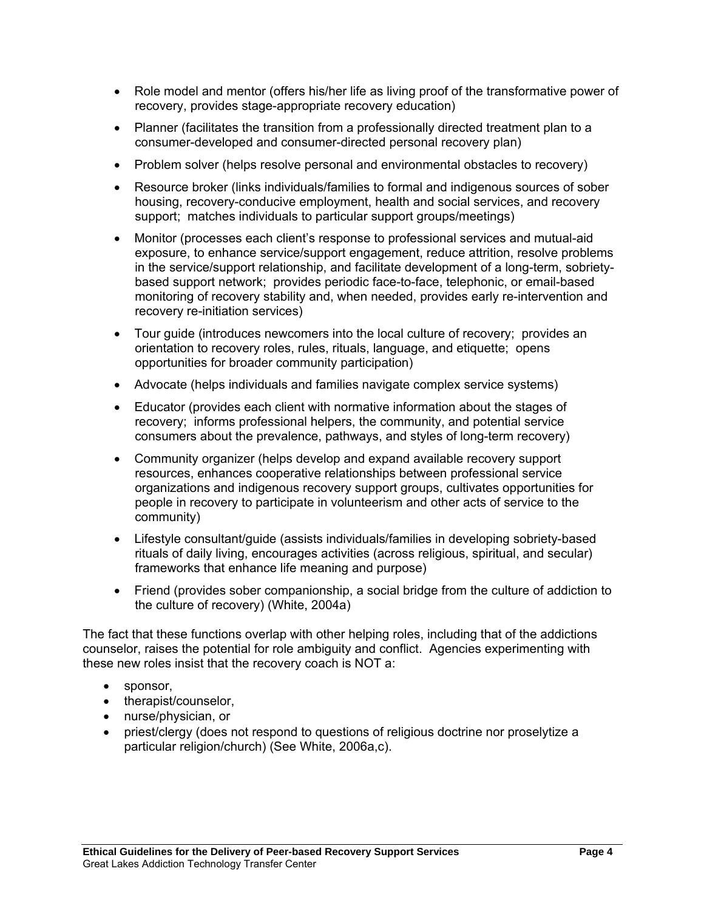- Role model and mentor (offers his/her life as living proof of the transformative power of recovery, provides stage-appropriate recovery education)
- Planner (facilitates the transition from a professionally directed treatment plan to a consumer-developed and consumer-directed personal recovery plan)
- Problem solver (helps resolve personal and environmental obstacles to recovery)
- Resource broker (links individuals/families to formal and indigenous sources of sober housing, recovery-conducive employment, health and social services, and recovery support; matches individuals to particular support groups/meetings)
- Monitor (processes each client's response to professional services and mutual-aid exposure, to enhance service/support engagement, reduce attrition, resolve problems in the service/support relationship, and facilitate development of a long-term, sobriety-based support network; provides periodic face-to-face, telephonic, or email-based monitoring of recovery stability and, when needed, provides early re-intervention and recovery re-initiation services)
- Tour guide (introduces newcomers into the local culture of recovery; provides an orientation to recovery roles, rules, rituals, language, and etiquette; opens opportunities for broader community participation)
- Advocate (helps individuals and families navigate complex service systems)
- Educator (provides each client with normative information about the stages of recovery; informs professional helpers, the community, and potential service consumers about the prevalence, pathways, and styles of long-term recovery)
- Community organizer (helps develop and expand available recovery support resources, enhances cooperative relationships between professional service organizations and indigenous recovery support groups, cultivates opportunities for people in recovery to participate in volunteerism and other acts of service to the community)
- Lifestyle consultant/guide (assists individuals/families in developing sobriety-based rituals of daily living, encourages activities (across religious, spiritual, and secular) frameworks that enhance life meaning and purpose)
- Friend (provides sober companionship, a social bridge from the culture of addiction to the culture of recovery) (White, 2004a)

The fact that these functions overlap with other helping roles, including that of the addictions counselor, raises the potential for role ambiguity and conflict. Agencies experimenting with these new roles insist that the recovery coach is NOT a:

- sponsor,
- therapist/counselor,
- nurse/physician, or
- priest/clergy (does not respond to questions of religious doctrine nor proselytize a particular religion/church) (See White, 2006a,c).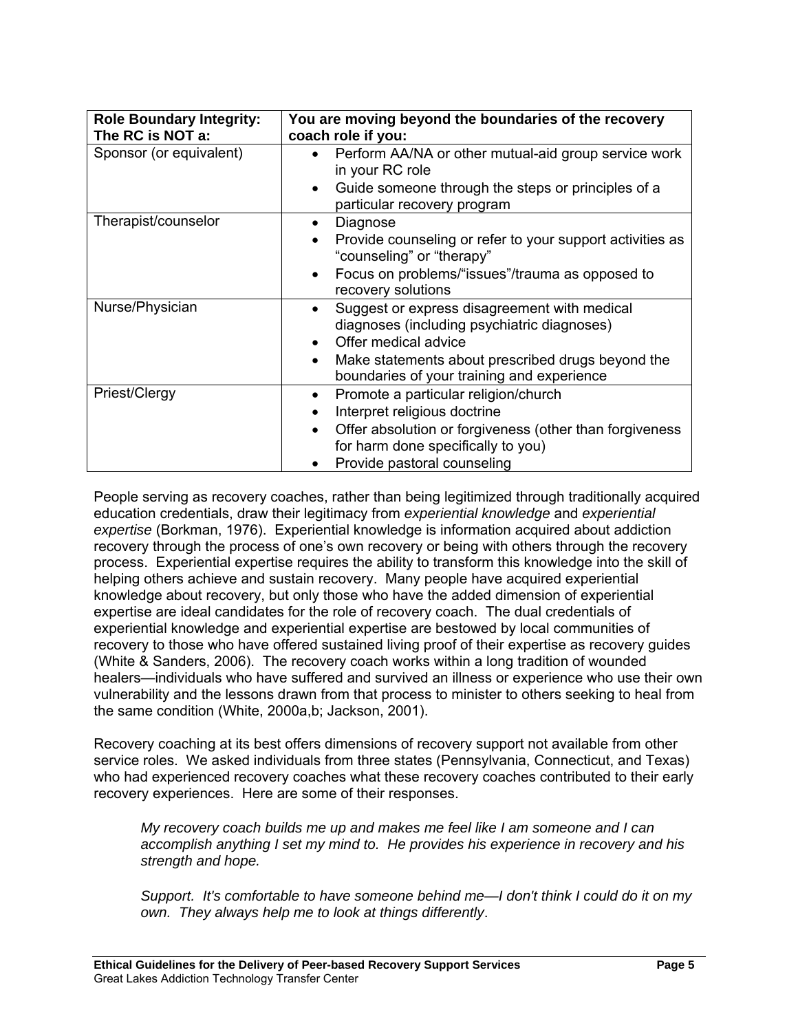| **Role Boundary Integrity: The RC is NOT a:** | **You are moving beyond the boundaries of the recovery coach role if you:** |
|---|---|
| Sponsor (or equivalent) | • Perform AA/NA or other mutual-aid group service work in your RC role<br>• Guide someone through the steps or principles of a particular recovery program |
| Therapist/counselor | • Diagnose<br>• Provide counseling or refer to your support activities as “counseling” or “therapy”<br>• Focus on problems/“issues”/trauma as opposed to recovery solutions |
| Nurse/Physician | • Suggest or express disagreement with medical diagnoses (including psychiatric diagnoses)<br>• Offer medical advice<br>• Make statements about prescribed drugs beyond the boundaries of your training and experience |
| Priest/Clergy | • Promote a particular religion/church<br>• Interpret religious doctrine<br>• Offer absolution or forgiveness (other than forgiveness for harm done specifically to you)<br>• Provide pastoral counseling |

People serving as recovery coaches, rather than being legitimized through traditionally acquired education credentials, draw their legitimacy from *experiential knowledge* and *experiential expertise* (Borkman, 1976). Experiential knowledge is information acquired about addiction recovery through the process of one’s own recovery or being with others through the recovery process. Experiential expertise requires the ability to transform this knowledge into the skill of helping others achieve and sustain recovery. Many people have acquired experiential knowledge about recovery, but only those who have the added dimension of experiential expertise are ideal candidates for the role of recovery coach. The dual credentials of experiential knowledge and experiential expertise are bestowed by local communities of recovery to those who have offered sustained living proof of their expertise as recovery guides (White & Sanders, 2006). The recovery coach works within a long tradition of wounded healers—individuals who have suffered and survived an illness or experience who use their own vulnerability and the lessons drawn from that process to minister to others seeking to heal from the same condition (White, 2000a,b; Jackson, 2001).

Recovery coaching at its best offers dimensions of recovery support not available from other service roles. We asked individuals from three states (Pennsylvania, Connecticut, and Texas) who had experienced recovery coaches what these recovery coaches contributed to their early recovery experiences. Here are some of their responses.

> *My recovery coach builds me up and makes me feel like I am someone and I can accomplish anything I set my mind to. He provides his experience in recovery and his strength and hope.*
>
> *Support. It's comfortable to have someone behind me—I don't think I could do it on my own. They always help me to look at things differently*.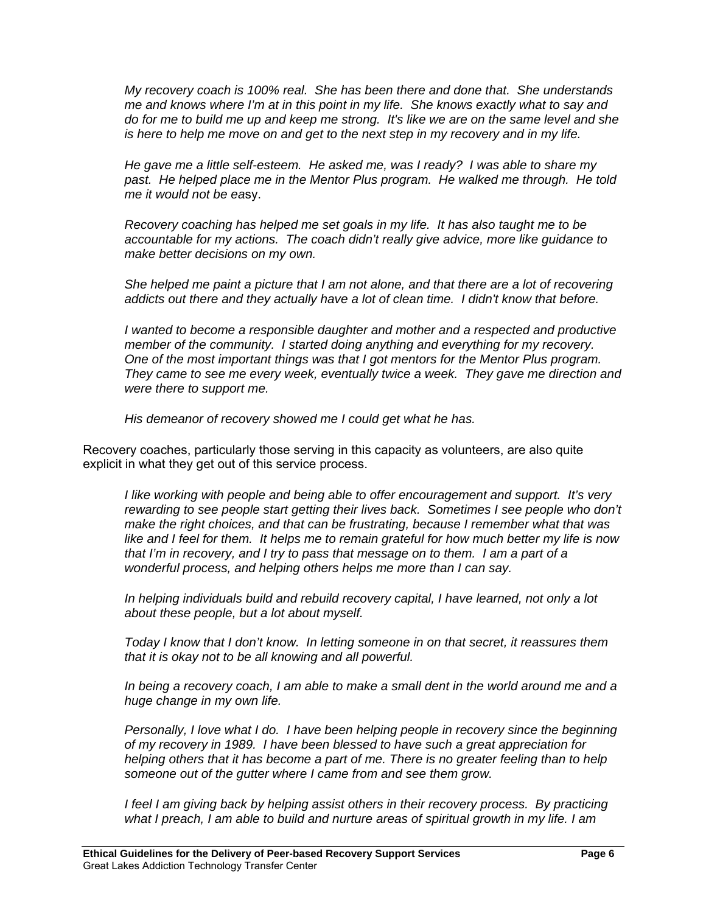*My recovery coach is 100% real. She has been there and done that. She understands me and knows where I'm at in this point in my life. She knows exactly what to say and do for me to build me up and keep me strong. It's like we are on the same level and she is here to help me move on and get to the next step in my recovery and in my life.*

*He gave me a little self-esteem. He asked me, was I ready? I was able to share my past. He helped place me in the Mentor Plus program. He walked me through. He told me it would not be easy.*

*Recovery coaching has helped me set goals in my life. It has also taught me to be accountable for my actions. The coach didn't really give advice, more like guidance to make better decisions on my own.*

*She helped me paint a picture that I am not alone, and that there are a lot of recovering addicts out there and they actually have a lot of clean time. I didn't know that before.*

*I wanted to become a responsible daughter and mother and a respected and productive member of the community. I started doing anything and everything for my recovery. One of the most important things was that I got mentors for the Mentor Plus program. They came to see me every week, eventually twice a week. They gave me direction and were there to support me.*

*His demeanor of recovery showed me I could get what he has.*

Recovery coaches, particularly those serving in this capacity as volunteers, are also quite explicit in what they get out of this service process.

*I like working with people and being able to offer encouragement and support. It's very rewarding to see people start getting their lives back. Sometimes I see people who don't make the right choices, and that can be frustrating, because I remember what that was like and I feel for them. It helps me to remain grateful for how much better my life is now that I'm in recovery, and I try to pass that message on to them. I am a part of a wonderful process, and helping others helps me more than I can say.*

*In helping individuals build and rebuild recovery capital, I have learned, not only a lot about these people, but a lot about myself.*

*Today I know that I don't know. In letting someone in on that secret, it reassures them that it is okay not to be all knowing and all powerful.*

*In being a recovery coach, I am able to make a small dent in the world around me and a huge change in my own life.*

*Personally, I love what I do. I have been helping people in recovery since the beginning of my recovery in 1989. I have been blessed to have such a great appreciation for helping others that it has become a part of me. There is no greater feeling than to help someone out of the gutter where I came from and see them grow.*

*I feel I am giving back by helping assist others in their recovery process. By practicing what I preach, I am able to build and nurture areas of spiritual growth in my life. I am*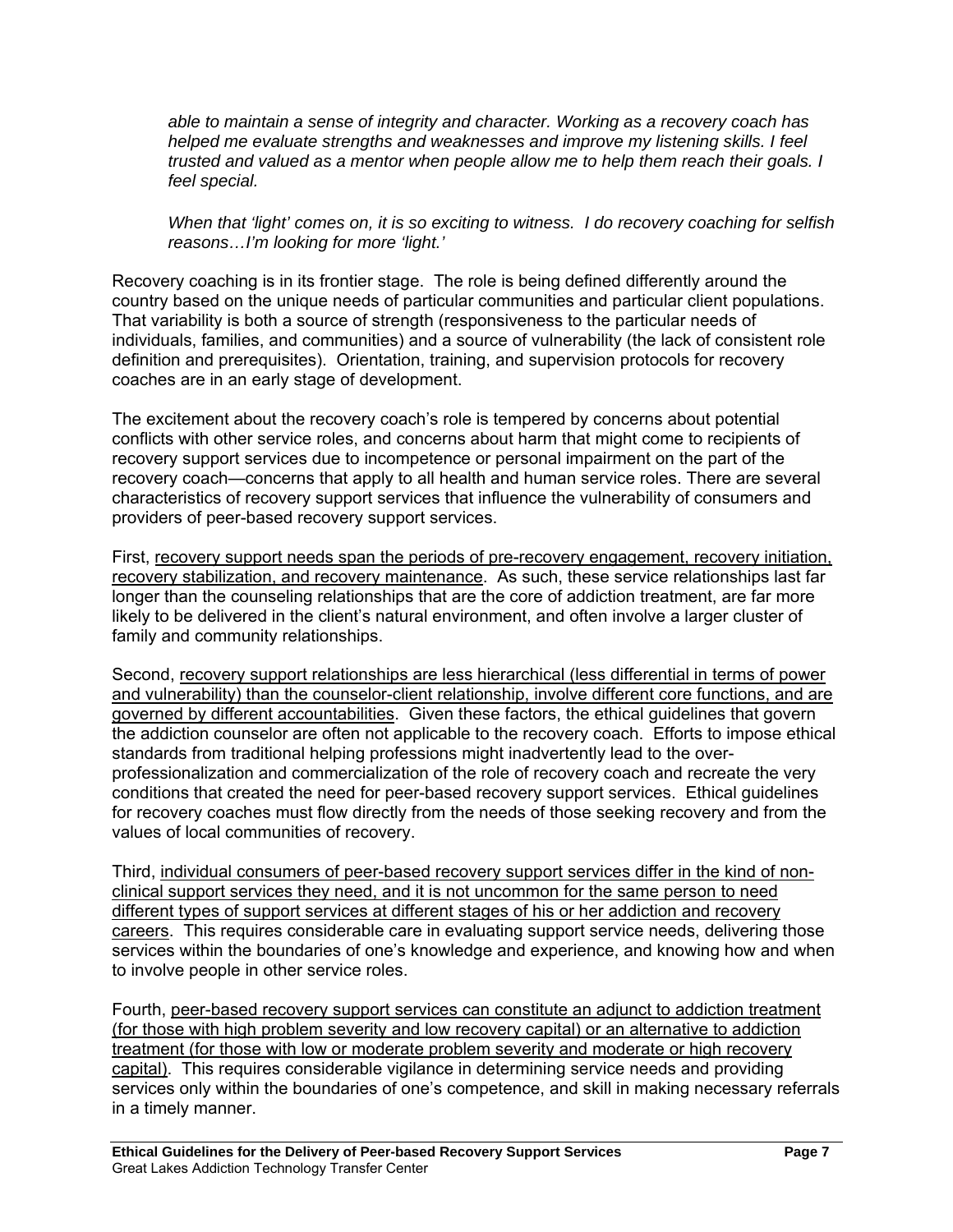*able to maintain a sense of integrity and character. Working as a recovery coach has helped me evaluate strengths and weaknesses and improve my listening skills. I feel trusted and valued as a mentor when people allow me to help them reach their goals. I feel special.*

*When that 'light' comes on, it is so exciting to witness. I do recovery coaching for selfish reasons…I'm looking for more 'light.'*

Recovery coaching is in its frontier stage. The role is being defined differently around the country based on the unique needs of particular communities and particular client populations. That variability is both a source of strength (responsiveness to the particular needs of individuals, families, and communities) and a source of vulnerability (the lack of consistent role definition and prerequisites). Orientation, training, and supervision protocols for recovery coaches are in an early stage of development.

The excitement about the recovery coach's role is tempered by concerns about potential conflicts with other service roles, and concerns about harm that might come to recipients of recovery support services due to incompetence or personal impairment on the part of the recovery coach—concerns that apply to all health and human service roles. There are several characteristics of recovery support services that influence the vulnerability of consumers and providers of peer-based recovery support services.

First, <u>recovery support needs span the periods of pre-recovery engagement, recovery initiation, recovery stabilization, and recovery maintenance</u>. As such, these service relationships last far longer than the counseling relationships that are the core of addiction treatment, are far more likely to be delivered in the client's natural environment, and often involve a larger cluster of family and community relationships.

Second, <u>recovery support relationships are less hierarchical (less differential in terms of power and vulnerability) than the counselor-client relationship, involve different core functions, and are governed by different accountabilities</u>. Given these factors, the ethical guidelines that govern the addiction counselor are often not applicable to the recovery coach. Efforts to impose ethical standards from traditional helping professions might inadvertently lead to the over-professionalization and commercialization of the role of recovery coach and recreate the very conditions that created the need for peer-based recovery support services. Ethical guidelines for recovery coaches must flow directly from the needs of those seeking recovery and from the values of local communities of recovery.

Third, <u>individual consumers of peer-based recovery support services differ in the kind of non-clinical support services they need, and it is not uncommon for the same person to need different types of support services at different stages of his or her addiction and recovery careers</u>. This requires considerable care in evaluating support service needs, delivering those services within the boundaries of one's knowledge and experience, and knowing how and when to involve people in other service roles.

Fourth, <u>peer-based recovery support services can constitute an adjunct to addiction treatment (for those with high problem severity and low recovery capital) or an alternative to addiction treatment (for those with low or moderate problem severity and moderate or high recovery capital)</u>. This requires considerable vigilance in determining service needs and providing services only within the boundaries of one's competence, and skill in making necessary referrals in a timely manner.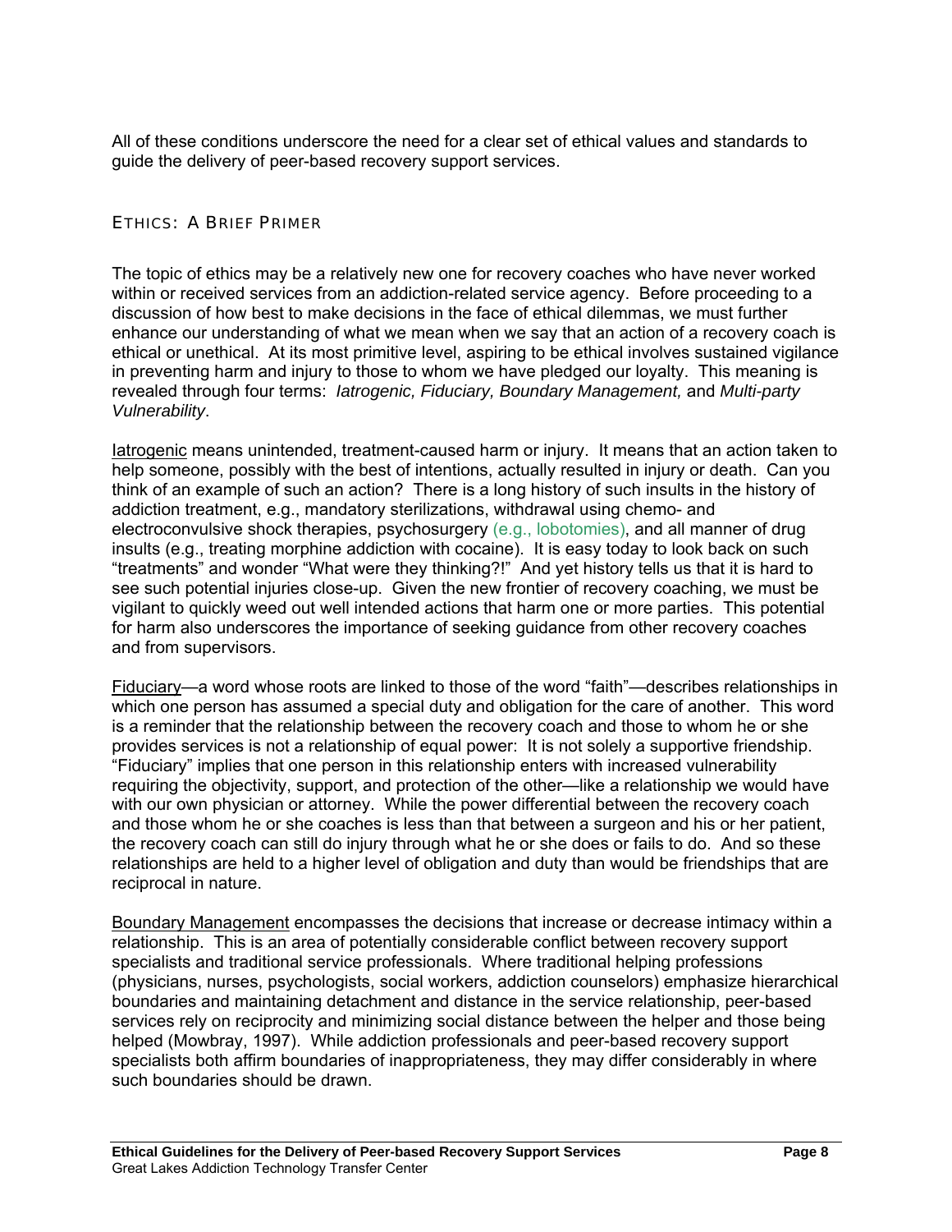All of these conditions underscore the need for a clear set of ethical values and standards to guide the delivery of peer-based recovery support services.

## ETHICS: A BRIEF PRIMER

The topic of ethics may be a relatively new one for recovery coaches who have never worked within or received services from an addiction-related service agency. Before proceeding to a discussion of how best to make decisions in the face of ethical dilemmas, we must further enhance our understanding of what we mean when we say that an action of a recovery coach is ethical or unethical. At its most primitive level, aspiring to be ethical involves sustained vigilance in preventing harm and injury to those to whom we have pledged our loyalty. This meaning is revealed through four terms: *Iatrogenic, Fiduciary, Boundary Management,* and *Multi-party Vulnerability*.

Iatrogenic means unintended, treatment-caused harm or injury. It means that an action taken to help someone, possibly with the best of intentions, actually resulted in injury or death. Can you think of an example of such an action? There is a long history of such insults in the history of addiction treatment, e.g., mandatory sterilizations, withdrawal using chemo- and electroconvulsive shock therapies, psychosurgery (e.g., lobotomies), and all manner of drug insults (e.g., treating morphine addiction with cocaine). It is easy today to look back on such "treatments" and wonder "What were they thinking?!" And yet history tells us that it is hard to see such potential injuries close-up. Given the new frontier of recovery coaching, we must be vigilant to quickly weed out well intended actions that harm one or more parties. This potential for harm also underscores the importance of seeking guidance from other recovery coaches and from supervisors.

Fiduciary—a word whose roots are linked to those of the word "faith"—describes relationships in which one person has assumed a special duty and obligation for the care of another. This word is a reminder that the relationship between the recovery coach and those to whom he or she provides services is not a relationship of equal power: It is not solely a supportive friendship. "Fiduciary" implies that one person in this relationship enters with increased vulnerability requiring the objectivity, support, and protection of the other—like a relationship we would have with our own physician or attorney. While the power differential between the recovery coach and those whom he or she coaches is less than that between a surgeon and his or her patient, the recovery coach can still do injury through what he or she does or fails to do. And so these relationships are held to a higher level of obligation and duty than would be friendships that are reciprocal in nature.

Boundary Management encompasses the decisions that increase or decrease intimacy within a relationship. This is an area of potentially considerable conflict between recovery support specialists and traditional service professionals. Where traditional helping professions (physicians, nurses, psychologists, social workers, addiction counselors) emphasize hierarchical boundaries and maintaining detachment and distance in the service relationship, peer-based services rely on reciprocity and minimizing social distance between the helper and those being helped (Mowbray, 1997). While addiction professionals and peer-based recovery support specialists both affirm boundaries of inappropriateness, they may differ considerably in where such boundaries should be drawn.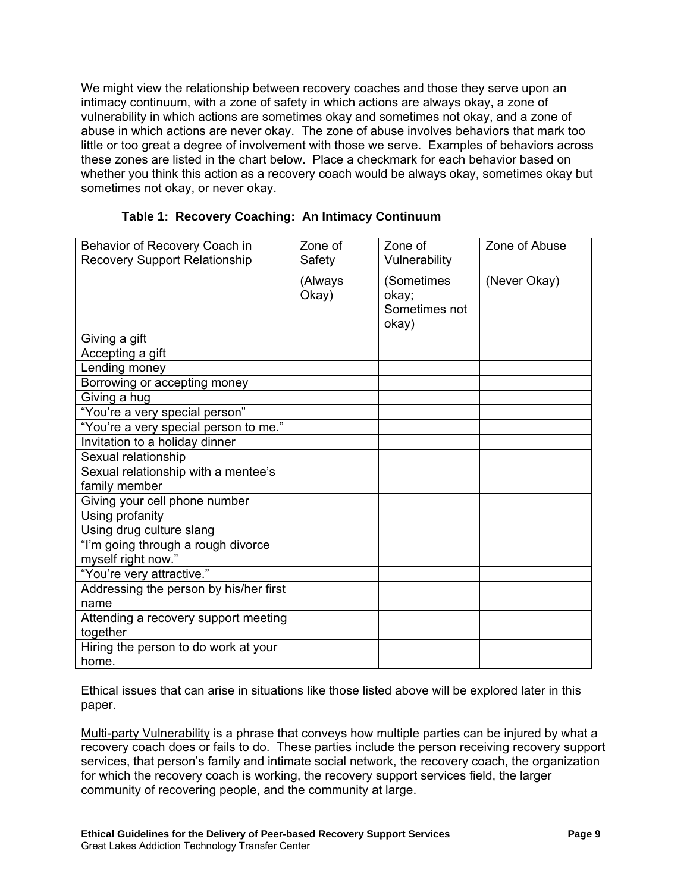We might view the relationship between recovery coaches and those they serve upon an intimacy continuum, with a zone of safety in which actions are always okay, a zone of vulnerability in which actions are sometimes okay and sometimes not okay, and a zone of abuse in which actions are never okay. The zone of abuse involves behaviors that mark too little or too great a degree of involvement with those we serve. Examples of behaviors across these zones are listed in the chart below. Place a checkmark for each behavior based on whether you think this action as a recovery coach would be always okay, sometimes okay but sometimes not okay, or never okay.

**Table 1: Recovery Coaching: An Intimacy Continuum**

| Behavior of Recovery Coach in Recovery Support Relationship | Zone of Safety (Always Okay) | Zone of Vulnerability (Sometimes okay; Sometimes not okay) | Zone of Abuse (Never Okay) |
|---|---|---|---|
| Giving a gift | | | |
| Accepting a gift | | | |
| Lending money | | | |
| Borrowing or accepting money | | | |
| Giving a hug | | | |
| "You're a very special person" | | | |
| "You're a very special person to me." | | | |
| Invitation to a holiday dinner | | | |
| Sexual relationship | | | |
| Sexual relationship with a mentee's family member | | | |
| Giving your cell phone number | | | |
| Using profanity | | | |
| Using drug culture slang | | | |
| "I'm going through a rough divorce myself right now." | | | |
| "You're very attractive." | | | |
| Addressing the person by his/her first name | | | |
| Attending a recovery support meeting together | | | |
| Hiring the person to do work at your home. | | | |

Ethical issues that can arise in situations like those listed above will be explored later in this paper.

Multi-party Vulnerability is a phrase that conveys how multiple parties can be injured by what a recovery coach does or fails to do. These parties include the person receiving recovery support services, that person's family and intimate social network, the recovery coach, the organization for which the recovery coach is working, the recovery support services field, the larger community of recovering people, and the community at large.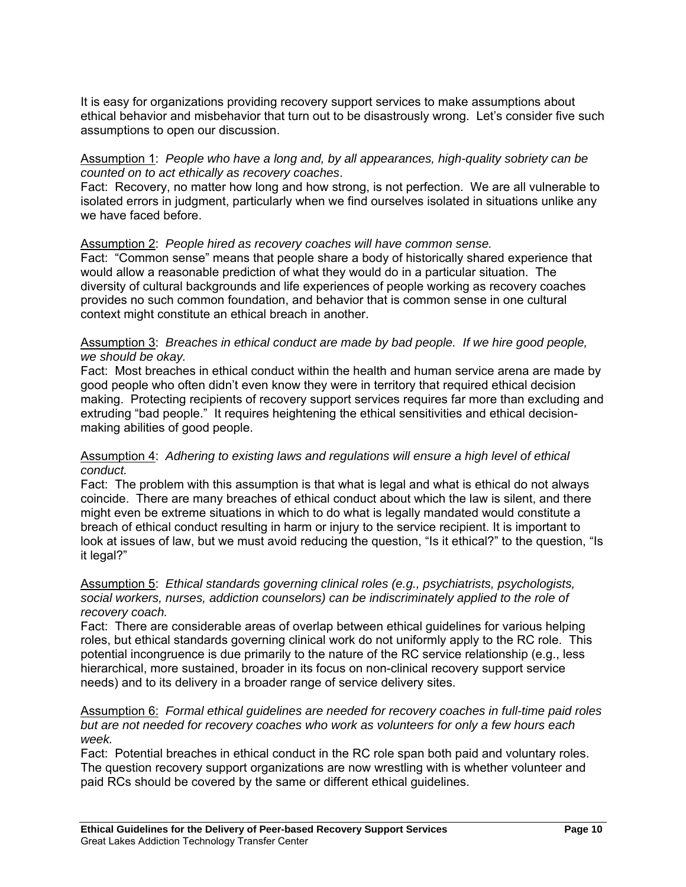It is easy for organizations providing recovery support services to make assumptions about ethical behavior and misbehavior that turn out to be disastrously wrong. Let's consider five such assumptions to open our discussion.

Assumption 1: *People who have a long and, by all appearances, high-quality sobriety can be counted on to act ethically as recovery coaches*.
Fact: Recovery, no matter how long and how strong, is not perfection. We are all vulnerable to isolated errors in judgment, particularly when we find ourselves isolated in situations unlike any we have faced before.

Assumption 2: *People hired as recovery coaches will have common sense.*
Fact: "Common sense" means that people share a body of historically shared experience that would allow a reasonable prediction of what they would do in a particular situation. The diversity of cultural backgrounds and life experiences of people working as recovery coaches provides no such common foundation, and behavior that is common sense in one cultural context might constitute an ethical breach in another.

Assumption 3: *Breaches in ethical conduct are made by bad people. If we hire good people, we should be okay.*
Fact: Most breaches in ethical conduct within the health and human service arena are made by good people who often didn't even know they were in territory that required ethical decision making. Protecting recipients of recovery support services requires far more than excluding and extruding "bad people." It requires heightening the ethical sensitivities and ethical decision-making abilities of good people.

Assumption 4: *Adhering to existing laws and regulations will ensure a high level of ethical conduct.*
Fact: The problem with this assumption is that what is legal and what is ethical do not always coincide. There are many breaches of ethical conduct about which the law is silent, and there might even be extreme situations in which to do what is legally mandated would constitute a breach of ethical conduct resulting in harm or injury to the service recipient. It is important to look at issues of law, but we must avoid reducing the question, "Is it ethical?" to the question, "Is it legal?"

Assumption 5: *Ethical standards governing clinical roles (e.g., psychiatrists, psychologists, social workers, nurses, addiction counselors) can be indiscriminately applied to the role of recovery coach.*
Fact: There are considerable areas of overlap between ethical guidelines for various helping roles, but ethical standards governing clinical work do not uniformly apply to the RC role. This potential incongruence is due primarily to the nature of the RC service relationship (e.g., less hierarchical, more sustained, broader in its focus on non-clinical recovery support service needs) and to its delivery in a broader range of service delivery sites.

Assumption 6: *Formal ethical guidelines are needed for recovery coaches in full-time paid roles but are not needed for recovery coaches who work as volunteers for only a few hours each week.*
Fact: Potential breaches in ethical conduct in the RC role span both paid and voluntary roles. The question recovery support organizations are now wrestling with is whether volunteer and paid RCs should be covered by the same or different ethical guidelines.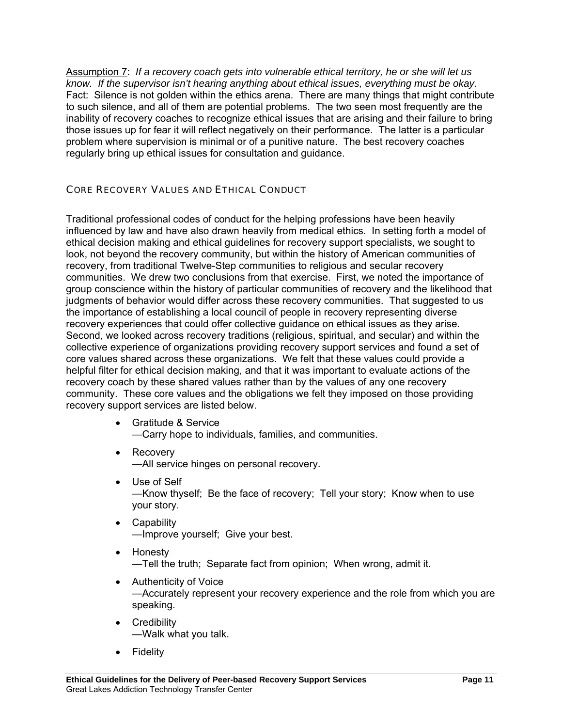Assumption 7: *If a recovery coach gets into vulnerable ethical territory, he or she will let us know. If the supervisor isn't hearing anything about ethical issues, everything must be okay.* Fact: Silence is not golden within the ethics arena. There are many things that might contribute to such silence, and all of them are potential problems. The two seen most frequently are the inability of recovery coaches to recognize ethical issues that are arising and their failure to bring those issues up for fear it will reflect negatively on their performance. The latter is a particular problem where supervision is minimal or of a punitive nature. The best recovery coaches regularly bring up ethical issues for consultation and guidance.

## CORE RECOVERY VALUES AND ETHICAL CONDUCT

Traditional professional codes of conduct for the helping professions have been heavily influenced by law and have also drawn heavily from medical ethics. In setting forth a model of ethical decision making and ethical guidelines for recovery support specialists, we sought to look, not beyond the recovery community, but within the history of American communities of recovery, from traditional Twelve-Step communities to religious and secular recovery communities. We drew two conclusions from that exercise. First, we noted the importance of group conscience within the history of particular communities of recovery and the likelihood that judgments of behavior would differ across these recovery communities. That suggested to us the importance of establishing a local council of people in recovery representing diverse recovery experiences that could offer collective guidance on ethical issues as they arise. Second, we looked across recovery traditions (religious, spiritual, and secular) and within the collective experience of organizations providing recovery support services and found a set of core values shared across these organizations. We felt that these values could provide a helpful filter for ethical decision making, and that it was important to evaluate actions of the recovery coach by these shared values rather than by the values of any one recovery community. These core values and the obligations we felt they imposed on those providing recovery support services are listed below.

- Gratitude & Service
  —Carry hope to individuals, families, and communities.
- Recovery
  —All service hinges on personal recovery.
- Use of Self
  —Know thyself; Be the face of recovery; Tell your story; Know when to use your story.
- Capability
  —Improve yourself; Give your best.
- Honesty
  —Tell the truth; Separate fact from opinion; When wrong, admit it.
- Authenticity of Voice
  —Accurately represent your recovery experience and the role from which you are speaking.
- Credibility
  —Walk what you talk.
- Fidelity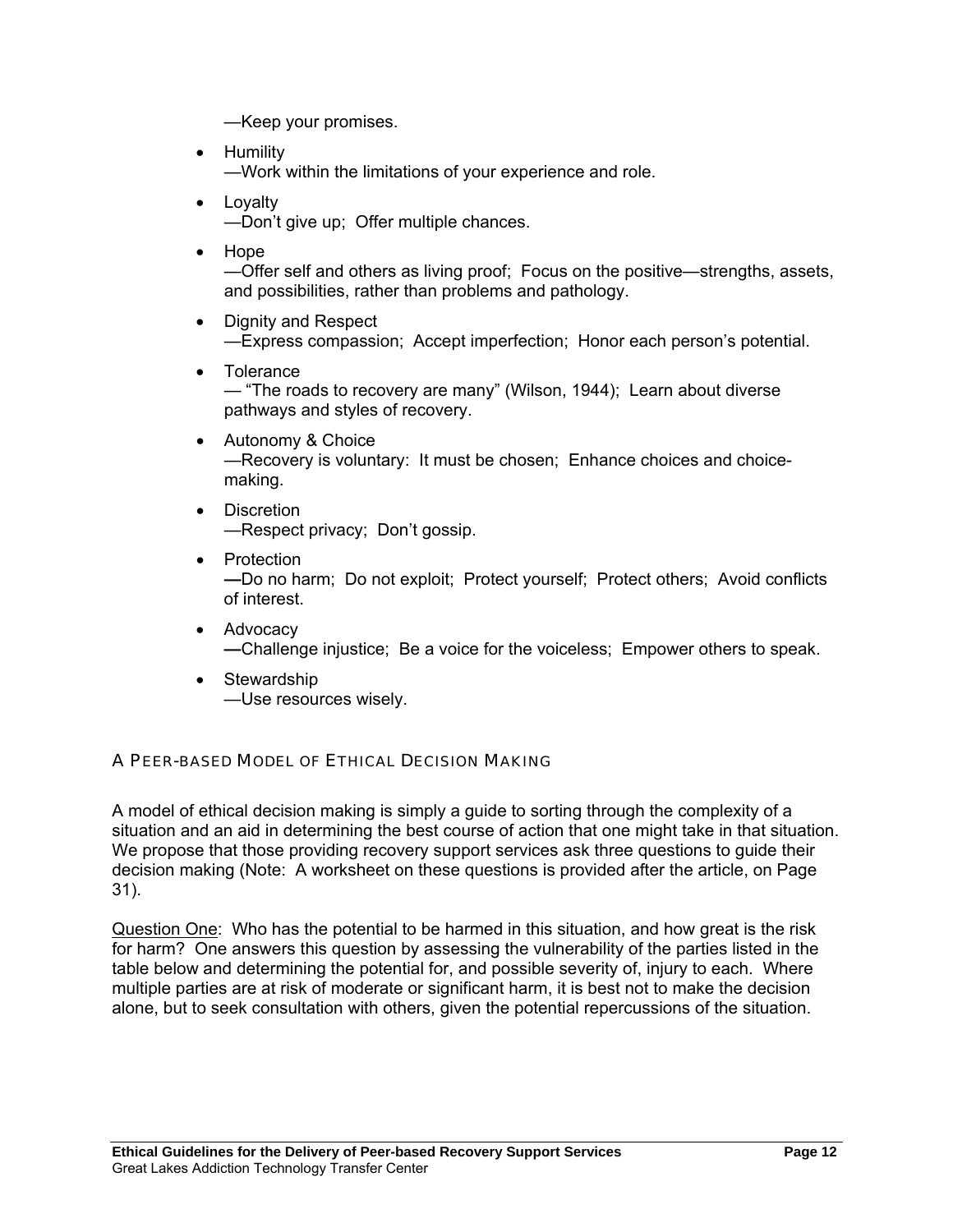—Keep your promises.

- Humility
  —Work within the limitations of your experience and role.
- Loyalty
  —Don't give up; Offer multiple chances.
- Hope
  —Offer self and others as living proof; Focus on the positive—strengths, assets, and possibilities, rather than problems and pathology.
- Dignity and Respect
  —Express compassion; Accept imperfection; Honor each person's potential.
- Tolerance
  — "The roads to recovery are many" (Wilson, 1944); Learn about diverse pathways and styles of recovery.
- Autonomy & Choice
  —Recovery is voluntary: It must be chosen; Enhance choices and choice-making.
- Discretion
  —Respect privacy; Don't gossip.
- Protection
  **—**Do no harm; Do not exploit; Protect yourself; Protect others; Avoid conflicts of interest.
- Advocacy
  **—**Challenge injustice; Be a voice for the voiceless; Empower others to speak.
- Stewardship
  —Use resources wisely.

## A Peer-based Model of Ethical Decision Making

A model of ethical decision making is simply a guide to sorting through the complexity of a situation and an aid in determining the best course of action that one might take in that situation. We propose that those providing recovery support services ask three questions to guide their decision making (Note: A worksheet on these questions is provided after the article, on Page 31).

Question One: Who has the potential to be harmed in this situation, and how great is the risk for harm? One answers this question by assessing the vulnerability of the parties listed in the table below and determining the potential for, and possible severity of, injury to each. Where multiple parties are at risk of moderate or significant harm, it is best not to make the decision alone, but to seek consultation with others, given the potential repercussions of the situation.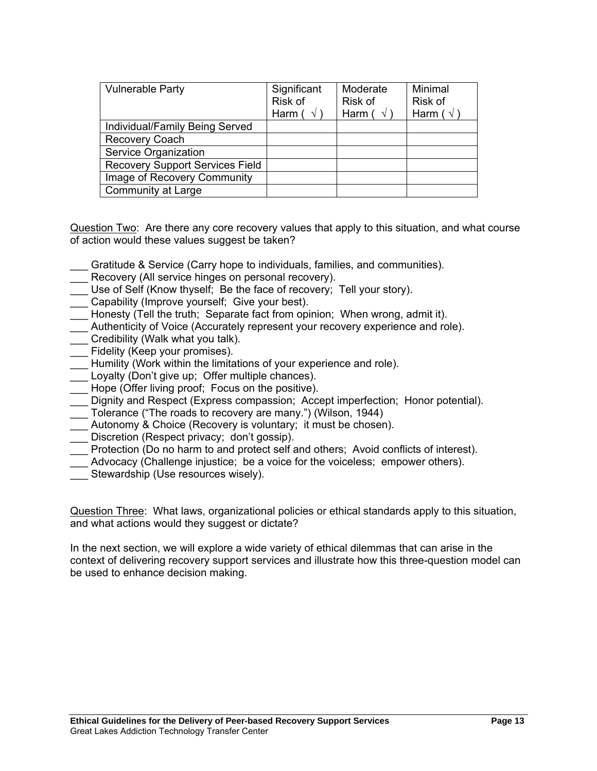| Vulnerable Party | Significant Risk of Harm ( √ ) | Moderate Risk of Harm ( √ ) | Minimal Risk of Harm ( √ ) |
|---|---|---|---|
| Individual/Family Being Served | | | |
| Recovery Coach | | | |
| Service Organization | | | |
| Recovery Support Services Field | | | |
| Image of Recovery Community | | | |
| Community at Large | | | |

Question Two: Are there any core recovery values that apply to this situation, and what course of action would these values suggest be taken?

___ Gratitude & Service (Carry hope to individuals, families, and communities).
___ Recovery (All service hinges on personal recovery).
___ Use of Self (Know thyself; Be the face of recovery; Tell your story).
___ Capability (Improve yourself; Give your best).
___ Honesty (Tell the truth; Separate fact from opinion; When wrong, admit it).
___ Authenticity of Voice (Accurately represent your recovery experience and role).
___ Credibility (Walk what you talk).
___ Fidelity (Keep your promises).
___ Humility (Work within the limitations of your experience and role).
___ Loyalty (Don't give up; Offer multiple chances).
___ Hope (Offer living proof; Focus on the positive).
___ Dignity and Respect (Express compassion; Accept imperfection; Honor potential).
___ Tolerance ("The roads to recovery are many.") (Wilson, 1944)
___ Autonomy & Choice (Recovery is voluntary; it must be chosen).
___ Discretion (Respect privacy; don't gossip).
___ Protection (Do no harm to and protect self and others; Avoid conflicts of interest).
___ Advocacy (Challenge injustice; be a voice for the voiceless; empower others).
___ Stewardship (Use resources wisely).

Question Three: What laws, organizational policies or ethical standards apply to this situation, and what actions would they suggest or dictate?

In the next section, we will explore a wide variety of ethical dilemmas that can arise in the context of delivering recovery support services and illustrate how this three-question model can be used to enhance decision making.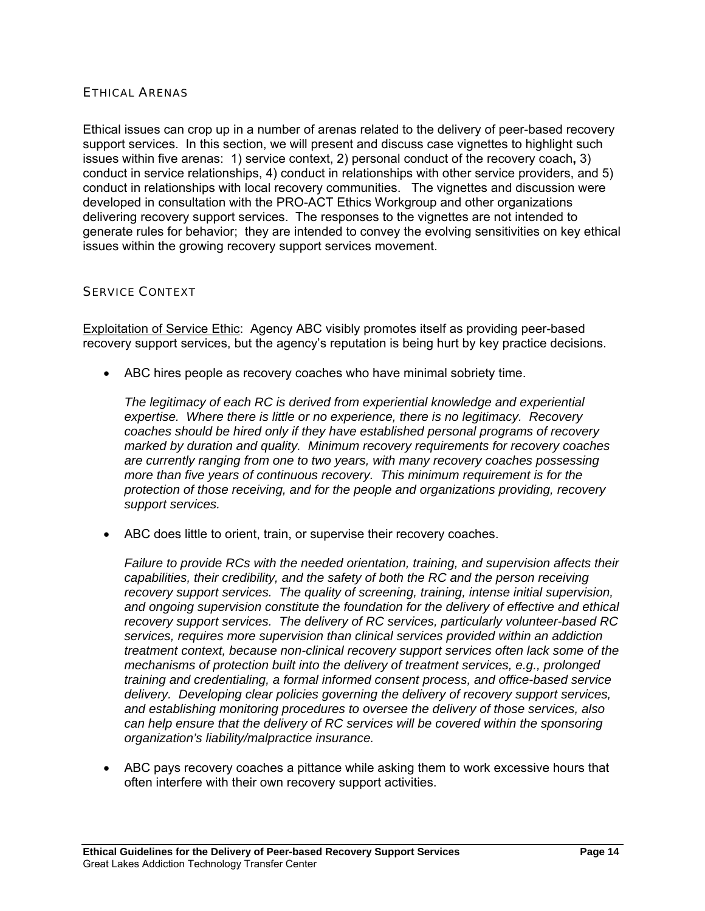## ETHICAL ARENAS

Ethical issues can crop up in a number of arenas related to the delivery of peer-based recovery support services. In this section, we will present and discuss case vignettes to highlight such issues within five arenas: 1) service context, 2) personal conduct of the recovery coach**,** 3) conduct in service relationships, 4) conduct in relationships with other service providers, and 5) conduct in relationships with local recovery communities. The vignettes and discussion were developed in consultation with the PRO-ACT Ethics Workgroup and other organizations delivering recovery support services. The responses to the vignettes are not intended to generate rules for behavior; they are intended to convey the evolving sensitivities on key ethical issues within the growing recovery support services movement.

## SERVICE CONTEXT

<u>Exploitation of Service Ethic</u>: Agency ABC visibly promotes itself as providing peer-based recovery support services, but the agency's reputation is being hurt by key practice decisions.

- ABC hires people as recovery coaches who have minimal sobriety time.

  *The legitimacy of each RC is derived from experiential knowledge and experiential expertise. Where there is little or no experience, there is no legitimacy. Recovery coaches should be hired only if they have established personal programs of recovery marked by duration and quality. Minimum recovery requirements for recovery coaches are currently ranging from one to two years, with many recovery coaches possessing more than five years of continuous recovery. This minimum requirement is for the protection of those receiving, and for the people and organizations providing, recovery support services.*

- ABC does little to orient, train, or supervise their recovery coaches.

  *Failure to provide RCs with the needed orientation, training, and supervision affects their capabilities, their credibility, and the safety of both the RC and the person receiving recovery support services. The quality of screening, training, intense initial supervision, and ongoing supervision constitute the foundation for the delivery of effective and ethical recovery support services. The delivery of RC services, particularly volunteer-based RC services, requires more supervision than clinical services provided within an addiction treatment context, because non-clinical recovery support services often lack some of the mechanisms of protection built into the delivery of treatment services, e.g., prolonged training and credentialing, a formal informed consent process, and office-based service delivery. Developing clear policies governing the delivery of recovery support services, and establishing monitoring procedures to oversee the delivery of those services, also can help ensure that the delivery of RC services will be covered within the sponsoring organization's liability/malpractice insurance.*

- ABC pays recovery coaches a pittance while asking them to work excessive hours that often interfere with their own recovery support activities.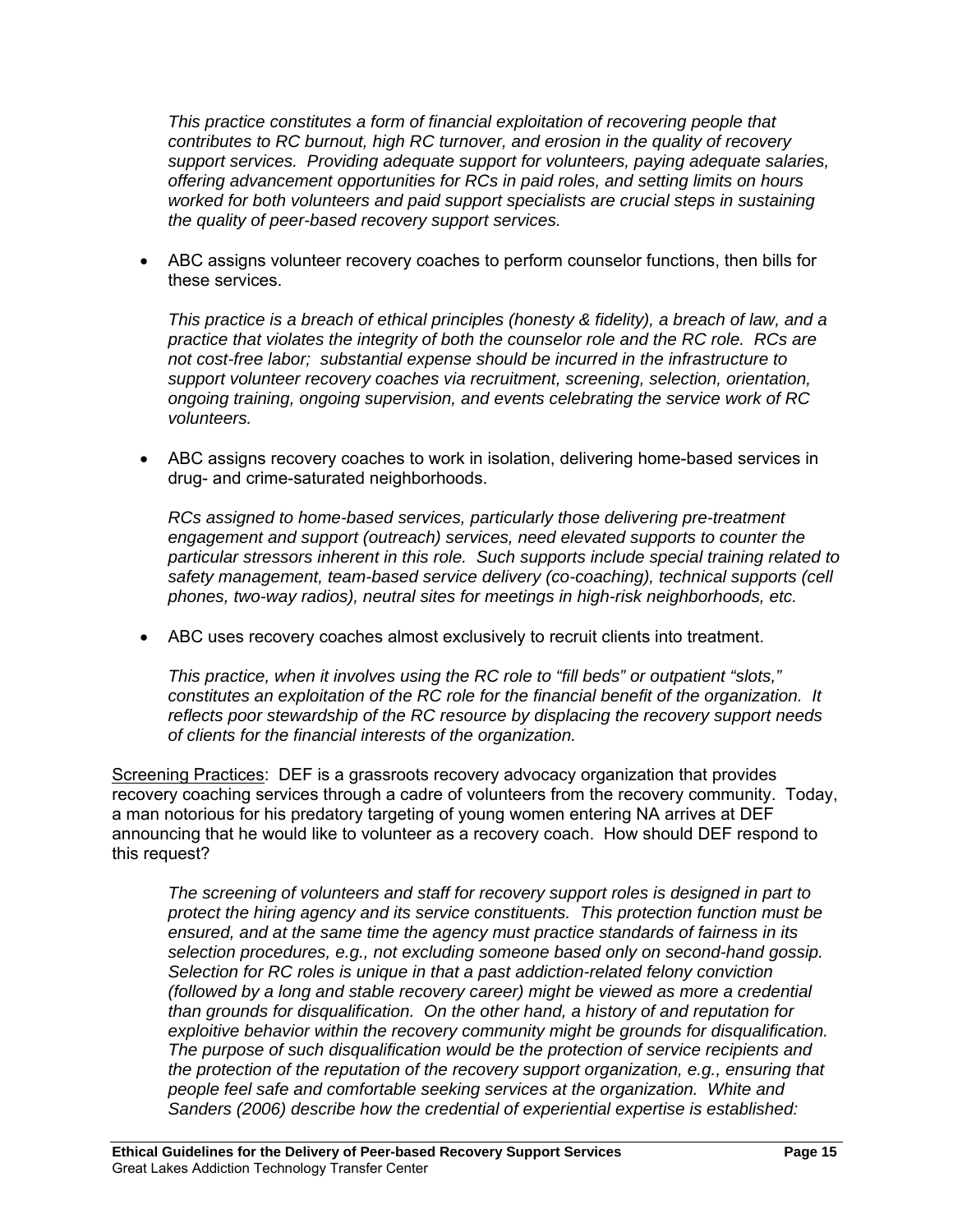*This practice constitutes a form of financial exploitation of recovering people that contributes to RC burnout, high RC turnover, and erosion in the quality of recovery support services. Providing adequate support for volunteers, paying adequate salaries, offering advancement opportunities for RCs in paid roles, and setting limits on hours worked for both volunteers and paid support specialists are crucial steps in sustaining the quality of peer-based recovery support services.*

- ABC assigns volunteer recovery coaches to perform counselor functions, then bills for these services.

  *This practice is a breach of ethical principles (honesty & fidelity), a breach of law, and a practice that violates the integrity of both the counselor role and the RC role. RCs are not cost-free labor; substantial expense should be incurred in the infrastructure to support volunteer recovery coaches via recruitment, screening, selection, orientation, ongoing training, ongoing supervision, and events celebrating the service work of RC volunteers.*

- ABC assigns recovery coaches to work in isolation, delivering home-based services in drug- and crime-saturated neighborhoods.

  *RCs assigned to home-based services, particularly those delivering pre-treatment engagement and support (outreach) services, need elevated supports to counter the particular stressors inherent in this role. Such supports include special training related to safety management, team-based service delivery (co-coaching), technical supports (cell phones, two-way radios), neutral sites for meetings in high-risk neighborhoods, etc.*

- ABC uses recovery coaches almost exclusively to recruit clients into treatment.

  *This practice, when it involves using the RC role to "fill beds" or outpatient "slots," constitutes an exploitation of the RC role for the financial benefit of the organization. It reflects poor stewardship of the RC resource by displacing the recovery support needs of clients for the financial interests of the organization.*

<u>Screening Practices</u>: DEF is a grassroots recovery advocacy organization that provides recovery coaching services through a cadre of volunteers from the recovery community. Today, a man notorious for his predatory targeting of young women entering NA arrives at DEF announcing that he would like to volunteer as a recovery coach. How should DEF respond to this request?

> *The screening of volunteers and staff for recovery support roles is designed in part to protect the hiring agency and its service constituents. This protection function must be ensured, and at the same time the agency must practice standards of fairness in its selection procedures, e.g., not excluding someone based only on second-hand gossip. Selection for RC roles is unique in that a past addiction-related felony conviction (followed by a long and stable recovery career) might be viewed as more a credential than grounds for disqualification. On the other hand, a history of and reputation for exploitive behavior within the recovery community might be grounds for disqualification. The purpose of such disqualification would be the protection of service recipients and the protection of the reputation of the recovery support organization, e.g., ensuring that people feel safe and comfortable seeking services at the organization. White and Sanders (2006) describe how the credential of experiential expertise is established:*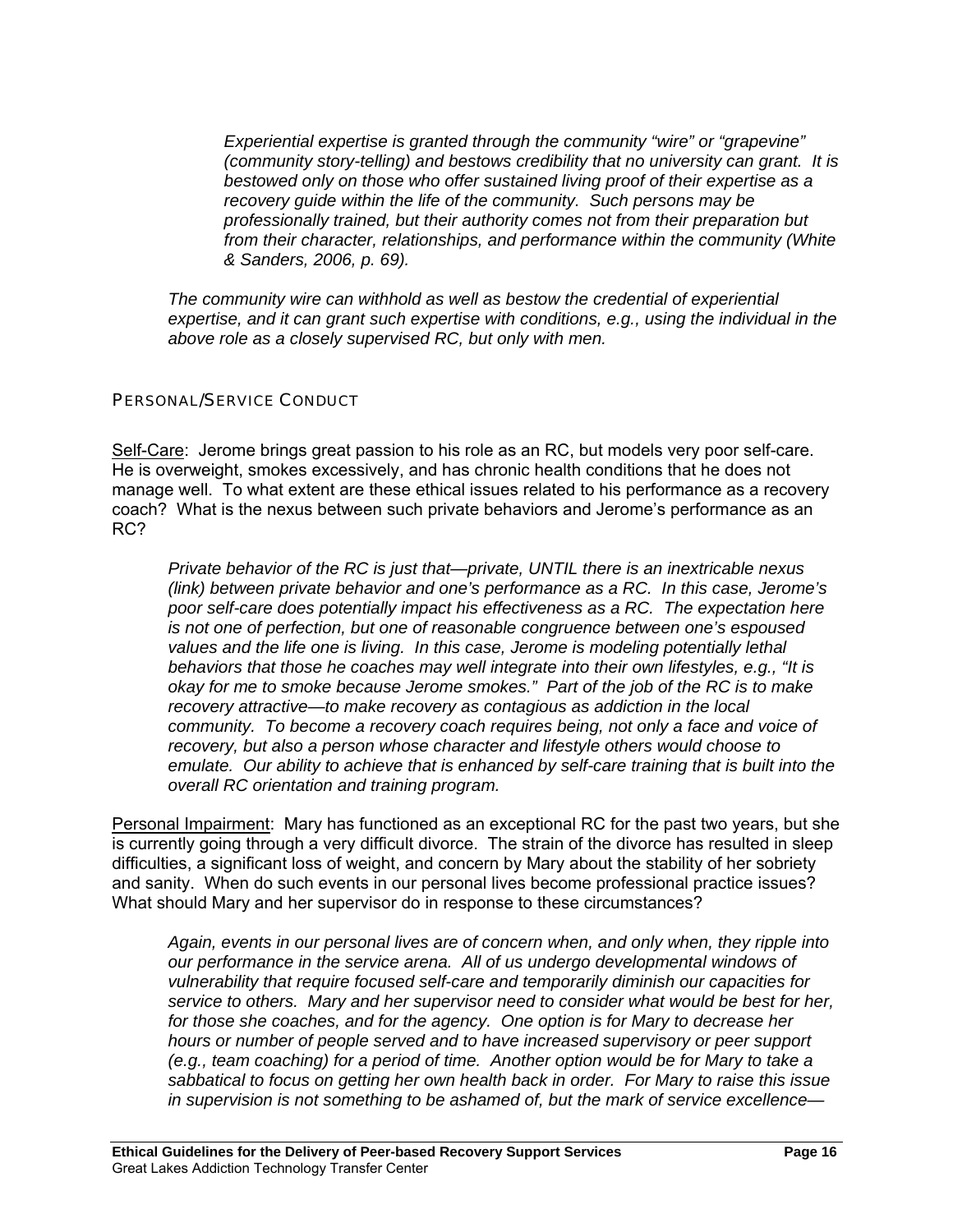> *Experiential expertise is granted through the community "wire" or "grapevine" (community story-telling) and bestows credibility that no university can grant. It is bestowed only on those who offer sustained living proof of their expertise as a recovery guide within the life of the community. Such persons may be professionally trained, but their authority comes not from their preparation but from their character, relationships, and performance within the community (White & Sanders, 2006, p. 69).*

*The community wire can withhold as well as bestow the credential of experiential expertise, and it can grant such expertise with conditions, e.g., using the individual in the above role as a closely supervised RC, but only with men.*

### PERSONAL/SERVICE CONDUCT

<u>Self-Care</u>: Jerome brings great passion to his role as an RC, but models very poor self-care. He is overweight, smokes excessively, and has chronic health conditions that he does not manage well. To what extent are these ethical issues related to his performance as a recovery coach? What is the nexus between such private behaviors and Jerome's performance as an RC?

*Private behavior of the RC is just that—private, UNTIL there is an inextricable nexus (link) between private behavior and one's performance as a RC. In this case, Jerome's poor self-care does potentially impact his effectiveness as a RC. The expectation here is not one of perfection, but one of reasonable congruence between one's espoused values and the life one is living. In this case, Jerome is modeling potentially lethal behaviors that those he coaches may well integrate into their own lifestyles, e.g., "It is okay for me to smoke because Jerome smokes." Part of the job of the RC is to make recovery attractive—to make recovery as contagious as addiction in the local community. To become a recovery coach requires being, not only a face and voice of recovery, but also a person whose character and lifestyle others would choose to emulate. Our ability to achieve that is enhanced by self-care training that is built into the overall RC orientation and training program.*

<u>Personal Impairment</u>: Mary has functioned as an exceptional RC for the past two years, but she is currently going through a very difficult divorce. The strain of the divorce has resulted in sleep difficulties, a significant loss of weight, and concern by Mary about the stability of her sobriety and sanity. When do such events in our personal lives become professional practice issues? What should Mary and her supervisor do in response to these circumstances?

*Again, events in our personal lives are of concern when, and only when, they ripple into our performance in the service arena. All of us undergo developmental windows of vulnerability that require focused self-care and temporarily diminish our capacities for service to others. Mary and her supervisor need to consider what would be best for her, for those she coaches, and for the agency. One option is for Mary to decrease her hours or number of people served and to have increased supervisory or peer support (e.g., team coaching) for a period of time. Another option would be for Mary to take a sabbatical to focus on getting her own health back in order. For Mary to raise this issue in supervision is not something to be ashamed of, but the mark of service excellence—*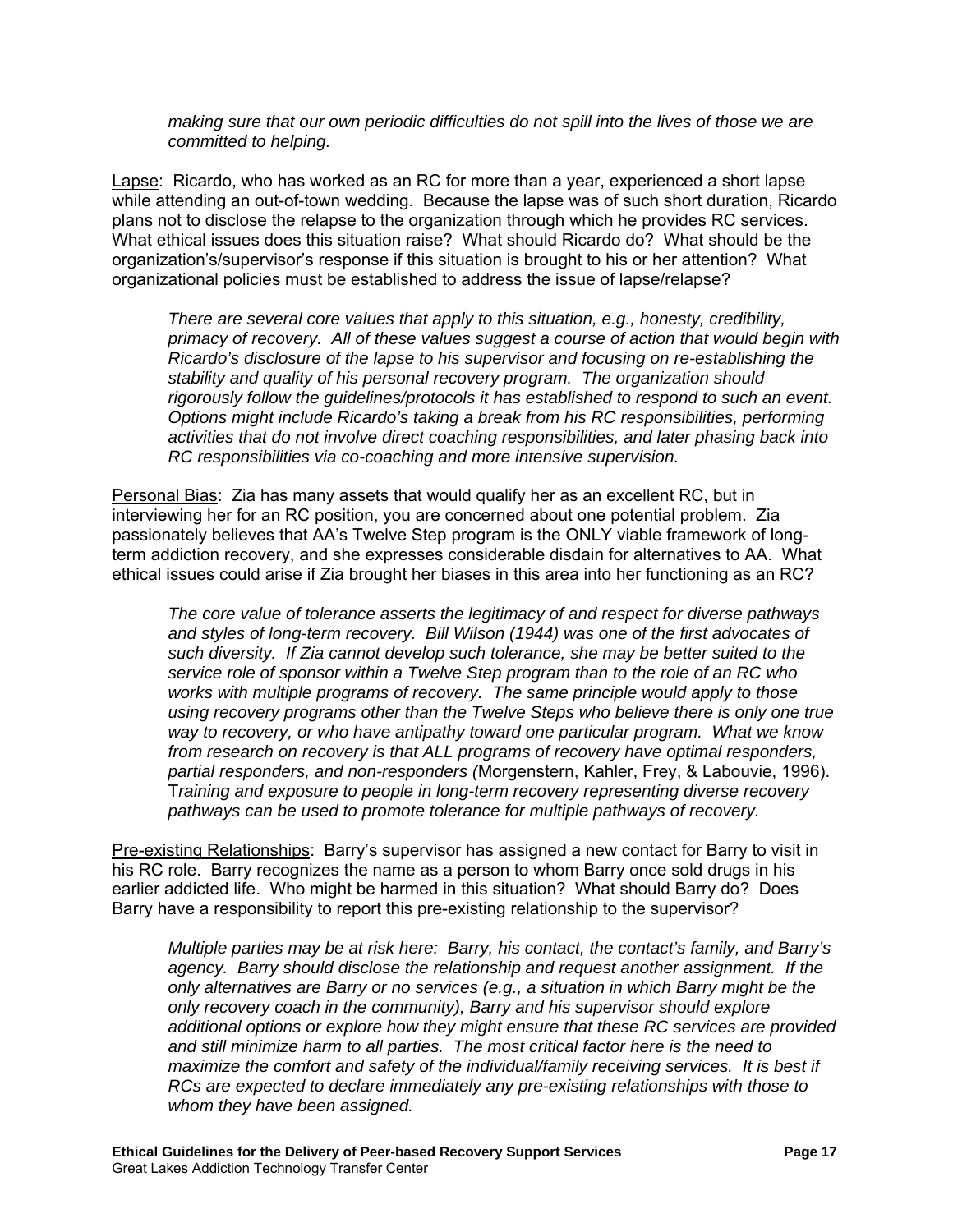*making sure that our own periodic difficulties do not spill into the lives of those we are committed to helping.*

Lapse: Ricardo, who has worked as an RC for more than a year, experienced a short lapse while attending an out-of-town wedding. Because the lapse was of such short duration, Ricardo plans not to disclose the relapse to the organization through which he provides RC services. What ethical issues does this situation raise? What should Ricardo do? What should be the organization's/supervisor's response if this situation is brought to his or her attention? What organizational policies must be established to address the issue of lapse/relapse?

> *There are several core values that apply to this situation, e.g., honesty, credibility, primacy of recovery. All of these values suggest a course of action that would begin with Ricardo's disclosure of the lapse to his supervisor and focusing on re-establishing the stability and quality of his personal recovery program. The organization should rigorously follow the guidelines/protocols it has established to respond to such an event. Options might include Ricardo's taking a break from his RC responsibilities, performing activities that do not involve direct coaching responsibilities, and later phasing back into RC responsibilities via co-coaching and more intensive supervision.*

Personal Bias: Zia has many assets that would qualify her as an excellent RC, but in interviewing her for an RC position, you are concerned about one potential problem. Zia passionately believes that AA's Twelve Step program is the ONLY viable framework of long-term addiction recovery, and she expresses considerable disdain for alternatives to AA. What ethical issues could arise if Zia brought her biases in this area into her functioning as an RC?

> *The core value of tolerance asserts the legitimacy of and respect for diverse pathways and styles of long-term recovery. Bill Wilson (1944) was one of the first advocates of such diversity. If Zia cannot develop such tolerance, she may be better suited to the service role of sponsor within a Twelve Step program than to the role of an RC who works with multiple programs of recovery. The same principle would apply to those using recovery programs other than the Twelve Steps who believe there is only one true way to recovery, or who have antipathy toward one particular program. What we know from research on recovery is that ALL programs of recovery have optimal responders, partial responders, and non-responders (*Morgenstern, Kahler, Frey, & Labouvie, 1996). T*raining and exposure to people in long-term recovery representing diverse recovery pathways can be used to promote tolerance for multiple pathways of recovery.*

Pre-existing Relationships: Barry's supervisor has assigned a new contact for Barry to visit in his RC role. Barry recognizes the name as a person to whom Barry once sold drugs in his earlier addicted life. Who might be harmed in this situation? What should Barry do? Does Barry have a responsibility to report this pre-existing relationship to the supervisor?

> *Multiple parties may be at risk here: Barry, his contact, the contact's family, and Barry's agency. Barry should disclose the relationship and request another assignment. If the only alternatives are Barry or no services (e.g., a situation in which Barry might be the only recovery coach in the community), Barry and his supervisor should explore additional options or explore how they might ensure that these RC services are provided and still minimize harm to all parties. The most critical factor here is the need to maximize the comfort and safety of the individual/family receiving services. It is best if RCs are expected to declare immediately any pre-existing relationships with those to whom they have been assigned.*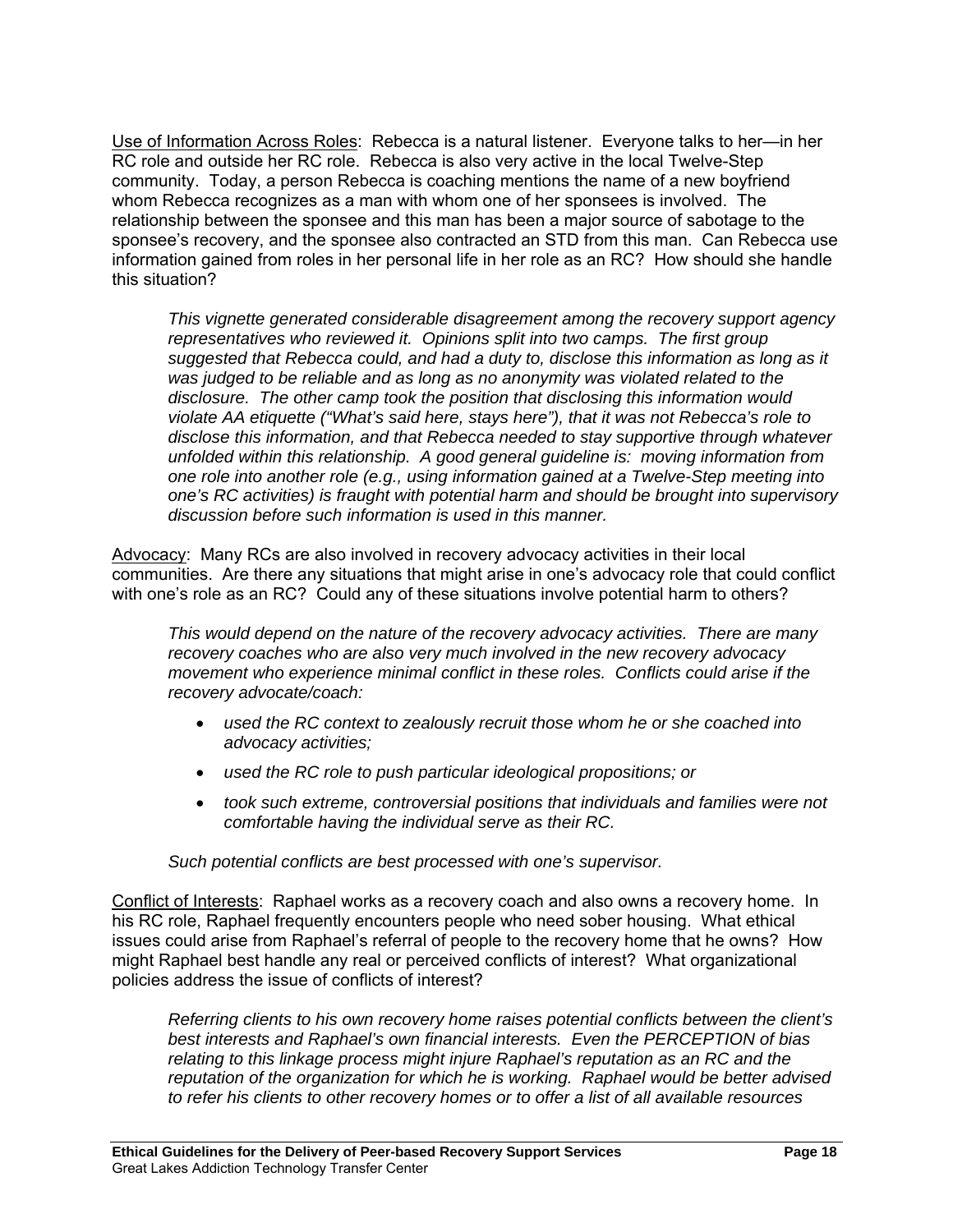Use of Information Across Roles: Rebecca is a natural listener. Everyone talks to her—in her RC role and outside her RC role. Rebecca is also very active in the local Twelve-Step community. Today, a person Rebecca is coaching mentions the name of a new boyfriend whom Rebecca recognizes as a man with whom one of her sponsees is involved. The relationship between the sponsee and this man has been a major source of sabotage to the sponsee's recovery, and the sponsee also contracted an STD from this man. Can Rebecca use information gained from roles in her personal life in her role as an RC? How should she handle this situation?

> *This vignette generated considerable disagreement among the recovery support agency representatives who reviewed it. Opinions split into two camps. The first group suggested that Rebecca could, and had a duty to, disclose this information as long as it was judged to be reliable and as long as no anonymity was violated related to the disclosure. The other camp took the position that disclosing this information would violate AA etiquette ("What's said here, stays here"), that it was not Rebecca's role to disclose this information, and that Rebecca needed to stay supportive through whatever unfolded within this relationship. A good general guideline is: moving information from one role into another role (e.g., using information gained at a Twelve-Step meeting into one's RC activities) is fraught with potential harm and should be brought into supervisory discussion before such information is used in this manner.*

Advocacy: Many RCs are also involved in recovery advocacy activities in their local communities. Are there any situations that might arise in one's advocacy role that could conflict with one's role as an RC? Could any of these situations involve potential harm to others?

> *This would depend on the nature of the recovery advocacy activities. There are many recovery coaches who are also very much involved in the new recovery advocacy movement who experience minimal conflict in these roles. Conflicts could arise if the recovery advocate/coach:*
>
> - *used the RC context to zealously recruit those whom he or she coached into advocacy activities;*
> - *used the RC role to push particular ideological propositions; or*
> - *took such extreme, controversial positions that individuals and families were not comfortable having the individual serve as their RC.*
>
> *Such potential conflicts are best processed with one's supervisor.*

Conflict of Interests: Raphael works as a recovery coach and also owns a recovery home. In his RC role, Raphael frequently encounters people who need sober housing. What ethical issues could arise from Raphael's referral of people to the recovery home that he owns? How might Raphael best handle any real or perceived conflicts of interest? What organizational policies address the issue of conflicts of interest?

> *Referring clients to his own recovery home raises potential conflicts between the client's best interests and Raphael's own financial interests. Even the PERCEPTION of bias relating to this linkage process might injure Raphael's reputation as an RC and the reputation of the organization for which he is working. Raphael would be better advised to refer his clients to other recovery homes or to offer a list of all available resources*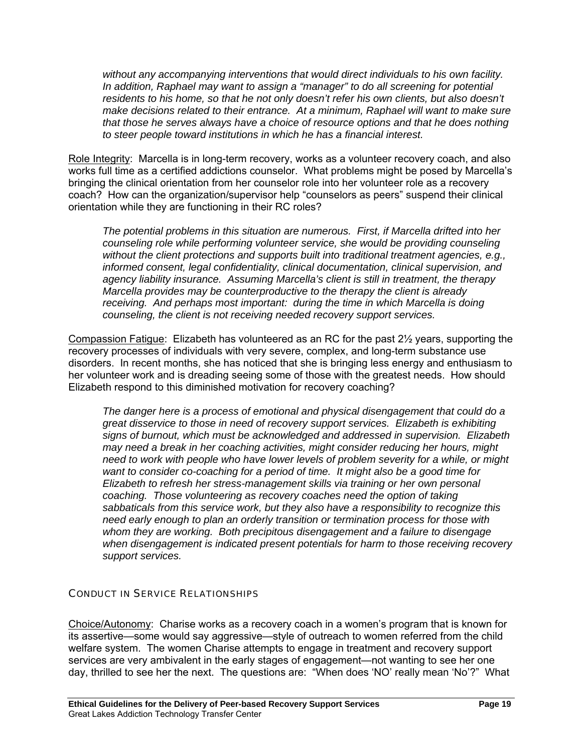*without any accompanying interventions that would direct individuals to his own facility. In addition, Raphael may want to assign a "manager" to do all screening for potential residents to his home, so that he not only doesn't refer his own clients, but also doesn't make decisions related to their entrance. At a minimum, Raphael will want to make sure that those he serves always have a choice of resource options and that he does nothing to steer people toward institutions in which he has a financial interest.*

Role Integrity: Marcella is in long-term recovery, works as a volunteer recovery coach, and also works full time as a certified addictions counselor. What problems might be posed by Marcella's bringing the clinical orientation from her counselor role into her volunteer role as a recovery coach? How can the organization/supervisor help "counselors as peers" suspend their clinical orientation while they are functioning in their RC roles?

*The potential problems in this situation are numerous. First, if Marcella drifted into her counseling role while performing volunteer service, she would be providing counseling without the client protections and supports built into traditional treatment agencies, e.g., informed consent, legal confidentiality, clinical documentation, clinical supervision, and agency liability insurance. Assuming Marcella's client is still in treatment, the therapy Marcella provides may be counterproductive to the therapy the client is already receiving. And perhaps most important: during the time in which Marcella is doing counseling, the client is not receiving needed recovery support services.*

Compassion Fatigue: Elizabeth has volunteered as an RC for the past 2½ years, supporting the recovery processes of individuals with very severe, complex, and long-term substance use disorders. In recent months, she has noticed that she is bringing less energy and enthusiasm to her volunteer work and is dreading seeing some of those with the greatest needs. How should Elizabeth respond to this diminished motivation for recovery coaching?

*The danger here is a process of emotional and physical disengagement that could do a great disservice to those in need of recovery support services. Elizabeth is exhibiting signs of burnout, which must be acknowledged and addressed in supervision. Elizabeth may need a break in her coaching activities, might consider reducing her hours, might need to work with people who have lower levels of problem severity for a while, or might want to consider co-coaching for a period of time. It might also be a good time for Elizabeth to refresh her stress-management skills via training or her own personal coaching. Those volunteering as recovery coaches need the option of taking sabbaticals from this service work, but they also have a responsibility to recognize this need early enough to plan an orderly transition or termination process for those with whom they are working. Both precipitous disengagement and a failure to disengage when disengagement is indicated present potentials for harm to those receiving recovery support services.*

## CONDUCT IN SERVICE RELATIONSHIPS

Choice/Autonomy: Charise works as a recovery coach in a women's program that is known for its assertive—some would say aggressive—style of outreach to women referred from the child welfare system. The women Charise attempts to engage in treatment and recovery support services are very ambivalent in the early stages of engagement—not wanting to see her one day, thrilled to see her the next. The questions are: "When does 'NO' really mean 'No'?" What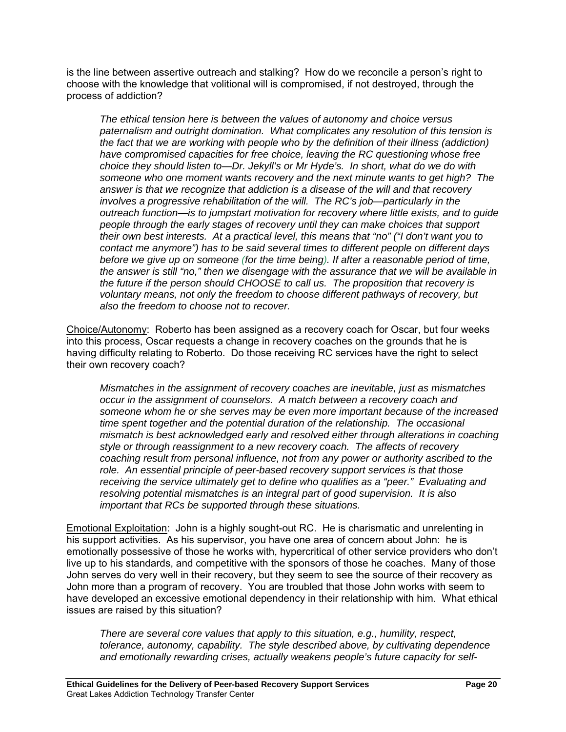is the line between assertive outreach and stalking? How do we reconcile a person's right to choose with the knowledge that volitional will is compromised, if not destroyed, through the process of addiction?

> *The ethical tension here is between the values of autonomy and choice versus paternalism and outright domination. What complicates any resolution of this tension is the fact that we are working with people who by the definition of their illness (addiction) have compromised capacities for free choice, leaving the RC questioning whose free choice they should listen to—Dr. Jekyll's or Mr Hyde's. In short, what do we do with someone who one moment wants recovery and the next minute wants to get high? The answer is that we recognize that addiction is a disease of the will and that recovery involves a progressive rehabilitation of the will. The RC's job—particularly in the outreach function—is to jumpstart motivation for recovery where little exists, and to guide people through the early stages of recovery until they can make choices that support their own best interests. At a practical level, this means that "no" ("I don't want you to contact me anymore") has to be said several times to different people on different days before we give up on someone (for the time being). If after a reasonable period of time, the answer is still "no," then we disengage with the assurance that we will be available in the future if the person should CHOOSE to call us. The proposition that recovery is voluntary means, not only the freedom to choose different pathways of recovery, but also the freedom to choose not to recover.*

Choice/Autonomy: Roberto has been assigned as a recovery coach for Oscar, but four weeks into this process, Oscar requests a change in recovery coaches on the grounds that he is having difficulty relating to Roberto. Do those receiving RC services have the right to select their own recovery coach?

> *Mismatches in the assignment of recovery coaches are inevitable, just as mismatches occur in the assignment of counselors. A match between a recovery coach and someone whom he or she serves may be even more important because of the increased time spent together and the potential duration of the relationship. The occasional mismatch is best acknowledged early and resolved either through alterations in coaching style or through reassignment to a new recovery coach. The affects of recovery coaching result from personal influence, not from any power or authority ascribed to the role. An essential principle of peer-based recovery support services is that those receiving the service ultimately get to define who qualifies as a "peer." Evaluating and resolving potential mismatches is an integral part of good supervision. It is also important that RCs be supported through these situations.*

Emotional Exploitation: John is a highly sought-out RC. He is charismatic and unrelenting in his support activities. As his supervisor, you have one area of concern about John: he is emotionally possessive of those he works with, hypercritical of other service providers who don't live up to his standards, and competitive with the sponsors of those he coaches. Many of those John serves do very well in their recovery, but they seem to see the source of their recovery as John more than a program of recovery. You are troubled that those John works with seem to have developed an excessive emotional dependency in their relationship with him. What ethical issues are raised by this situation?

> *There are several core values that apply to this situation, e.g., humility, respect, tolerance, autonomy, capability. The style described above, by cultivating dependence and emotionally rewarding crises, actually weakens people's future capacity for self-*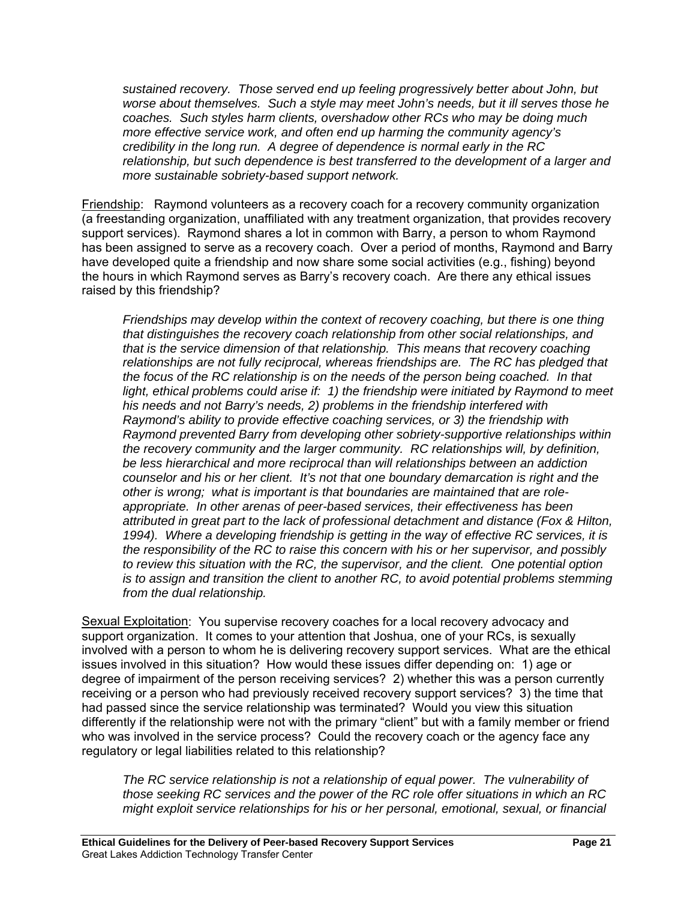*sustained recovery. Those served end up feeling progressively better about John, but worse about themselves. Such a style may meet John's needs, but it ill serves those he coaches. Such styles harm clients, overshadow other RCs who may be doing much more effective service work, and often end up harming the community agency's credibility in the long run. A degree of dependence is normal early in the RC relationship, but such dependence is best transferred to the development of a larger and more sustainable sobriety-based support network.*

Friendship: Raymond volunteers as a recovery coach for a recovery community organization (a freestanding organization, unaffiliated with any treatment organization, that provides recovery support services). Raymond shares a lot in common with Barry, a person to whom Raymond has been assigned to serve as a recovery coach. Over a period of months, Raymond and Barry have developed quite a friendship and now share some social activities (e.g., fishing) beyond the hours in which Raymond serves as Barry's recovery coach. Are there any ethical issues raised by this friendship?

*Friendships may develop within the context of recovery coaching, but there is one thing that distinguishes the recovery coach relationship from other social relationships, and that is the service dimension of that relationship. This means that recovery coaching relationships are not fully reciprocal, whereas friendships are. The RC has pledged that the focus of the RC relationship is on the needs of the person being coached. In that light, ethical problems could arise if: 1) the friendship were initiated by Raymond to meet his needs and not Barry's needs, 2) problems in the friendship interfered with Raymond's ability to provide effective coaching services, or 3) the friendship with Raymond prevented Barry from developing other sobriety-supportive relationships within the recovery community and the larger community. RC relationships will, by definition, be less hierarchical and more reciprocal than will relationships between an addiction counselor and his or her client. It's not that one boundary demarcation is right and the other is wrong; what is important is that boundaries are maintained that are role-appropriate. In other arenas of peer-based services, their effectiveness has been attributed in great part to the lack of professional detachment and distance (Fox & Hilton, 1994). Where a developing friendship is getting in the way of effective RC services, it is the responsibility of the RC to raise this concern with his or her supervisor, and possibly to review this situation with the RC, the supervisor, and the client. One potential option is to assign and transition the client to another RC, to avoid potential problems stemming from the dual relationship.*

Sexual Exploitation: You supervise recovery coaches for a local recovery advocacy and support organization. It comes to your attention that Joshua, one of your RCs, is sexually involved with a person to whom he is delivering recovery support services. What are the ethical issues involved in this situation? How would these issues differ depending on: 1) age or degree of impairment of the person receiving services? 2) whether this was a person currently receiving or a person who had previously received recovery support services? 3) the time that had passed since the service relationship was terminated? Would you view this situation differently if the relationship were not with the primary "client" but with a family member or friend who was involved in the service process? Could the recovery coach or the agency face any regulatory or legal liabilities related to this relationship?

*The RC service relationship is not a relationship of equal power. The vulnerability of those seeking RC services and the power of the RC role offer situations in which an RC might exploit service relationships for his or her personal, emotional, sexual, or financial*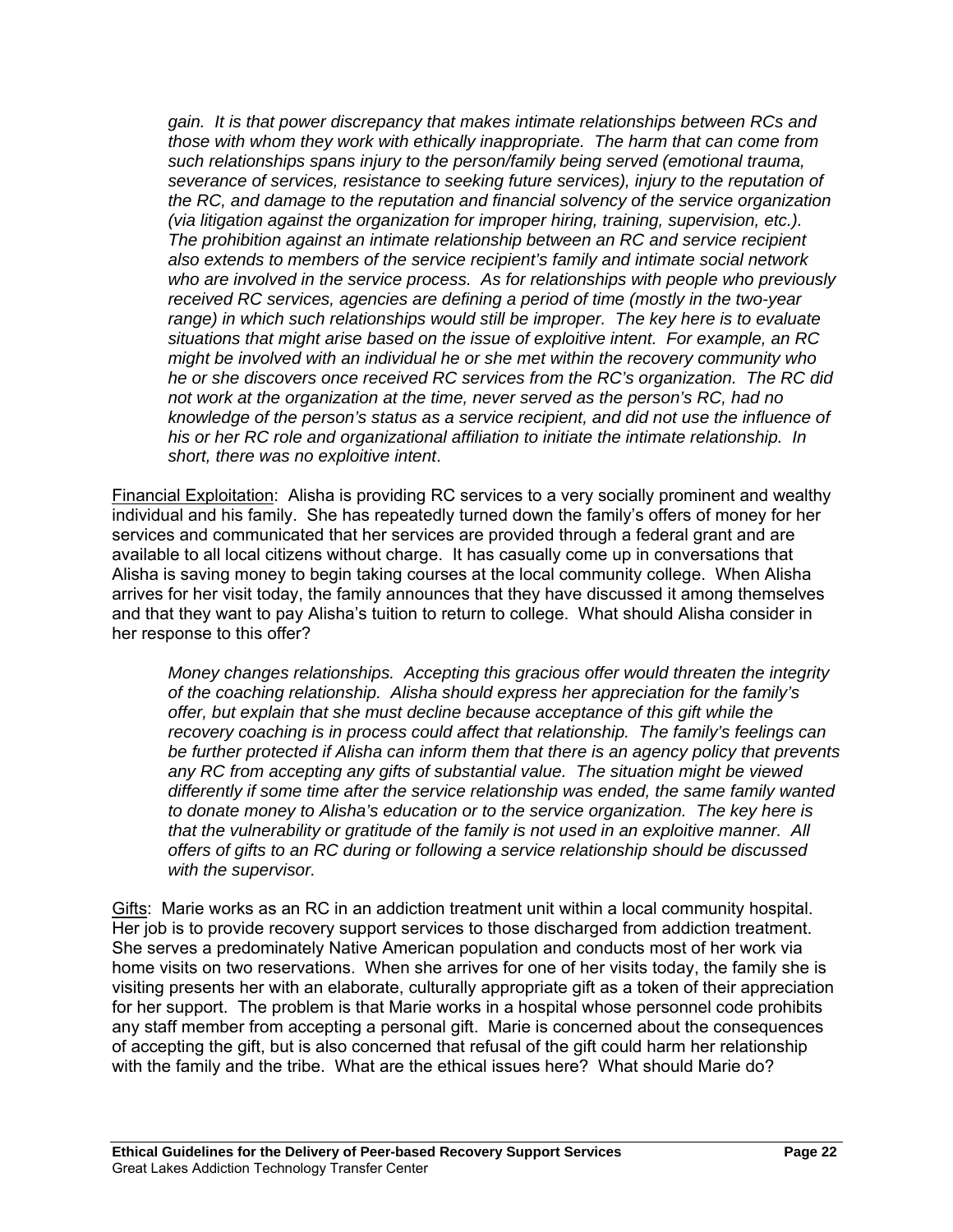*gain. It is that power discrepancy that makes intimate relationships between RCs and those with whom they work with ethically inappropriate. The harm that can come from such relationships spans injury to the person/family being served (emotional trauma, severance of services, resistance to seeking future services), injury to the reputation of the RC, and damage to the reputation and financial solvency of the service organization (via litigation against the organization for improper hiring, training, supervision, etc.). The prohibition against an intimate relationship between an RC and service recipient also extends to members of the service recipient's family and intimate social network who are involved in the service process. As for relationships with people who previously received RC services, agencies are defining a period of time (mostly in the two-year range) in which such relationships would still be improper. The key here is to evaluate situations that might arise based on the issue of exploitive intent. For example, an RC might be involved with an individual he or she met within the recovery community who he or she discovers once received RC services from the RC's organization. The RC did not work at the organization at the time, never served as the person's RC, had no knowledge of the person's status as a service recipient, and did not use the influence of his or her RC role and organizational affiliation to initiate the intimate relationship. In short, there was no exploitive intent*.

<u>Financial Exploitation</u>: Alisha is providing RC services to a very socially prominent and wealthy individual and his family. She has repeatedly turned down the family's offers of money for her services and communicated that her services are provided through a federal grant and are available to all local citizens without charge. It has casually come up in conversations that Alisha is saving money to begin taking courses at the local community college. When Alisha arrives for her visit today, the family announces that they have discussed it among themselves and that they want to pay Alisha's tuition to return to college. What should Alisha consider in her response to this offer?

*Money changes relationships. Accepting this gracious offer would threaten the integrity of the coaching relationship. Alisha should express her appreciation for the family's offer, but explain that she must decline because acceptance of this gift while the recovery coaching is in process could affect that relationship. The family's feelings can be further protected if Alisha can inform them that there is an agency policy that prevents any RC from accepting any gifts of substantial value. The situation might be viewed differently if some time after the service relationship was ended, the same family wanted to donate money to Alisha's education or to the service organization. The key here is that the vulnerability or gratitude of the family is not used in an exploitive manner. All offers of gifts to an RC during or following a service relationship should be discussed with the supervisor.*

<u>Gifts</u>: Marie works as an RC in an addiction treatment unit within a local community hospital. Her job is to provide recovery support services to those discharged from addiction treatment. She serves a predominately Native American population and conducts most of her work via home visits on two reservations. When she arrives for one of her visits today, the family she is visiting presents her with an elaborate, culturally appropriate gift as a token of their appreciation for her support. The problem is that Marie works in a hospital whose personnel code prohibits any staff member from accepting a personal gift. Marie is concerned about the consequences of accepting the gift, but is also concerned that refusal of the gift could harm her relationship with the family and the tribe. What are the ethical issues here? What should Marie do?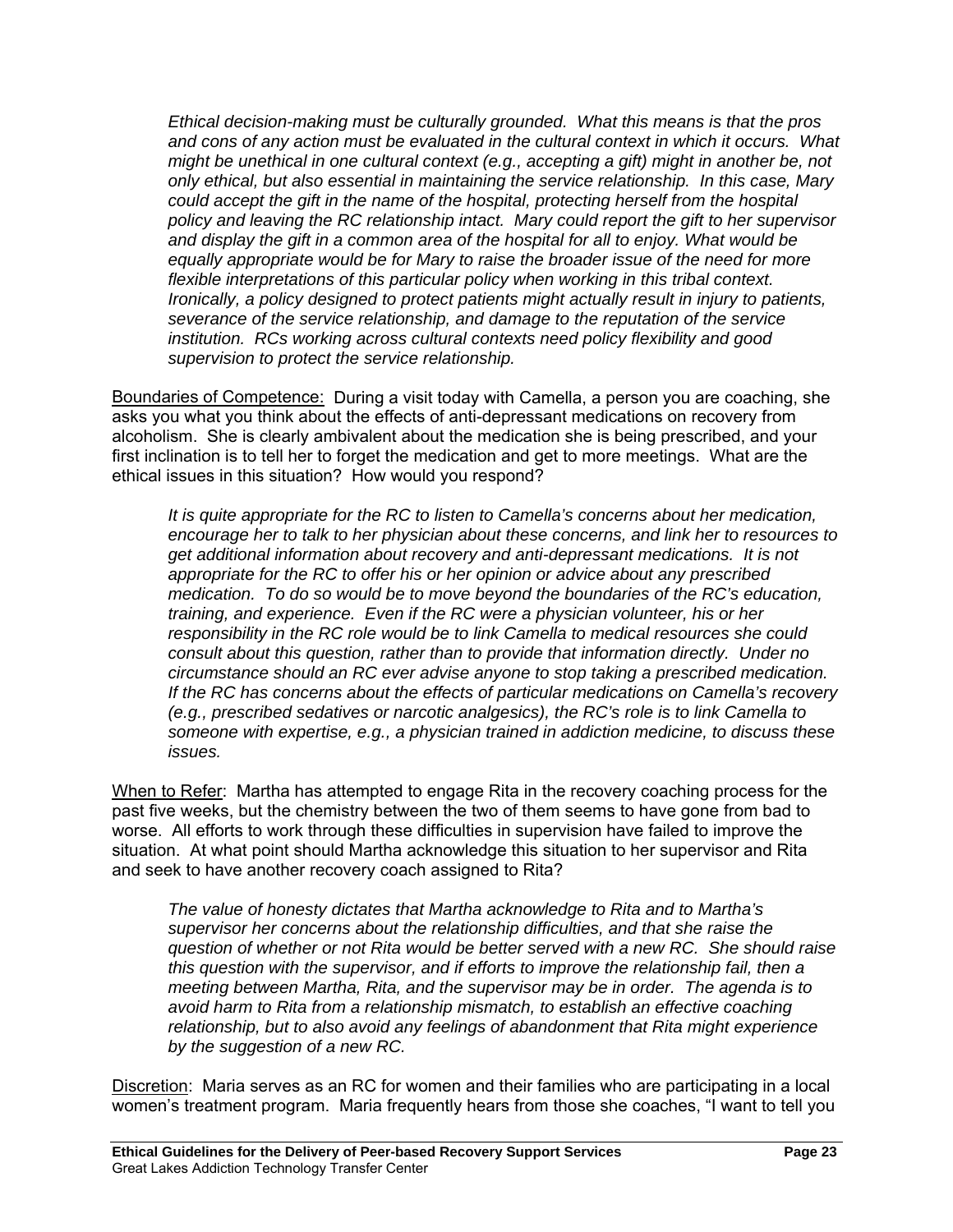*Ethical decision-making must be culturally grounded. What this means is that the pros and cons of any action must be evaluated in the cultural context in which it occurs. What might be unethical in one cultural context (e.g., accepting a gift) might in another be, not only ethical, but also essential in maintaining the service relationship. In this case, Mary could accept the gift in the name of the hospital, protecting herself from the hospital policy and leaving the RC relationship intact. Mary could report the gift to her supervisor and display the gift in a common area of the hospital for all to enjoy. What would be equally appropriate would be for Mary to raise the broader issue of the need for more flexible interpretations of this particular policy when working in this tribal context. Ironically, a policy designed to protect patients might actually result in injury to patients, severance of the service relationship, and damage to the reputation of the service institution. RCs working across cultural contexts need policy flexibility and good supervision to protect the service relationship.*

<u>Boundaries of Competence:</u> During a visit today with Camella, a person you are coaching, she asks you what you think about the effects of anti-depressant medications on recovery from alcoholism. She is clearly ambivalent about the medication she is being prescribed, and your first inclination is to tell her to forget the medication and get to more meetings. What are the ethical issues in this situation? How would you respond?

*It is quite appropriate for the RC to listen to Camella's concerns about her medication, encourage her to talk to her physician about these concerns, and link her to resources to get additional information about recovery and anti-depressant medications. It is not appropriate for the RC to offer his or her opinion or advice about any prescribed medication. To do so would be to move beyond the boundaries of the RC's education, training, and experience. Even if the RC were a physician volunteer, his or her responsibility in the RC role would be to link Camella to medical resources she could consult about this question, rather than to provide that information directly. Under no circumstance should an RC ever advise anyone to stop taking a prescribed medication. If the RC has concerns about the effects of particular medications on Camella's recovery (e.g., prescribed sedatives or narcotic analgesics), the RC's role is to link Camella to someone with expertise, e.g., a physician trained in addiction medicine, to discuss these issues.*

<u>When to Refer</u>: Martha has attempted to engage Rita in the recovery coaching process for the past five weeks, but the chemistry between the two of them seems to have gone from bad to worse. All efforts to work through these difficulties in supervision have failed to improve the situation. At what point should Martha acknowledge this situation to her supervisor and Rita and seek to have another recovery coach assigned to Rita?

*The value of honesty dictates that Martha acknowledge to Rita and to Martha's supervisor her concerns about the relationship difficulties, and that she raise the question of whether or not Rita would be better served with a new RC. She should raise this question with the supervisor, and if efforts to improve the relationship fail, then a meeting between Martha, Rita, and the supervisor may be in order. The agenda is to avoid harm to Rita from a relationship mismatch, to establish an effective coaching relationship, but to also avoid any feelings of abandonment that Rita might experience by the suggestion of a new RC.*

<u>Discretion</u>: Maria serves as an RC for women and their families who are participating in a local women's treatment program. Maria frequently hears from those she coaches, "I want to tell you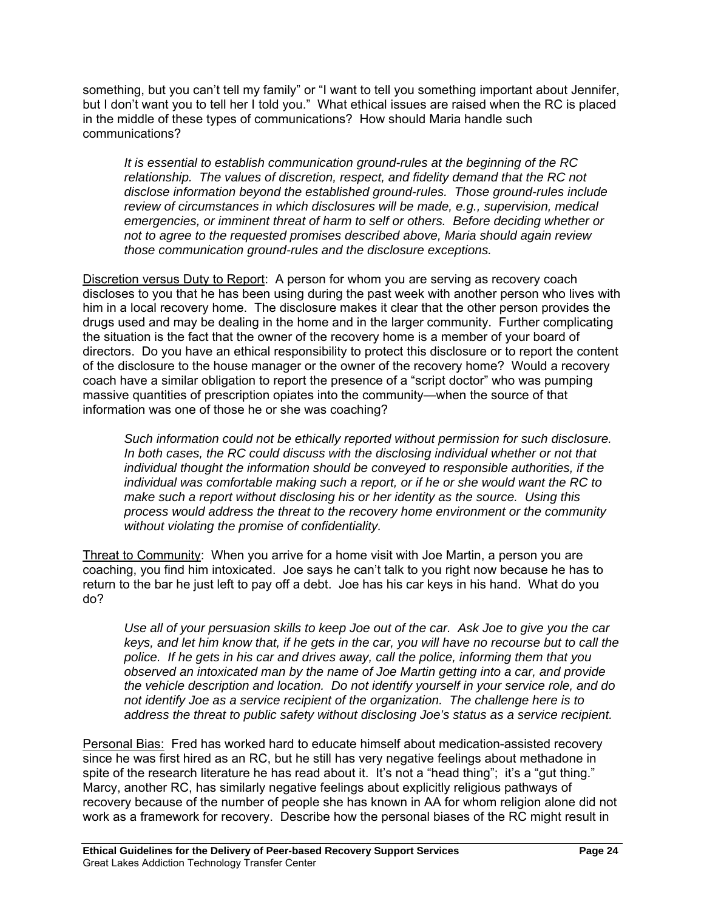something, but you can't tell my family" or "I want to tell you something important about Jennifer, but I don't want you to tell her I told you." What ethical issues are raised when the RC is placed in the middle of these types of communications? How should Maria handle such communications?

> *It is essential to establish communication ground-rules at the beginning of the RC relationship. The values of discretion, respect, and fidelity demand that the RC not disclose information beyond the established ground-rules. Those ground-rules include review of circumstances in which disclosures will be made, e.g., supervision, medical emergencies, or imminent threat of harm to self or others. Before deciding whether or not to agree to the requested promises described above, Maria should again review those communication ground-rules and the disclosure exceptions.*

<u>Discretion versus Duty to Report</u>: A person for whom you are serving as recovery coach discloses to you that he has been using during the past week with another person who lives with him in a local recovery home. The disclosure makes it clear that the other person provides the drugs used and may be dealing in the home and in the larger community. Further complicating the situation is the fact that the owner of the recovery home is a member of your board of directors. Do you have an ethical responsibility to protect this disclosure or to report the content of the disclosure to the house manager or the owner of the recovery home? Would a recovery coach have a similar obligation to report the presence of a "script doctor" who was pumping massive quantities of prescription opiates into the community—when the source of that information was one of those he or she was coaching?

> *Such information could not be ethically reported without permission for such disclosure. In both cases, the RC could discuss with the disclosing individual whether or not that individual thought the information should be conveyed to responsible authorities, if the individual was comfortable making such a report, or if he or she would want the RC to make such a report without disclosing his or her identity as the source. Using this process would address the threat to the recovery home environment or the community without violating the promise of confidentiality.*

<u>Threat to Community</u>: When you arrive for a home visit with Joe Martin, a person you are coaching, you find him intoxicated. Joe says he can't talk to you right now because he has to return to the bar he just left to pay off a debt. Joe has his car keys in his hand. What do you do?

> *Use all of your persuasion skills to keep Joe out of the car. Ask Joe to give you the car keys, and let him know that, if he gets in the car, you will have no recourse but to call the police. If he gets in his car and drives away, call the police, informing them that you observed an intoxicated man by the name of Joe Martin getting into a car, and provide the vehicle description and location. Do not identify yourself in your service role, and do not identify Joe as a service recipient of the organization. The challenge here is to address the threat to public safety without disclosing Joe's status as a service recipient.*

<u>Personal Bias:</u> Fred has worked hard to educate himself about medication-assisted recovery since he was first hired as an RC, but he still has very negative feelings about methadone in spite of the research literature he has read about it. It's not a "head thing"; it's a "gut thing." Marcy, another RC, has similarly negative feelings about explicitly religious pathways of recovery because of the number of people she has known in AA for whom religion alone did not work as a framework for recovery. Describe how the personal biases of the RC might result in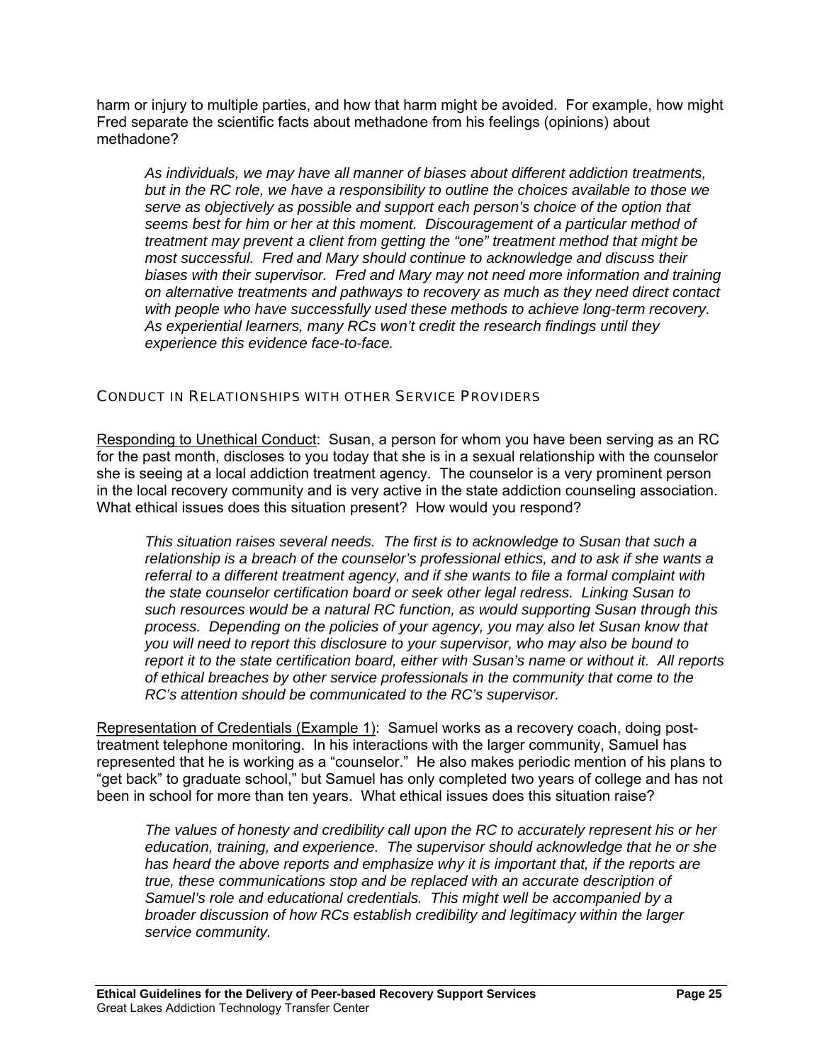harm or injury to multiple parties, and how that harm might be avoided. For example, how might Fred separate the scientific facts about methadone from his feelings (opinions) about methadone?

> *As individuals, we may have all manner of biases about different addiction treatments, but in the RC role, we have a responsibility to outline the choices available to those we serve as objectively as possible and support each person's choice of the option that seems best for him or her at this moment. Discouragement of a particular method of treatment may prevent a client from getting the "one" treatment method that might be most successful. Fred and Mary should continue to acknowledge and discuss their biases with their supervisor. Fred and Mary may not need more information and training on alternative treatments and pathways to recovery as much as they need direct contact with people who have successfully used these methods to achieve long-term recovery. As experiential learners, many RCs won't credit the research findings until they experience this evidence face-to-face.*

### CONDUCT IN RELATIONSHIPS WITH OTHER SERVICE PROVIDERS

<u>Responding to Unethical Conduct</u>: Susan, a person for whom you have been serving as an RC for the past month, discloses to you today that she is in a sexual relationship with the counselor she is seeing at a local addiction treatment agency. The counselor is a very prominent person in the local recovery community and is very active in the state addiction counseling association. What ethical issues does this situation present? How would you respond?

> *This situation raises several needs. The first is to acknowledge to Susan that such a relationship is a breach of the counselor's professional ethics, and to ask if she wants a referral to a different treatment agency, and if she wants to file a formal complaint with the state counselor certification board or seek other legal redress. Linking Susan to such resources would be a natural RC function, as would supporting Susan through this process. Depending on the policies of your agency, you may also let Susan know that you will need to report this disclosure to your supervisor, who may also be bound to report it to the state certification board, either with Susan's name or without it. All reports of ethical breaches by other service professionals in the community that come to the RC's attention should be communicated to the RC's supervisor.*

<u>Representation of Credentials (Example 1)</u>: Samuel works as a recovery coach, doing post-treatment telephone monitoring. In his interactions with the larger community, Samuel has represented that he is working as a "counselor." He also makes periodic mention of his plans to "get back" to graduate school," but Samuel has only completed two years of college and has not been in school for more than ten years. What ethical issues does this situation raise?

> *The values of honesty and credibility call upon the RC to accurately represent his or her education, training, and experience. The supervisor should acknowledge that he or she has heard the above reports and emphasize why it is important that, if the reports are true, these communications stop and be replaced with an accurate description of Samuel's role and educational credentials. This might well be accompanied by a broader discussion of how RCs establish credibility and legitimacy within the larger service community.*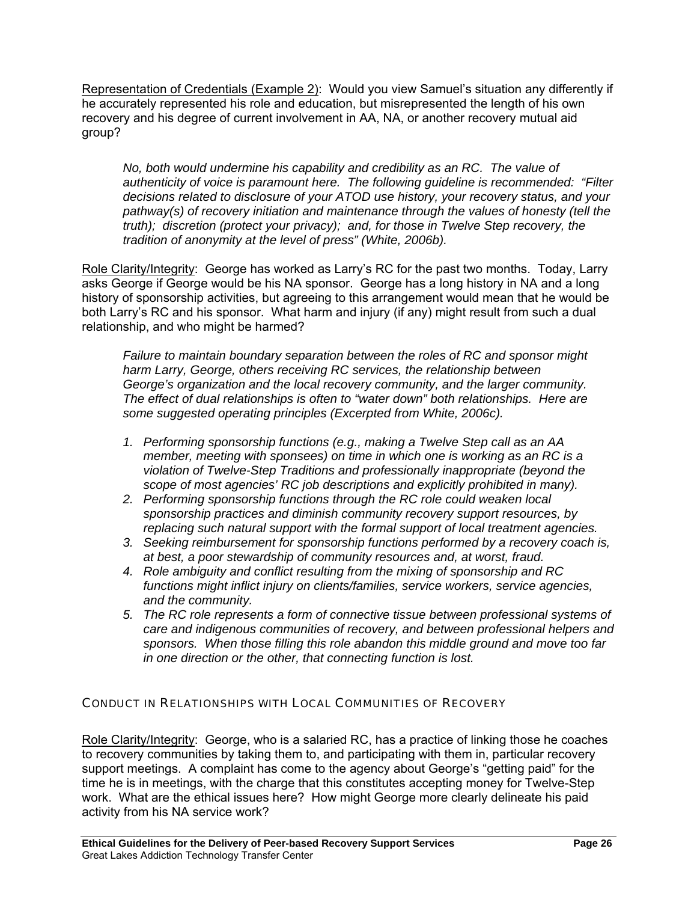Representation of Credentials (Example 2): Would you view Samuel's situation any differently if he accurately represented his role and education, but misrepresented the length of his own recovery and his degree of current involvement in AA, NA, or another recovery mutual aid group?

> *No, both would undermine his capability and credibility as an RC. The value of authenticity of voice is paramount here. The following guideline is recommended: "Filter decisions related to disclosure of your ATOD use history, your recovery status, and your pathway(s) of recovery initiation and maintenance through the values of honesty (tell the truth); discretion (protect your privacy); and, for those in Twelve Step recovery, the tradition of anonymity at the level of press" (White, 2006b).*

Role Clarity/Integrity: George has worked as Larry's RC for the past two months. Today, Larry asks George if George would be his NA sponsor. George has a long history in NA and a long history of sponsorship activities, but agreeing to this arrangement would mean that he would be both Larry's RC and his sponsor. What harm and injury (if any) might result from such a dual relationship, and who might be harmed?

> *Failure to maintain boundary separation between the roles of RC and sponsor might harm Larry, George, others receiving RC services, the relationship between George's organization and the local recovery community, and the larger community. The effect of dual relationships is often to "water down" both relationships. Here are some suggested operating principles (Excerpted from White, 2006c).*
>
> 1. *Performing sponsorship functions (e.g., making a Twelve Step call as an AA member, meeting with sponsees) on time in which one is working as an RC is a violation of Twelve-Step Traditions and professionally inappropriate (beyond the scope of most agencies' RC job descriptions and explicitly prohibited in many).*
> 2. *Performing sponsorship functions through the RC role could weaken local sponsorship practices and diminish community recovery support resources, by replacing such natural support with the formal support of local treatment agencies.*
> 3. *Seeking reimbursement for sponsorship functions performed by a recovery coach is, at best, a poor stewardship of community resources and, at worst, fraud.*
> 4. *Role ambiguity and conflict resulting from the mixing of sponsorship and RC functions might inflict injury on clients/families, service workers, service agencies, and the community.*
> 5. *The RC role represents a form of connective tissue between professional systems of care and indigenous communities of recovery, and between professional helpers and sponsors. When those filling this role abandon this middle ground and move too far in one direction or the other, that connecting function is lost.*

## CONDUCT IN RELATIONSHIPS WITH LOCAL COMMUNITIES OF RECOVERY

Role Clarity/Integrity: George, who is a salaried RC, has a practice of linking those he coaches to recovery communities by taking them to, and participating with them in, particular recovery support meetings. A complaint has come to the agency about George's "getting paid" for the time he is in meetings, with the charge that this constitutes accepting money for Twelve-Step work. What are the ethical issues here? How might George more clearly delineate his paid activity from his NA service work?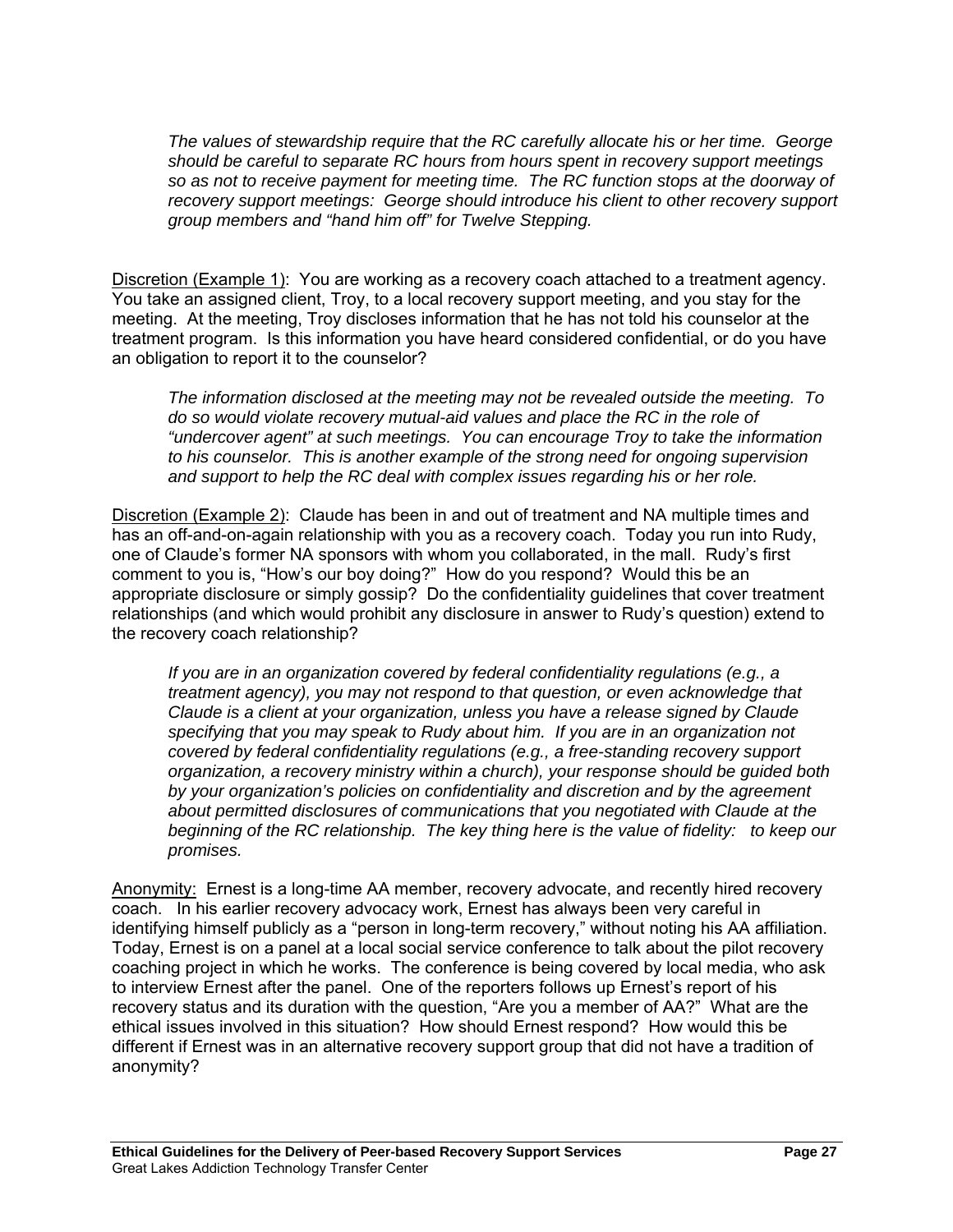*The values of stewardship require that the RC carefully allocate his or her time. George should be careful to separate RC hours from hours spent in recovery support meetings so as not to receive payment for meeting time. The RC function stops at the doorway of recovery support meetings: George should introduce his client to other recovery support group members and "hand him off" for Twelve Stepping.*

<u>Discretion (Example 1)</u>: You are working as a recovery coach attached to a treatment agency. You take an assigned client, Troy, to a local recovery support meeting, and you stay for the meeting. At the meeting, Troy discloses information that he has not told his counselor at the treatment program. Is this information you have heard considered confidential, or do you have an obligation to report it to the counselor?

*The information disclosed at the meeting may not be revealed outside the meeting. To do so would violate recovery mutual-aid values and place the RC in the role of "undercover agent" at such meetings. You can encourage Troy to take the information to his counselor. This is another example of the strong need for ongoing supervision and support to help the RC deal with complex issues regarding his or her role.*

<u>Discretion (Example 2)</u>: Claude has been in and out of treatment and NA multiple times and has an off-and-on-again relationship with you as a recovery coach. Today you run into Rudy, one of Claude's former NA sponsors with whom you collaborated, in the mall. Rudy's first comment to you is, "How's our boy doing?" How do you respond? Would this be an appropriate disclosure or simply gossip? Do the confidentiality guidelines that cover treatment relationships (and which would prohibit any disclosure in answer to Rudy's question) extend to the recovery coach relationship?

*If you are in an organization covered by federal confidentiality regulations (e.g., a treatment agency), you may not respond to that question, or even acknowledge that Claude is a client at your organization, unless you have a release signed by Claude specifying that you may speak to Rudy about him. If you are in an organization not covered by federal confidentiality regulations (e.g., a free-standing recovery support organization, a recovery ministry within a church), your response should be guided both by your organization's policies on confidentiality and discretion and by the agreement about permitted disclosures of communications that you negotiated with Claude at the beginning of the RC relationship. The key thing here is the value of fidelity: to keep our promises.*

<u>Anonymity:</u> Ernest is a long-time AA member, recovery advocate, and recently hired recovery coach. In his earlier recovery advocacy work, Ernest has always been very careful in identifying himself publicly as a "person in long-term recovery," without noting his AA affiliation. Today, Ernest is on a panel at a local social service conference to talk about the pilot recovery coaching project in which he works. The conference is being covered by local media, who ask to interview Ernest after the panel. One of the reporters follows up Ernest's report of his recovery status and its duration with the question, "Are you a member of AA?" What are the ethical issues involved in this situation? How should Ernest respond? How would this be different if Ernest was in an alternative recovery support group that did not have a tradition of anonymity?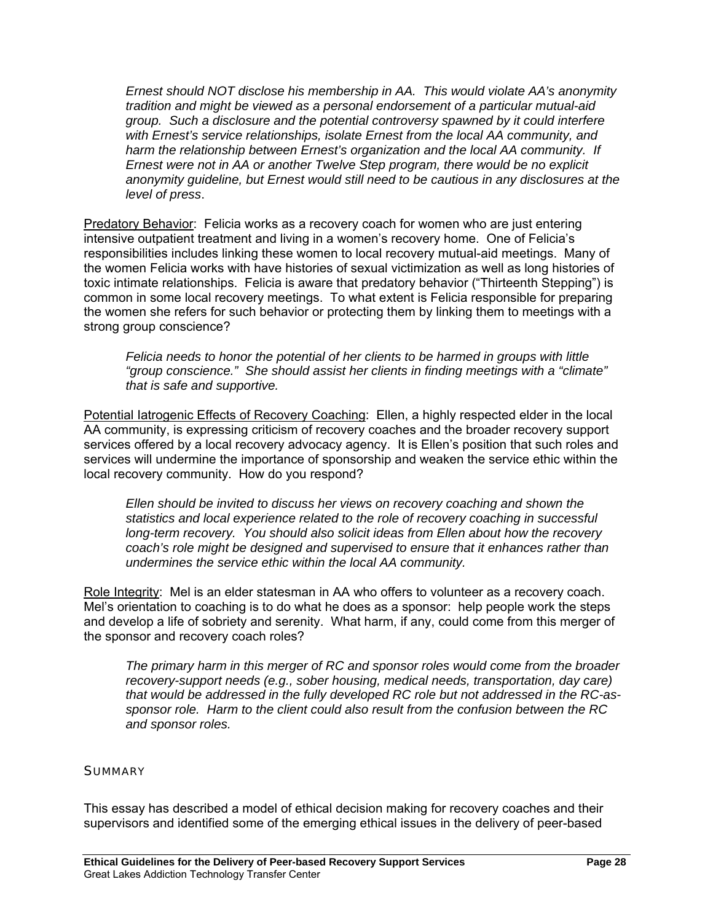*Ernest should NOT disclose his membership in AA. This would violate AA's anonymity tradition and might be viewed as a personal endorsement of a particular mutual-aid group. Such a disclosure and the potential controversy spawned by it could interfere with Ernest's service relationships, isolate Ernest from the local AA community, and harm the relationship between Ernest's organization and the local AA community. If Ernest were not in AA or another Twelve Step program, there would be no explicit anonymity guideline, but Ernest would still need to be cautious in any disclosures at the level of press*.

<u>Predatory Behavior</u>: Felicia works as a recovery coach for women who are just entering intensive outpatient treatment and living in a women's recovery home. One of Felicia's responsibilities includes linking these women to local recovery mutual-aid meetings. Many of the women Felicia works with have histories of sexual victimization as well as long histories of toxic intimate relationships. Felicia is aware that predatory behavior ("Thirteenth Stepping") is common in some local recovery meetings. To what extent is Felicia responsible for preparing the women she refers for such behavior or protecting them by linking them to meetings with a strong group conscience?

*Felicia needs to honor the potential of her clients to be harmed in groups with little "group conscience." She should assist her clients in finding meetings with a "climate" that is safe and supportive.*

<u>Potential Iatrogenic Effects of Recovery Coaching</u>: Ellen, a highly respected elder in the local AA community, is expressing criticism of recovery coaches and the broader recovery support services offered by a local recovery advocacy agency. It is Ellen's position that such roles and services will undermine the importance of sponsorship and weaken the service ethic within the local recovery community. How do you respond?

*Ellen should be invited to discuss her views on recovery coaching and shown the statistics and local experience related to the role of recovery coaching in successful long-term recovery. You should also solicit ideas from Ellen about how the recovery coach's role might be designed and supervised to ensure that it enhances rather than undermines the service ethic within the local AA community.*

<u>Role Integrity</u>: Mel is an elder statesman in AA who offers to volunteer as a recovery coach. Mel's orientation to coaching is to do what he does as a sponsor: help people work the steps and develop a life of sobriety and serenity. What harm, if any, could come from this merger of the sponsor and recovery coach roles?

*The primary harm in this merger of RC and sponsor roles would come from the broader recovery-support needs (e.g., sober housing, medical needs, transportation, day care) that would be addressed in the fully developed RC role but not addressed in the RC-as-sponsor role. Harm to the client could also result from the confusion between the RC and sponsor roles.*

## SUMMARY

This essay has described a model of ethical decision making for recovery coaches and their supervisors and identified some of the emerging ethical issues in the delivery of peer-based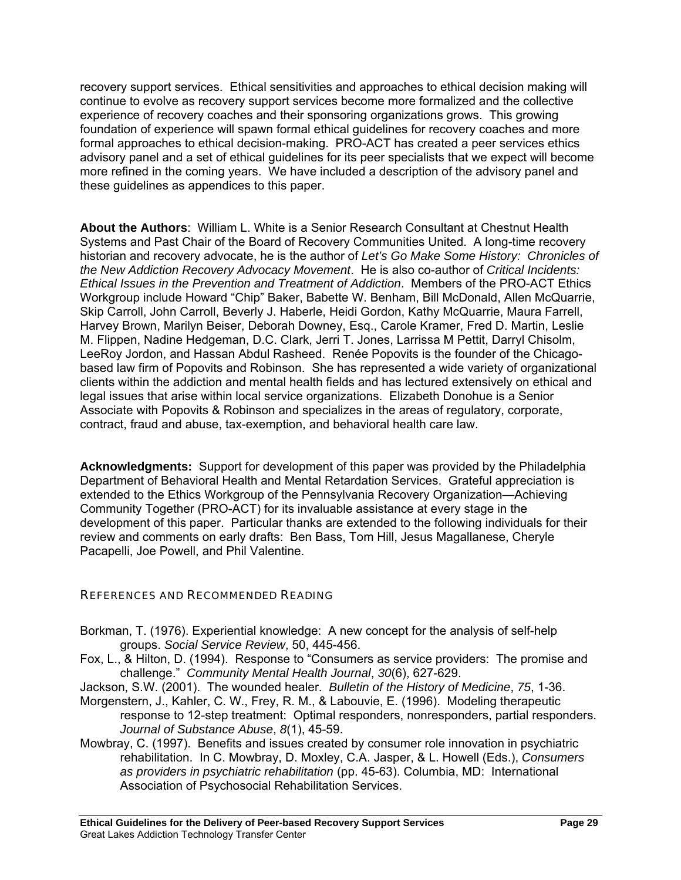recovery support services. Ethical sensitivities and approaches to ethical decision making will continue to evolve as recovery support services become more formalized and the collective experience of recovery coaches and their sponsoring organizations grows. This growing foundation of experience will spawn formal ethical guidelines for recovery coaches and more formal approaches to ethical decision-making. PRO-ACT has created a peer services ethics advisory panel and a set of ethical guidelines for its peer specialists that we expect will become more refined in the coming years. We have included a description of the advisory panel and these guidelines as appendices to this paper.

**About the Authors**: William L. White is a Senior Research Consultant at Chestnut Health Systems and Past Chair of the Board of Recovery Communities United. A long-time recovery historian and recovery advocate, he is the author of *Let's Go Make Some History: Chronicles of the New Addiction Recovery Advocacy Movement*. He is also co-author of *Critical Incidents: Ethical Issues in the Prevention and Treatment of Addiction*. Members of the PRO-ACT Ethics Workgroup include Howard "Chip" Baker, Babette W. Benham, Bill McDonald, Allen McQuarrie, Skip Carroll, John Carroll, Beverly J. Haberle, Heidi Gordon, Kathy McQuarrie, Maura Farrell, Harvey Brown, Marilyn Beiser, Deborah Downey, Esq., Carole Kramer, Fred D. Martin, Leslie M. Flippen, Nadine Hedgeman, D.C. Clark, Jerri T. Jones, Larrissa M Pettit, Darryl Chisolm, LeeRoy Jordon, and Hassan Abdul Rasheed. Renée Popovits is the founder of the Chicago-based law firm of Popovits and Robinson. She has represented a wide variety of organizational clients within the addiction and mental health fields and has lectured extensively on ethical and legal issues that arise within local service organizations. Elizabeth Donohue is a Senior Associate with Popovits & Robinson and specializes in the areas of regulatory, corporate, contract, fraud and abuse, tax-exemption, and behavioral health care law.

**Acknowledgments:** Support for development of this paper was provided by the Philadelphia Department of Behavioral Health and Mental Retardation Services. Grateful appreciation is extended to the Ethics Workgroup of the Pennsylvania Recovery Organization—Achieving Community Together (PRO-ACT) for its invaluable assistance at every stage in the development of this paper. Particular thanks are extended to the following individuals for their review and comments on early drafts: Ben Bass, Tom Hill, Jesus Magallanese, Cheryle Pacapelli, Joe Powell, and Phil Valentine.

## References and Recommended Reading

Borkman, T. (1976). Experiential knowledge: A new concept for the analysis of self-help groups. *Social Service Review*, 50, 445-456.

Fox, L., & Hilton, D. (1994). Response to "Consumers as service providers: The promise and challenge." *Community Mental Health Journal*, *30*(6), 627-629.

Jackson, S.W. (2001). The wounded healer. *Bulletin of the History of Medicine*, *75*, 1-36.

Morgenstern, J., Kahler, C. W., Frey, R. M., & Labouvie, E. (1996). Modeling therapeutic response to 12-step treatment: Optimal responders, nonresponders, partial responders. *Journal of Substance Abuse*, *8*(1), 45-59.

Mowbray, C. (1997). Benefits and issues created by consumer role innovation in psychiatric rehabilitation. In C. Mowbray, D. Moxley, C.A. Jasper, & L. Howell (Eds.), *Consumers as providers in psychiatric rehabilitation* (pp. 45-63). Columbia, MD: International Association of Psychosocial Rehabilitation Services.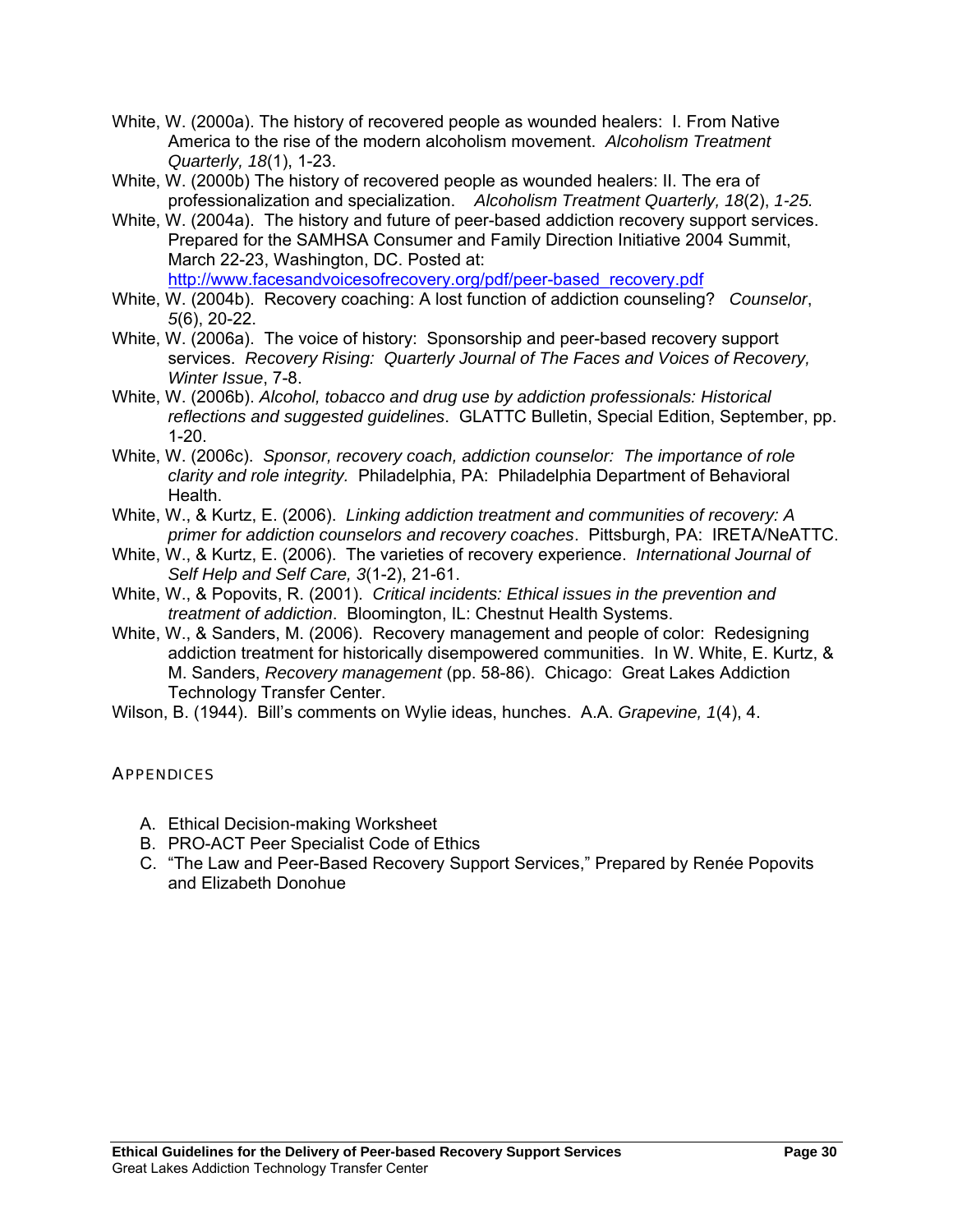White, W. (2000a). The history of recovered people as wounded healers: I. From Native America to the rise of the modern alcoholism movement. *Alcoholism Treatment Quarterly, 18*(1), 1-23.

White, W. (2000b) The history of recovered people as wounded healers: II. The era of professionalization and specialization. *Alcoholism Treatment Quarterly, 18*(2), *1-25.*

White, W. (2004a). The history and future of peer-based addiction recovery support services. Prepared for the SAMHSA Consumer and Family Direction Initiative 2004 Summit, March 22-23, Washington, DC. Posted at: http://www.facesandvoicesofrecovery.org/pdf/peer-based_recovery.pdf

White, W. (2004b). Recovery coaching: A lost function of addiction counseling? *Counselor*, *5*(6), 20-22.

White, W. (2006a). The voice of history: Sponsorship and peer-based recovery support services. *Recovery Rising: Quarterly Journal of The Faces and Voices of Recovery, Winter Issue*, 7-8.

White, W. (2006b). *Alcohol, tobacco and drug use by addiction professionals: Historical reflections and suggested guidelines*. GLATTC Bulletin, Special Edition, September, pp. 1-20.

White, W. (2006c). *Sponsor, recovery coach, addiction counselor: The importance of role clarity and role integrity.* Philadelphia, PA: Philadelphia Department of Behavioral Health.

White, W., & Kurtz, E. (2006). *Linking addiction treatment and communities of recovery: A primer for addiction counselors and recovery coaches*. Pittsburgh, PA: IRETA/NeATTC.

White, W., & Kurtz, E. (2006). The varieties of recovery experience. *International Journal of Self Help and Self Care, 3*(1-2), 21-61.

White, W., & Popovits, R. (2001). *Critical incidents: Ethical issues in the prevention and treatment of addiction*. Bloomington, IL: Chestnut Health Systems.

White, W., & Sanders, M. (2006). Recovery management and people of color: Redesigning addiction treatment for historically disempowered communities. In W. White, E. Kurtz, & M. Sanders, *Recovery management* (pp. 58-86). Chicago: Great Lakes Addiction Technology Transfer Center.

Wilson, B. (1944). Bill's comments on Wylie ideas, hunches. A.A. *Grapevine, 1*(4), 4.

## APPENDICES

A. Ethical Decision-making Worksheet
B. PRO-ACT Peer Specialist Code of Ethics
C. "The Law and Peer-Based Recovery Support Services," Prepared by Renée Popovits and Elizabeth Donohue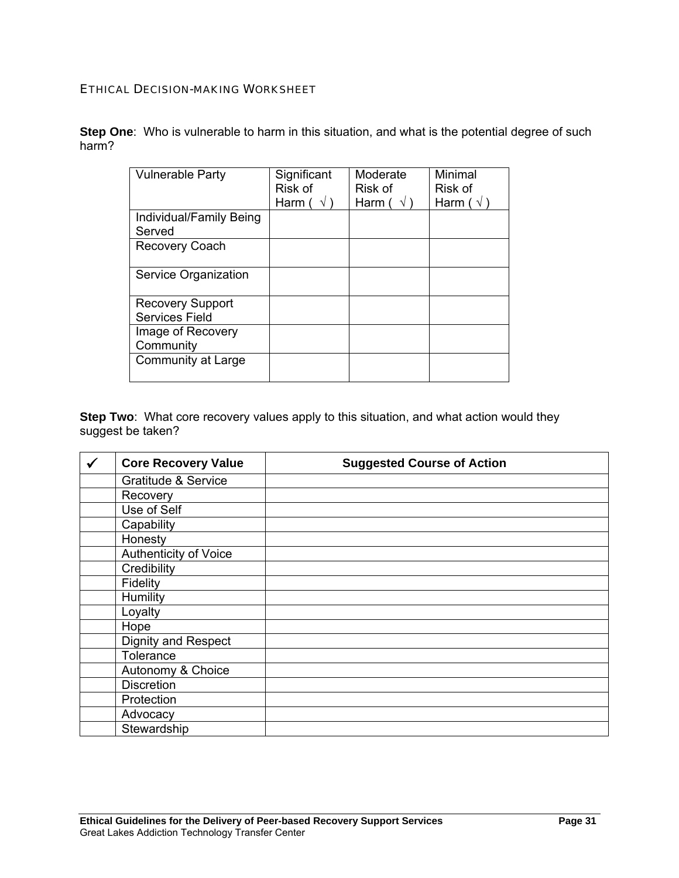## ETHICAL DECISION-MAKING WORKSHEET

**Step One**: Who is vulnerable to harm in this situation, and what is the potential degree of such harm?

| Vulnerable Party | Significant Risk of Harm ( √ ) | Moderate Risk of Harm ( √ ) | Minimal Risk of Harm ( √ ) |
|---|---|---|---|
| Individual/Family Being Served | | | |
| Recovery Coach | | | |
| Service Organization | | | |
| Recovery Support Services Field | | | |
| Image of Recovery Community | | | |
| Community at Large | | | |

**Step Two**: What core recovery values apply to this situation, and what action would they suggest be taken?

| ✓ | Core Recovery Value | Suggested Course of Action |
|---|---|---|
| | Gratitude & Service | |
| | Recovery | |
| | Use of Self | |
| | Capability | |
| | Honesty | |
| | Authenticity of Voice | |
| | Credibility | |
| | Fidelity | |
| | Humility | |
| | Loyalty | |
| | Hope | |
| | Dignity and Respect | |
| | Tolerance | |
| | Autonomy & Choice | |
| | Discretion | |
| | Protection | |
| | Advocacy | |
| | Stewardship | |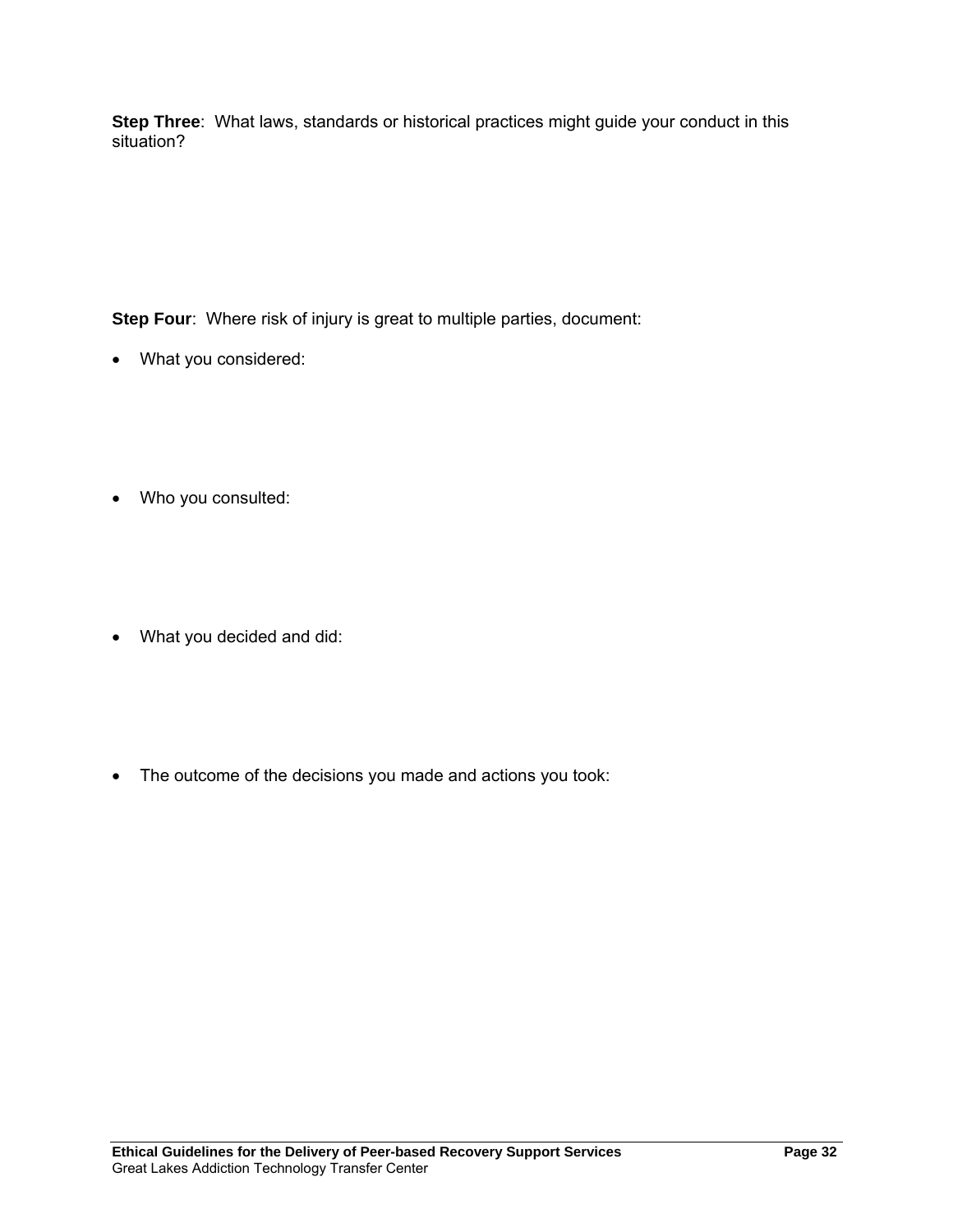**Step Three**: What laws, standards or historical practices might guide your conduct in this situation?

**Step Four**: Where risk of injury is great to multiple parties, document:

- What you considered:

- Who you consulted:

- What you decided and did:

- The outcome of the decisions you made and actions you took: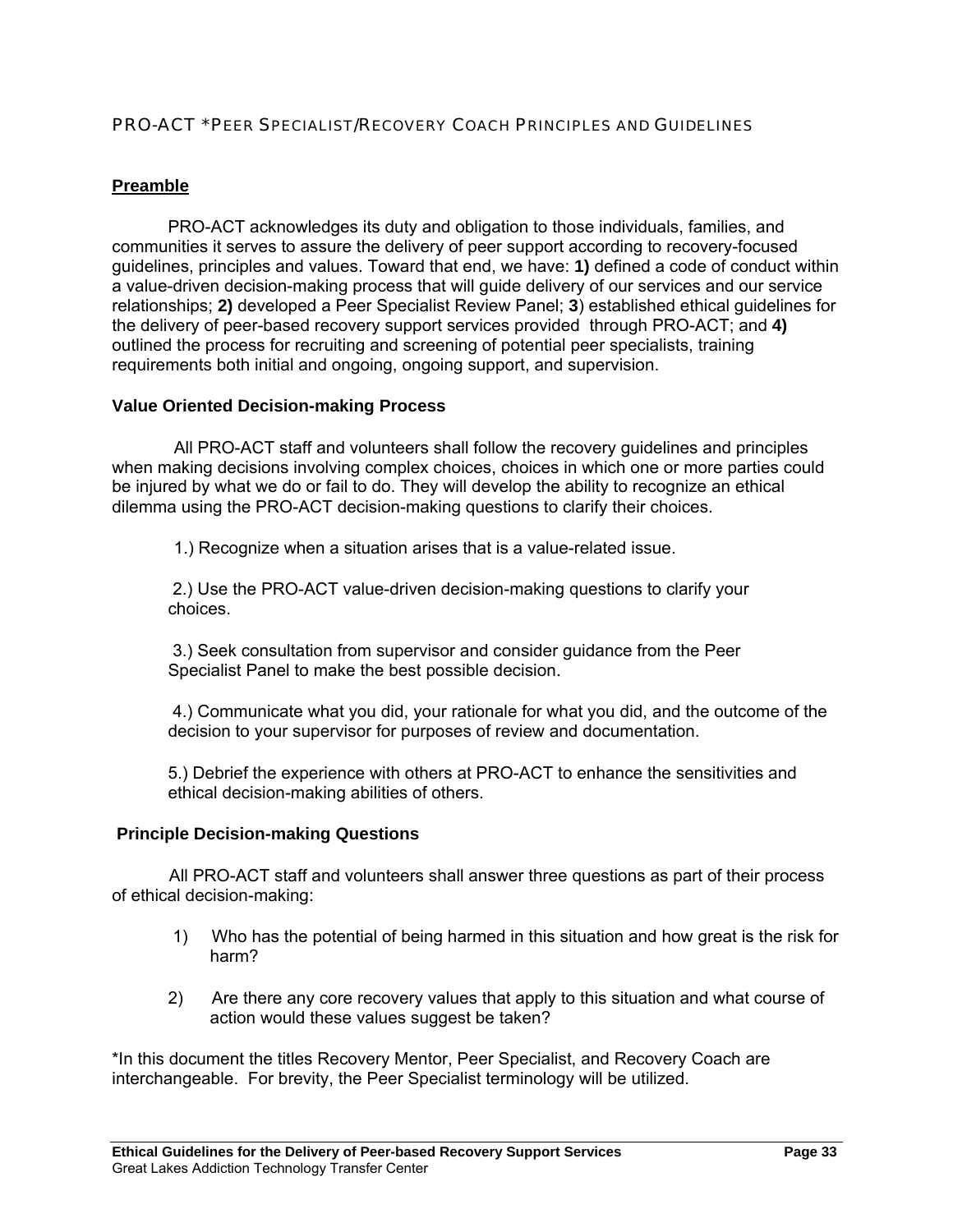## PRO-ACT *Peer Specialist/Recovery Coach Principles and Guidelines

### Preamble

PRO-ACT acknowledges its duty and obligation to those individuals, families, and communities it serves to assure the delivery of peer support according to recovery-focused guidelines, principles and values. Toward that end, we have: **1)** defined a code of conduct within a value-driven decision-making process that will guide delivery of our services and our service relationships; **2)** developed a Peer Specialist Review Panel; **3**) established ethical guidelines for the delivery of peer-based recovery support services provided through PRO-ACT; and **4)** outlined the process for recruiting and screening of potential peer specialists, training requirements both initial and ongoing, ongoing support, and supervision.

### Value Oriented Decision-making Process

All PRO-ACT staff and volunteers shall follow the recovery guidelines and principles when making decisions involving complex choices, choices in which one or more parties could be injured by what we do or fail to do. They will develop the ability to recognize an ethical dilemma using the PRO-ACT decision-making questions to clarify their choices.

1.) Recognize when a situation arises that is a value-related issue.

2.) Use the PRO-ACT value-driven decision-making questions to clarify your choices.

3.) Seek consultation from supervisor and consider guidance from the Peer Specialist Panel to make the best possible decision.

4.) Communicate what you did, your rationale for what you did, and the outcome of the decision to your supervisor for purposes of review and documentation.

5.) Debrief the experience with others at PRO-ACT to enhance the sensitivities and ethical decision-making abilities of others.

### Principle Decision-making Questions

All PRO-ACT staff and volunteers shall answer three questions as part of their process of ethical decision-making:

1) Who has the potential of being harmed in this situation and how great is the risk for harm?

2) Are there any core recovery values that apply to this situation and what course of action would these values suggest be taken?

*In this document the titles Recovery Mentor, Peer Specialist, and Recovery Coach are interchangeable. For brevity, the Peer Specialist terminology will be utilized.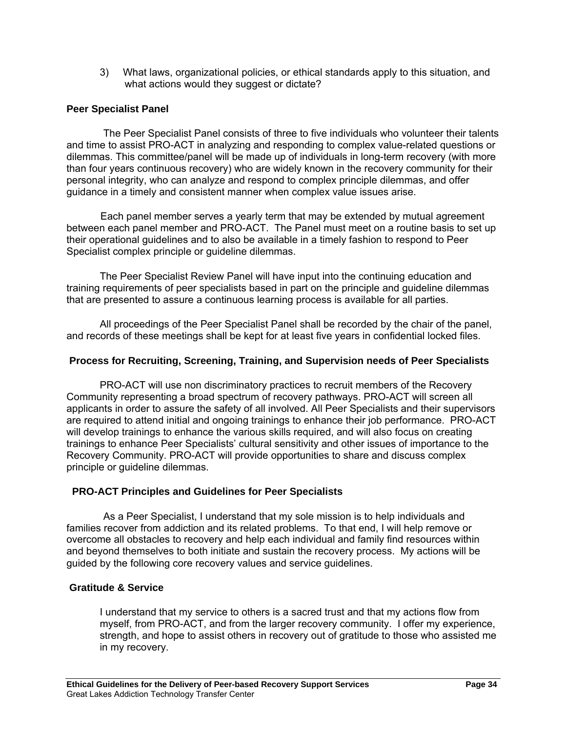3) What laws, organizational policies, or ethical standards apply to this situation, and what actions would they suggest or dictate?

### Peer Specialist Panel

The Peer Specialist Panel consists of three to five individuals who volunteer their talents and time to assist PRO-ACT in analyzing and responding to complex value-related questions or dilemmas. This committee/panel will be made up of individuals in long-term recovery (with more than four years continuous recovery) who are widely known in the recovery community for their personal integrity, who can analyze and respond to complex principle dilemmas, and offer guidance in a timely and consistent manner when complex value issues arise.

Each panel member serves a yearly term that may be extended by mutual agreement between each panel member and PRO-ACT. The Panel must meet on a routine basis to set up their operational guidelines and to also be available in a timely fashion to respond to Peer Specialist complex principle or guideline dilemmas.

The Peer Specialist Review Panel will have input into the continuing education and training requirements of peer specialists based in part on the principle and guideline dilemmas that are presented to assure a continuous learning process is available for all parties.

All proceedings of the Peer Specialist Panel shall be recorded by the chair of the panel, and records of these meetings shall be kept for at least five years in confidential locked files.

### Process for Recruiting, Screening, Training, and Supervision needs of Peer Specialists

PRO-ACT will use non discriminatory practices to recruit members of the Recovery Community representing a broad spectrum of recovery pathways. PRO-ACT will screen all applicants in order to assure the safety of all involved. All Peer Specialists and their supervisors are required to attend initial and ongoing trainings to enhance their job performance. PRO-ACT will develop trainings to enhance the various skills required, and will also focus on creating trainings to enhance Peer Specialists' cultural sensitivity and other issues of importance to the Recovery Community. PRO-ACT will provide opportunities to share and discuss complex principle or guideline dilemmas.

### PRO-ACT Principles and Guidelines for Peer Specialists

As a Peer Specialist, I understand that my sole mission is to help individuals and families recover from addiction and its related problems. To that end, I will help remove or overcome all obstacles to recovery and help each individual and family find resources within and beyond themselves to both initiate and sustain the recovery process. My actions will be guided by the following core recovery values and service guidelines.

### Gratitude & Service

I understand that my service to others is a sacred trust and that my actions flow from myself, from PRO-ACT, and from the larger recovery community. I offer my experience, strength, and hope to assist others in recovery out of gratitude to those who assisted me in my recovery.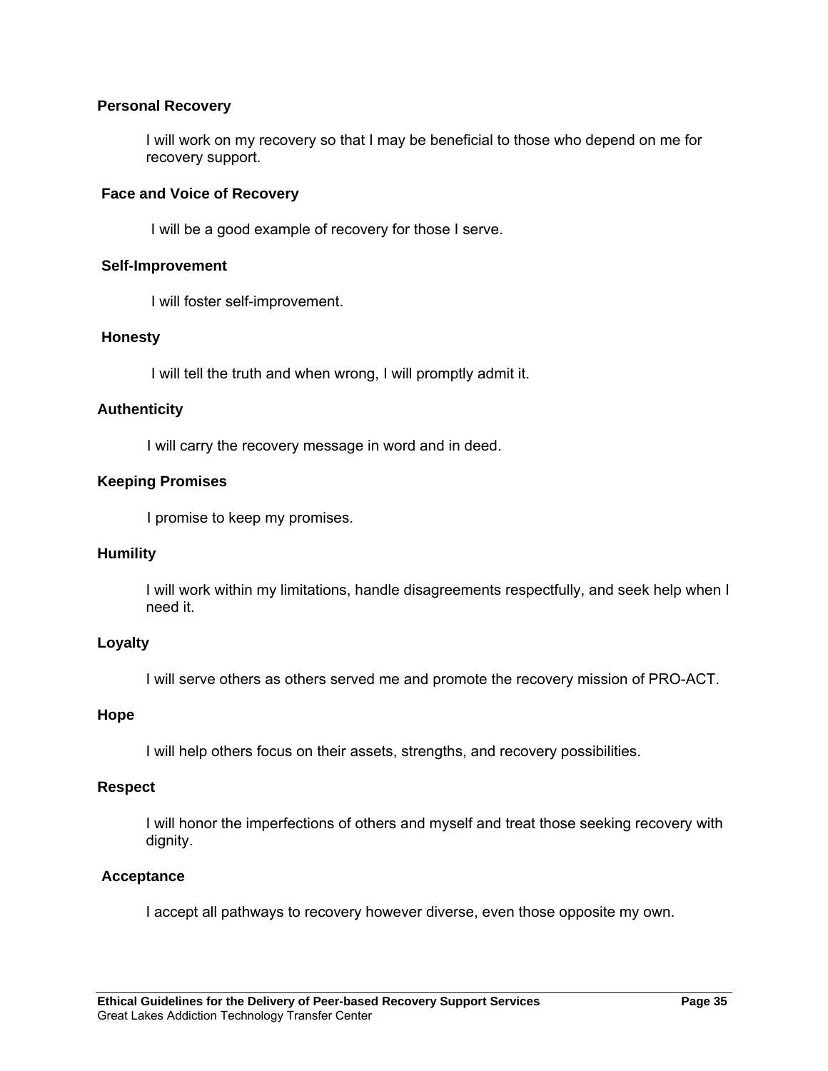**Personal Recovery**

I will work on my recovery so that I may be beneficial to those who depend on me for recovery support.

**Face and Voice of Recovery**

I will be a good example of recovery for those I serve.

**Self-Improvement**

I will foster self-improvement.

**Honesty**

I will tell the truth and when wrong, I will promptly admit it.

**Authenticity**

I will carry the recovery message in word and in deed.

**Keeping Promises**

I promise to keep my promises.

**Humility**

I will work within my limitations, handle disagreements respectfully, and seek help when I need it.

**Loyalty**

I will serve others as others served me and promote the recovery mission of PRO-ACT.

**Hope**

I will help others focus on their assets, strengths, and recovery possibilities.

**Respect**

I will honor the imperfections of others and myself and treat those seeking recovery with dignity.

**Acceptance**

I accept all pathways to recovery however diverse, even those opposite my own.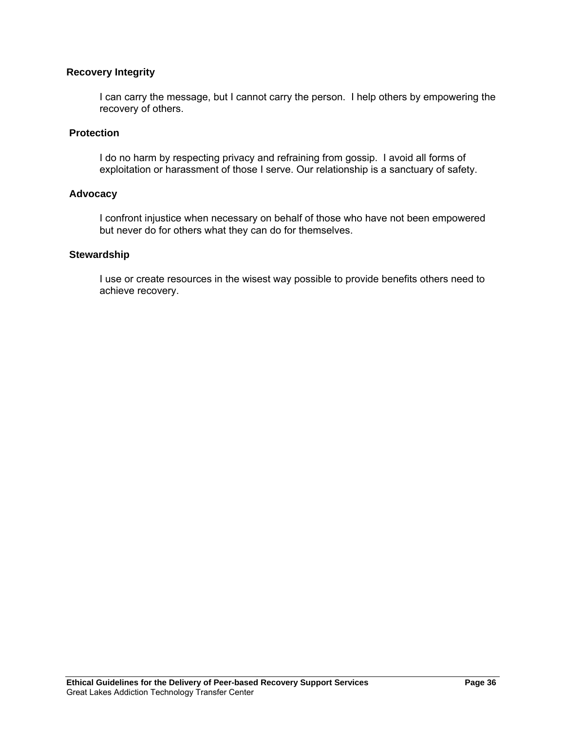**Recovery Integrity**

I can carry the message, but I cannot carry the person. I help others by empowering the recovery of others.

**Protection**

I do no harm by respecting privacy and refraining from gossip. I avoid all forms of exploitation or harassment of those I serve. Our relationship is a sanctuary of safety.

**Advocacy**

I confront injustice when necessary on behalf of those who have not been empowered but never do for others what they can do for themselves.

**Stewardship**

I use or create resources in the wisest way possible to provide benefits others need to achieve recovery.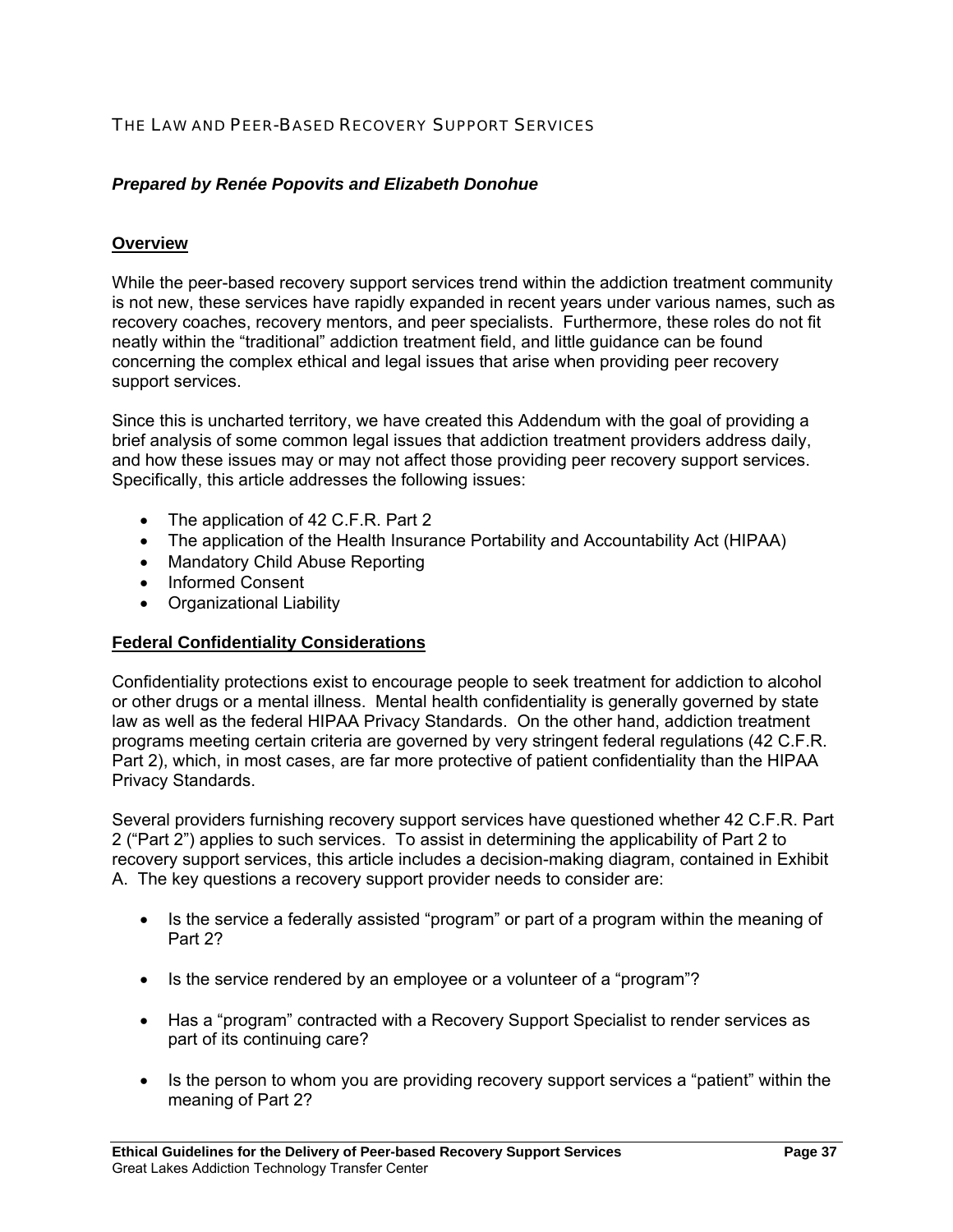# THE LAW AND PEER-BASED RECOVERY SUPPORT SERVICES

***Prepared by Renée Popovits and Elizabeth Donohue***

## Overview

While the peer-based recovery support services trend within the addiction treatment community is not new, these services have rapidly expanded in recent years under various names, such as recovery coaches, recovery mentors, and peer specialists. Furthermore, these roles do not fit neatly within the "traditional" addiction treatment field, and little guidance can be found concerning the complex ethical and legal issues that arise when providing peer recovery support services.

Since this is uncharted territory, we have created this Addendum with the goal of providing a brief analysis of some common legal issues that addiction treatment providers address daily, and how these issues may or may not affect those providing peer recovery support services. Specifically, this article addresses the following issues:

- The application of 42 C.F.R. Part 2
- The application of the Health Insurance Portability and Accountability Act (HIPAA)
- Mandatory Child Abuse Reporting
- Informed Consent
- Organizational Liability

## Federal Confidentiality Considerations

Confidentiality protections exist to encourage people to seek treatment for addiction to alcohol or other drugs or a mental illness. Mental health confidentiality is generally governed by state law as well as the federal HIPAA Privacy Standards. On the other hand, addiction treatment programs meeting certain criteria are governed by very stringent federal regulations (42 C.F.R. Part 2), which, in most cases, are far more protective of patient confidentiality than the HIPAA Privacy Standards.

Several providers furnishing recovery support services have questioned whether 42 C.F.R. Part 2 ("Part 2") applies to such services. To assist in determining the applicability of Part 2 to recovery support services, this article includes a decision-making diagram, contained in Exhibit A. The key questions a recovery support provider needs to consider are:

- Is the service a federally assisted "program" or part of a program within the meaning of Part 2?
- Is the service rendered by an employee or a volunteer of a "program"?
- Has a "program" contracted with a Recovery Support Specialist to render services as part of its continuing care?
- Is the person to whom you are providing recovery support services a "patient" within the meaning of Part 2?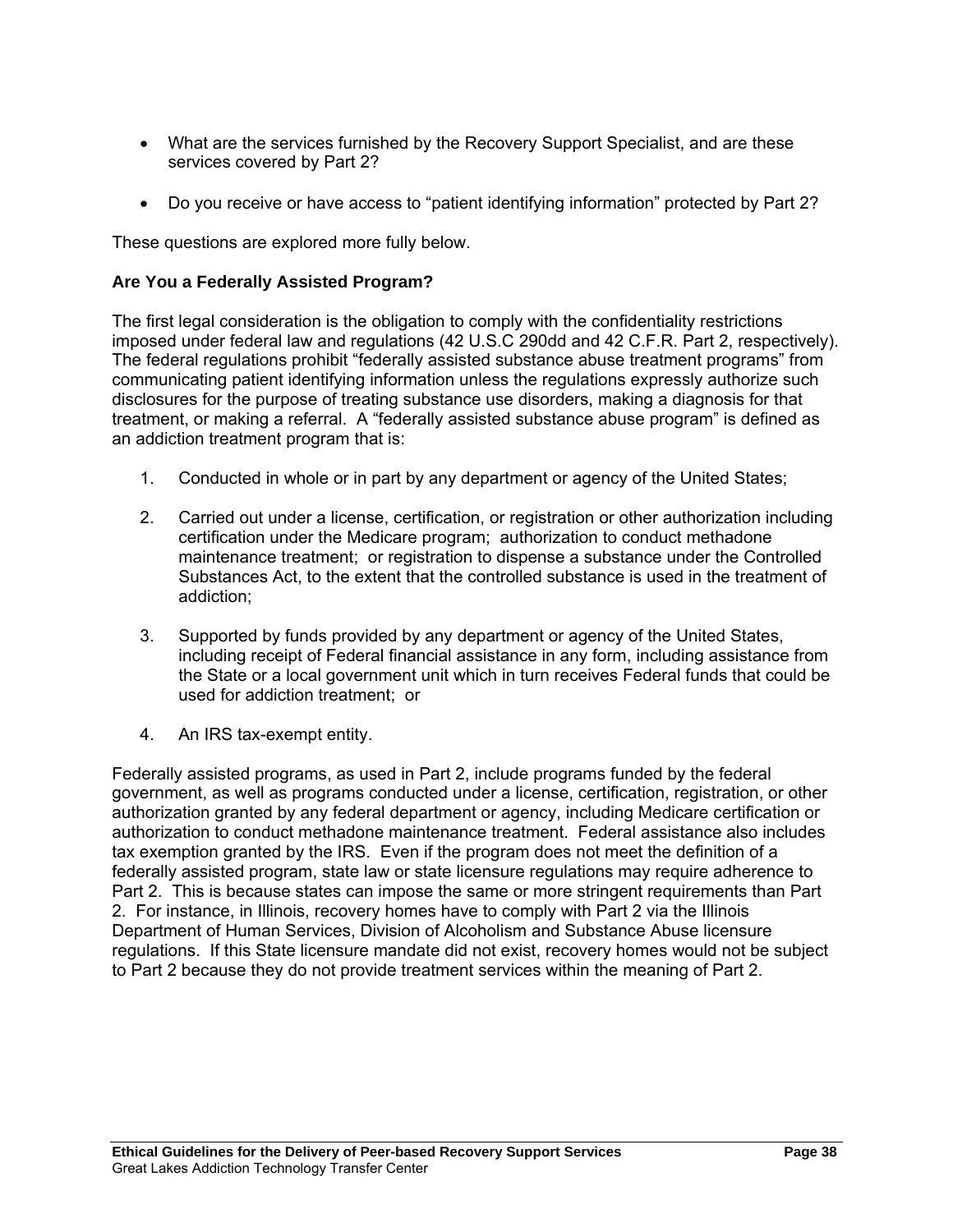- What are the services furnished by the Recovery Support Specialist, and are these services covered by Part 2?
- Do you receive or have access to "patient identifying information" protected by Part 2?

These questions are explored more fully below.

### Are You a Federally Assisted Program?

The first legal consideration is the obligation to comply with the confidentiality restrictions imposed under federal law and regulations (42 U.S.C 290dd and 42 C.F.R. Part 2, respectively). The federal regulations prohibit "federally assisted substance abuse treatment programs" from communicating patient identifying information unless the regulations expressly authorize such disclosures for the purpose of treating substance use disorders, making a diagnosis for that treatment, or making a referral. A "federally assisted substance abuse program" is defined as an addiction treatment program that is:

1. Conducted in whole or in part by any department or agency of the United States;
2. Carried out under a license, certification, or registration or other authorization including certification under the Medicare program; authorization to conduct methadone maintenance treatment; or registration to dispense a substance under the Controlled Substances Act, to the extent that the controlled substance is used in the treatment of addiction;
3. Supported by funds provided by any department or agency of the United States, including receipt of Federal financial assistance in any form, including assistance from the State or a local government unit which in turn receives Federal funds that could be used for addiction treatment; or
4. An IRS tax-exempt entity.

Federally assisted programs, as used in Part 2, include programs funded by the federal government, as well as programs conducted under a license, certification, registration, or other authorization granted by any federal department or agency, including Medicare certification or authorization to conduct methadone maintenance treatment. Federal assistance also includes tax exemption granted by the IRS. Even if the program does not meet the definition of a federally assisted program, state law or state licensure regulations may require adherence to Part 2. This is because states can impose the same or more stringent requirements than Part 2. For instance, in Illinois, recovery homes have to comply with Part 2 via the Illinois Department of Human Services, Division of Alcoholism and Substance Abuse licensure regulations. If this State licensure mandate did not exist, recovery homes would not be subject to Part 2 because they do not provide treatment services within the meaning of Part 2.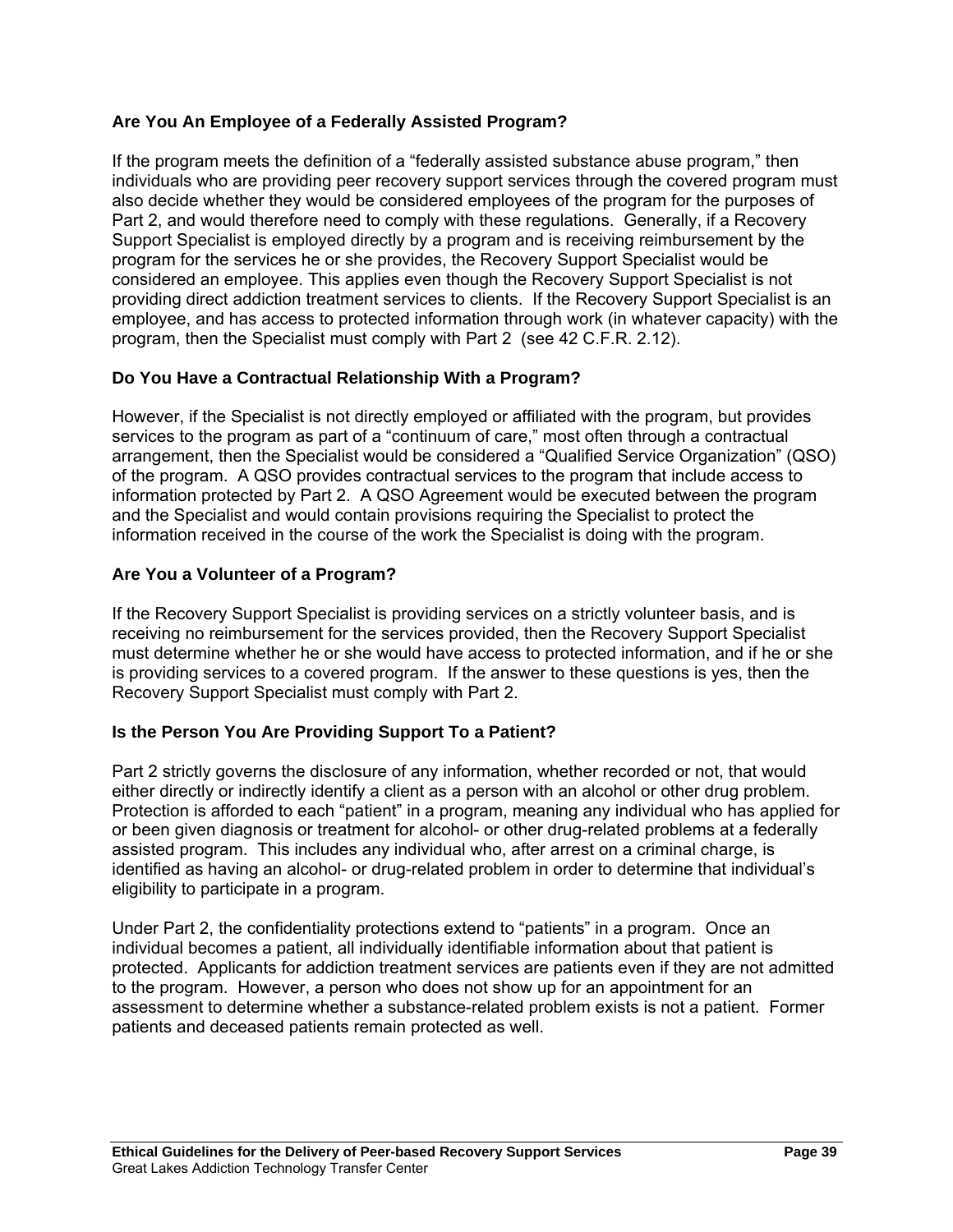### Are You An Employee of a Federally Assisted Program?

If the program meets the definition of a "federally assisted substance abuse program," then individuals who are providing peer recovery support services through the covered program must also decide whether they would be considered employees of the program for the purposes of Part 2, and would therefore need to comply with these regulations. Generally, if a Recovery Support Specialist is employed directly by a program and is receiving reimbursement by the program for the services he or she provides, the Recovery Support Specialist would be considered an employee. This applies even though the Recovery Support Specialist is not providing direct addiction treatment services to clients. If the Recovery Support Specialist is an employee, and has access to protected information through work (in whatever capacity) with the program, then the Specialist must comply with Part 2 (see 42 C.F.R. 2.12).

### Do You Have a Contractual Relationship With a Program?

However, if the Specialist is not directly employed or affiliated with the program, but provides services to the program as part of a "continuum of care," most often through a contractual arrangement, then the Specialist would be considered a "Qualified Service Organization" (QSO) of the program. A QSO provides contractual services to the program that include access to information protected by Part 2. A QSO Agreement would be executed between the program and the Specialist and would contain provisions requiring the Specialist to protect the information received in the course of the work the Specialist is doing with the program.

### Are You a Volunteer of a Program?

If the Recovery Support Specialist is providing services on a strictly volunteer basis, and is receiving no reimbursement for the services provided, then the Recovery Support Specialist must determine whether he or she would have access to protected information, and if he or she is providing services to a covered program. If the answer to these questions is yes, then the Recovery Support Specialist must comply with Part 2.

### Is the Person You Are Providing Support To a Patient?

Part 2 strictly governs the disclosure of any information, whether recorded or not, that would either directly or indirectly identify a client as a person with an alcohol or other drug problem. Protection is afforded to each "patient" in a program, meaning any individual who has applied for or been given diagnosis or treatment for alcohol- or other drug-related problems at a federally assisted program. This includes any individual who, after arrest on a criminal charge, is identified as having an alcohol- or drug-related problem in order to determine that individual's eligibility to participate in a program.

Under Part 2, the confidentiality protections extend to "patients" in a program. Once an individual becomes a patient, all individually identifiable information about that patient is protected. Applicants for addiction treatment services are patients even if they are not admitted to the program. However, a person who does not show up for an appointment for an assessment to determine whether a substance-related problem exists is not a patient. Former patients and deceased patients remain protected as well.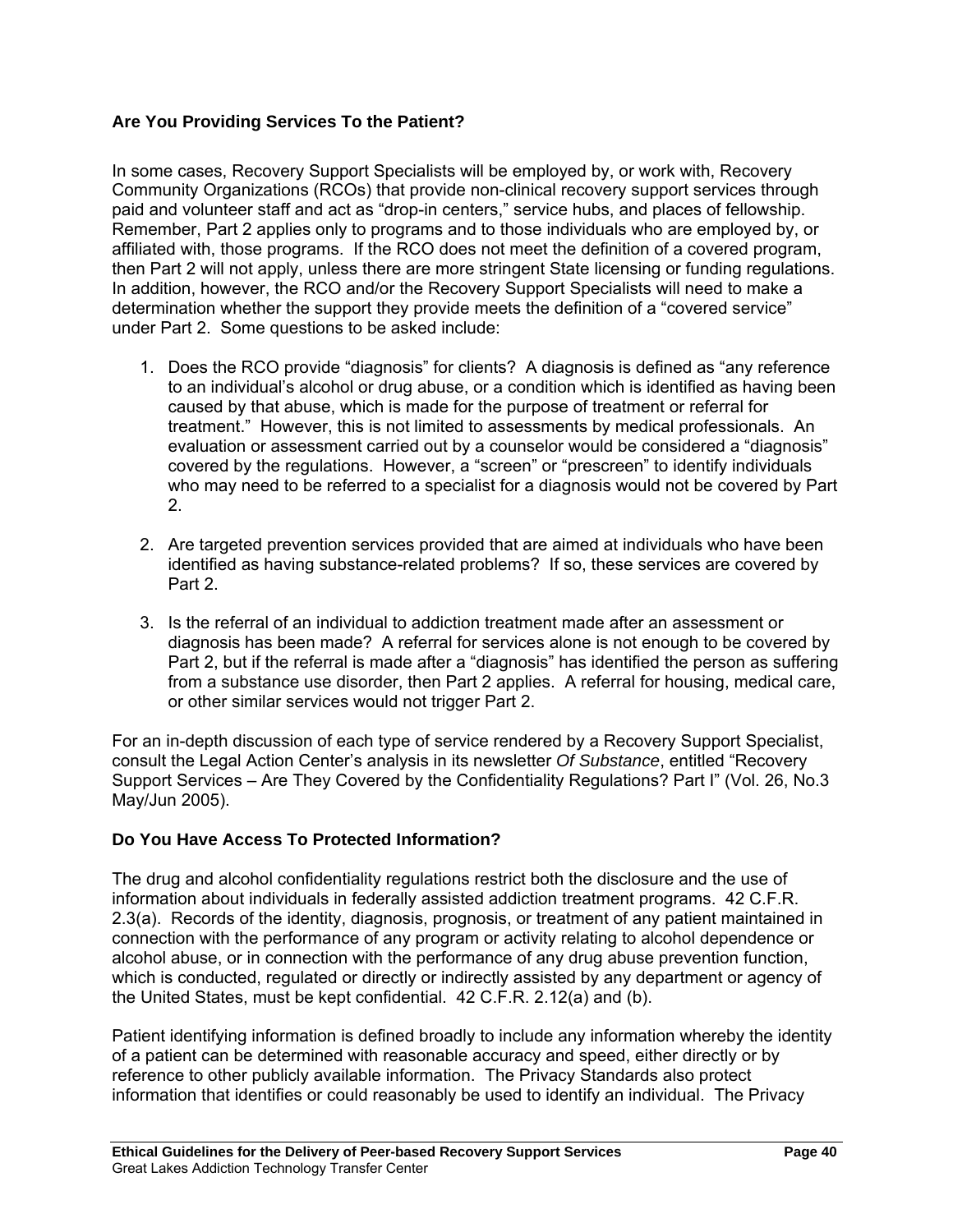### Are You Providing Services To the Patient?

In some cases, Recovery Support Specialists will be employed by, or work with, Recovery Community Organizations (RCOs) that provide non-clinical recovery support services through paid and volunteer staff and act as "drop-in centers," service hubs, and places of fellowship. Remember, Part 2 applies only to programs and to those individuals who are employed by, or affiliated with, those programs. If the RCO does not meet the definition of a covered program, then Part 2 will not apply, unless there are more stringent State licensing or funding regulations. In addition, however, the RCO and/or the Recovery Support Specialists will need to make a determination whether the support they provide meets the definition of a "covered service" under Part 2. Some questions to be asked include:

1. Does the RCO provide "diagnosis" for clients? A diagnosis is defined as "any reference to an individual's alcohol or drug abuse, or a condition which is identified as having been caused by that abuse, which is made for the purpose of treatment or referral for treatment." However, this is not limited to assessments by medical professionals. An evaluation or assessment carried out by a counselor would be considered a "diagnosis" covered by the regulations. However, a "screen" or "prescreen" to identify individuals who may need to be referred to a specialist for a diagnosis would not be covered by Part 2.

2. Are targeted prevention services provided that are aimed at individuals who have been identified as having substance-related problems? If so, these services are covered by Part 2.

3. Is the referral of an individual to addiction treatment made after an assessment or diagnosis has been made? A referral for services alone is not enough to be covered by Part 2, but if the referral is made after a "diagnosis" has identified the person as suffering from a substance use disorder, then Part 2 applies. A referral for housing, medical care, or other similar services would not trigger Part 2.

For an in-depth discussion of each type of service rendered by a Recovery Support Specialist, consult the Legal Action Center's analysis in its newsletter *Of Substance*, entitled "Recovery Support Services – Are They Covered by the Confidentiality Regulations? Part I" (Vol. 26, No.3 May/Jun 2005).

### Do You Have Access To Protected Information?

The drug and alcohol confidentiality regulations restrict both the disclosure and the use of information about individuals in federally assisted addiction treatment programs. 42 C.F.R. 2.3(a). Records of the identity, diagnosis, prognosis, or treatment of any patient maintained in connection with the performance of any program or activity relating to alcohol dependence or alcohol abuse, or in connection with the performance of any drug abuse prevention function, which is conducted, regulated or directly or indirectly assisted by any department or agency of the United States, must be kept confidential. 42 C.F.R. 2.12(a) and (b).

Patient identifying information is defined broadly to include any information whereby the identity of a patient can be determined with reasonable accuracy and speed, either directly or by reference to other publicly available information. The Privacy Standards also protect information that identifies or could reasonably be used to identify an individual. The Privacy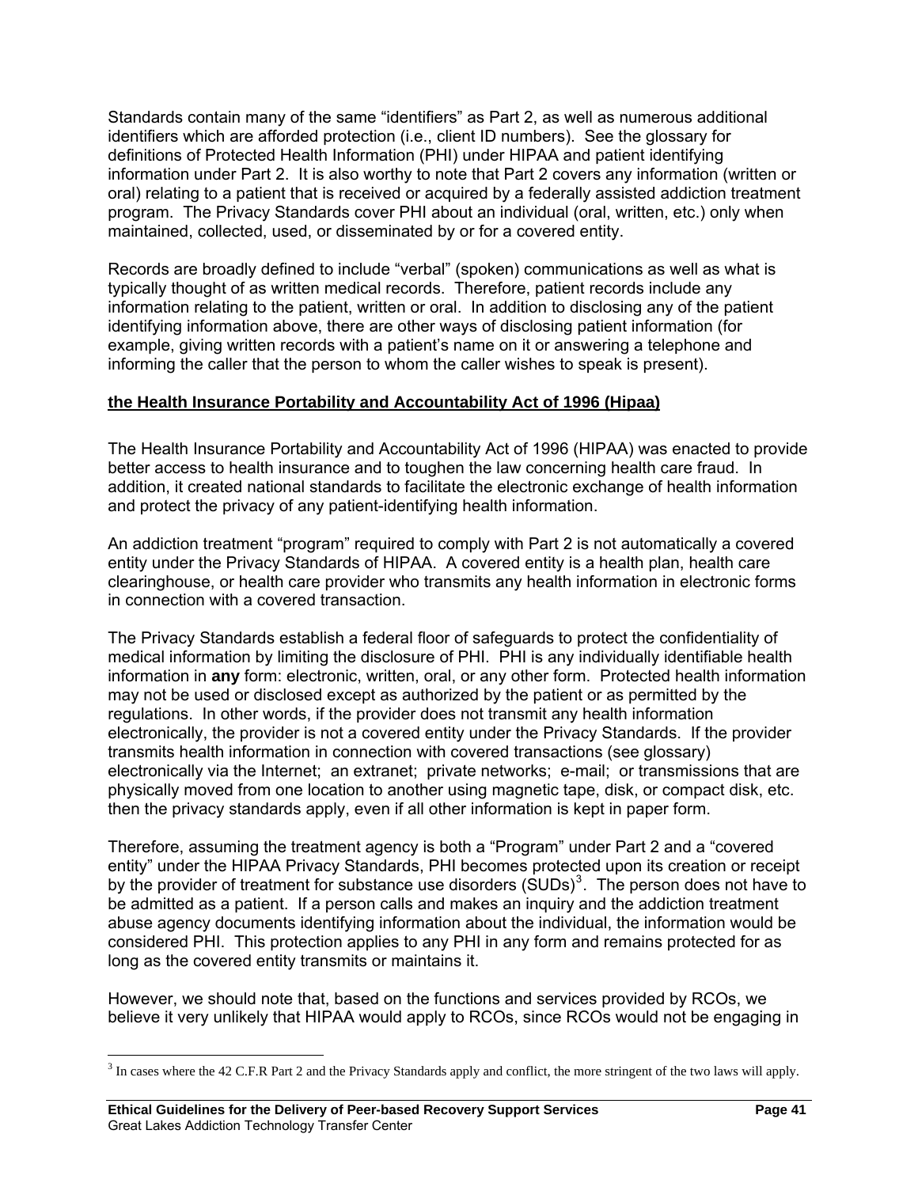Standards contain many of the same "identifiers" as Part 2, as well as numerous additional identifiers which are afforded protection (i.e., client ID numbers). See the glossary for definitions of Protected Health Information (PHI) under HIPAA and patient identifying information under Part 2. It is also worthy to note that Part 2 covers any information (written or oral) relating to a patient that is received or acquired by a federally assisted addiction treatment program. The Privacy Standards cover PHI about an individual (oral, written, etc.) only when maintained, collected, used, or disseminated by or for a covered entity.

Records are broadly defined to include "verbal" (spoken) communications as well as what is typically thought of as written medical records. Therefore, patient records include any information relating to the patient, written or oral. In addition to disclosing any of the patient identifying information above, there are other ways of disclosing patient information (for example, giving written records with a patient's name on it or answering a telephone and informing the caller that the person to whom the caller wishes to speak is present).

**the Health Insurance Portability and Accountability Act of 1996 (Hipaa)**

The Health Insurance Portability and Accountability Act of 1996 (HIPAA) was enacted to provide better access to health insurance and to toughen the law concerning health care fraud. In addition, it created national standards to facilitate the electronic exchange of health information and protect the privacy of any patient-identifying health information.

An addiction treatment "program" required to comply with Part 2 is not automatically a covered entity under the Privacy Standards of HIPAA. A covered entity is a health plan, health care clearinghouse, or health care provider who transmits any health information in electronic forms in connection with a covered transaction.

The Privacy Standards establish a federal floor of safeguards to protect the confidentiality of medical information by limiting the disclosure of PHI. PHI is any individually identifiable health information in **any** form: electronic, written, oral, or any other form. Protected health information may not be used or disclosed except as authorized by the patient or as permitted by the regulations. In other words, if the provider does not transmit any health information electronically, the provider is not a covered entity under the Privacy Standards. If the provider transmits health information in connection with covered transactions (see glossary) electronically via the Internet; an extranet; private networks; e-mail; or transmissions that are physically moved from one location to another using magnetic tape, disk, or compact disk, etc. then the privacy standards apply, even if all other information is kept in paper form.

Therefore, assuming the treatment agency is both a "Program" under Part 2 and a "covered entity" under the HIPAA Privacy Standards, PHI becomes protected upon its creation or receipt by the provider of treatment for substance use disorders (SUDs)[3]. The person does not have to be admitted as a patient. If a person calls and makes an inquiry and the addiction treatment abuse agency documents identifying information about the individual, the information would be considered PHI. This protection applies to any PHI in any form and remains protected for as long as the covered entity transmits or maintains it.

However, we should note that, based on the functions and services provided by RCOs, we believe it very unlikely that HIPAA would apply to RCOs, since RCOs would not be engaging in

[3] In cases where the 42 C.F.R Part 2 and the Privacy Standards apply and conflict, the more stringent of the two laws will apply.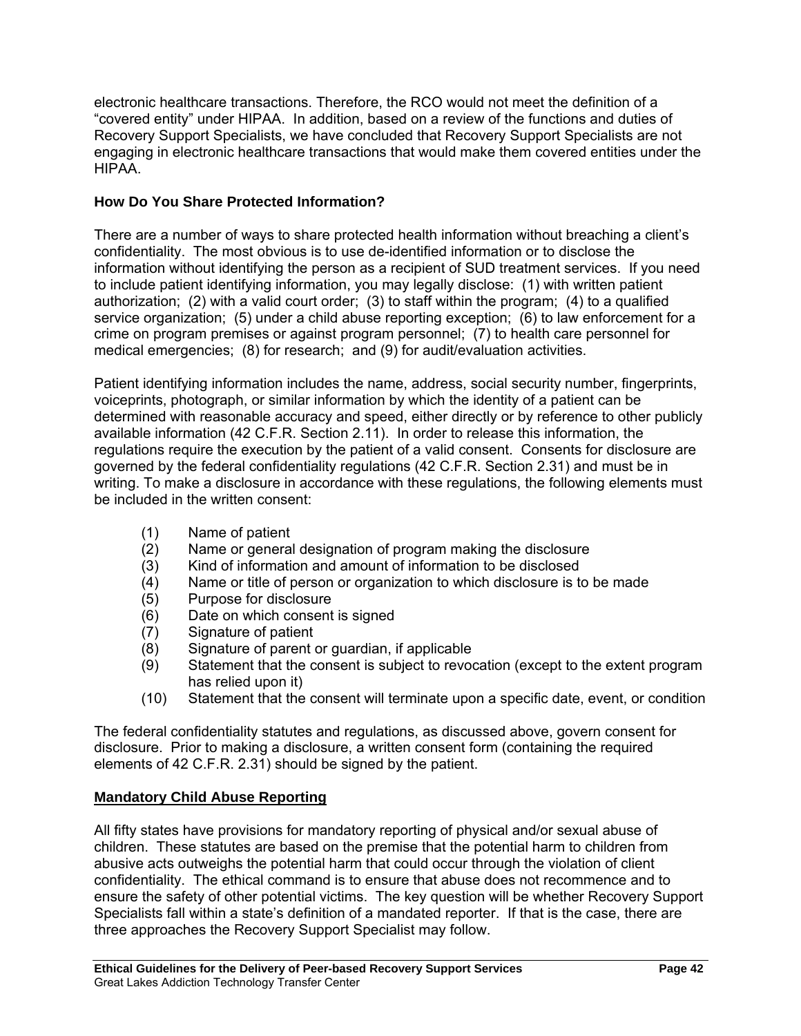electronic healthcare transactions. Therefore, the RCO would not meet the definition of a "covered entity" under HIPAA. In addition, based on a review of the functions and duties of Recovery Support Specialists, we have concluded that Recovery Support Specialists are not engaging in electronic healthcare transactions that would make them covered entities under the HIPAA.

**How Do You Share Protected Information?**

There are a number of ways to share protected health information without breaching a client's confidentiality. The most obvious is to use de-identified information or to disclose the information without identifying the person as a recipient of SUD treatment services. If you need to include patient identifying information, you may legally disclose: (1) with written patient authorization; (2) with a valid court order; (3) to staff within the program; (4) to a qualified service organization; (5) under a child abuse reporting exception; (6) to law enforcement for a crime on program premises or against program personnel; (7) to health care personnel for medical emergencies; (8) for research; and (9) for audit/evaluation activities.

Patient identifying information includes the name, address, social security number, fingerprints, voiceprints, photograph, or similar information by which the identity of a patient can be determined with reasonable accuracy and speed, either directly or by reference to other publicly available information (42 C.F.R. Section 2.11). In order to release this information, the regulations require the execution by the patient of a valid consent. Consents for disclosure are governed by the federal confidentiality regulations (42 C.F.R. Section 2.31) and must be in writing. To make a disclosure in accordance with these regulations, the following elements must be included in the written consent:

(1) Name of patient
(2) Name or general designation of program making the disclosure
(3) Kind of information and amount of information to be disclosed
(4) Name or title of person or organization to which disclosure is to be made
(5) Purpose for disclosure
(6) Date on which consent is signed
(7) Signature of patient
(8) Signature of parent or guardian, if applicable
(9) Statement that the consent is subject to revocation (except to the extent program has relied upon it)
(10) Statement that the consent will terminate upon a specific date, event, or condition

The federal confidentiality statutes and regulations, as discussed above, govern consent for disclosure. Prior to making a disclosure, a written consent form (containing the required elements of 42 C.F.R. 2.31) should be signed by the patient.

**Mandatory Child Abuse Reporting**

All fifty states have provisions for mandatory reporting of physical and/or sexual abuse of children. These statutes are based on the premise that the potential harm to children from abusive acts outweighs the potential harm that could occur through the violation of client confidentiality. The ethical command is to ensure that abuse does not recommence and to ensure the safety of other potential victims. The key question will be whether Recovery Support Specialists fall within a state's definition of a mandated reporter. If that is the case, there are three approaches the Recovery Support Specialist may follow.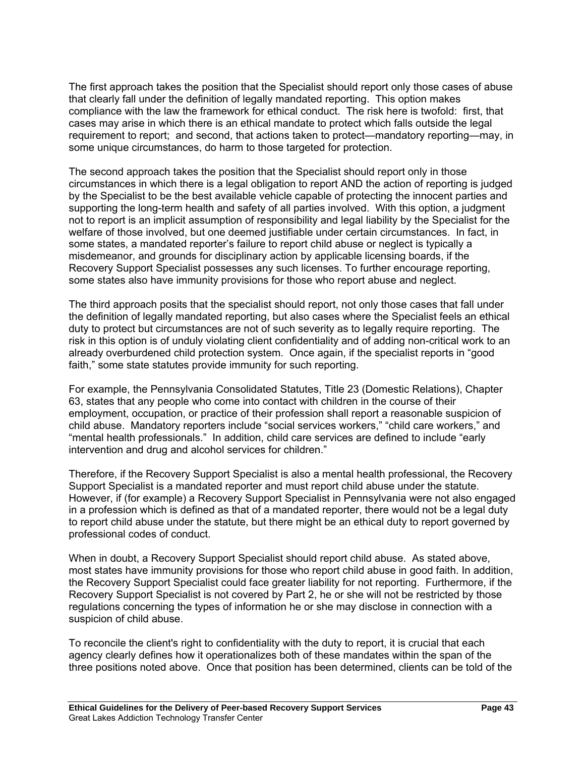The first approach takes the position that the Specialist should report only those cases of abuse that clearly fall under the definition of legally mandated reporting. This option makes compliance with the law the framework for ethical conduct. The risk here is twofold: first, that cases may arise in which there is an ethical mandate to protect which falls outside the legal requirement to report; and second, that actions taken to protect—mandatory reporting—may, in some unique circumstances, do harm to those targeted for protection.

The second approach takes the position that the Specialist should report only in those circumstances in which there is a legal obligation to report AND the action of reporting is judged by the Specialist to be the best available vehicle capable of protecting the innocent parties and supporting the long-term health and safety of all parties involved. With this option, a judgment not to report is an implicit assumption of responsibility and legal liability by the Specialist for the welfare of those involved, but one deemed justifiable under certain circumstances. In fact, in some states, a mandated reporter's failure to report child abuse or neglect is typically a misdemeanor, and grounds for disciplinary action by applicable licensing boards, if the Recovery Support Specialist possesses any such licenses. To further encourage reporting, some states also have immunity provisions for those who report abuse and neglect.

The third approach posits that the specialist should report, not only those cases that fall under the definition of legally mandated reporting, but also cases where the Specialist feels an ethical duty to protect but circumstances are not of such severity as to legally require reporting. The risk in this option is of unduly violating client confidentiality and of adding non-critical work to an already overburdened child protection system. Once again, if the specialist reports in "good faith," some state statutes provide immunity for such reporting.

For example, the Pennsylvania Consolidated Statutes, Title 23 (Domestic Relations), Chapter 63, states that any people who come into contact with children in the course of their employment, occupation, or practice of their profession shall report a reasonable suspicion of child abuse. Mandatory reporters include "social services workers," "child care workers," and "mental health professionals." In addition, child care services are defined to include "early intervention and drug and alcohol services for children."

Therefore, if the Recovery Support Specialist is also a mental health professional, the Recovery Support Specialist is a mandated reporter and must report child abuse under the statute. However, if (for example) a Recovery Support Specialist in Pennsylvania were not also engaged in a profession which is defined as that of a mandated reporter, there would not be a legal duty to report child abuse under the statute, but there might be an ethical duty to report governed by professional codes of conduct.

When in doubt, a Recovery Support Specialist should report child abuse. As stated above, most states have immunity provisions for those who report child abuse in good faith. In addition, the Recovery Support Specialist could face greater liability for not reporting. Furthermore, if the Recovery Support Specialist is not covered by Part 2, he or she will not be restricted by those regulations concerning the types of information he or she may disclose in connection with a suspicion of child abuse.

To reconcile the client's right to confidentiality with the duty to report, it is crucial that each agency clearly defines how it operationalizes both of these mandates within the span of the three positions noted above. Once that position has been determined, clients can be told of the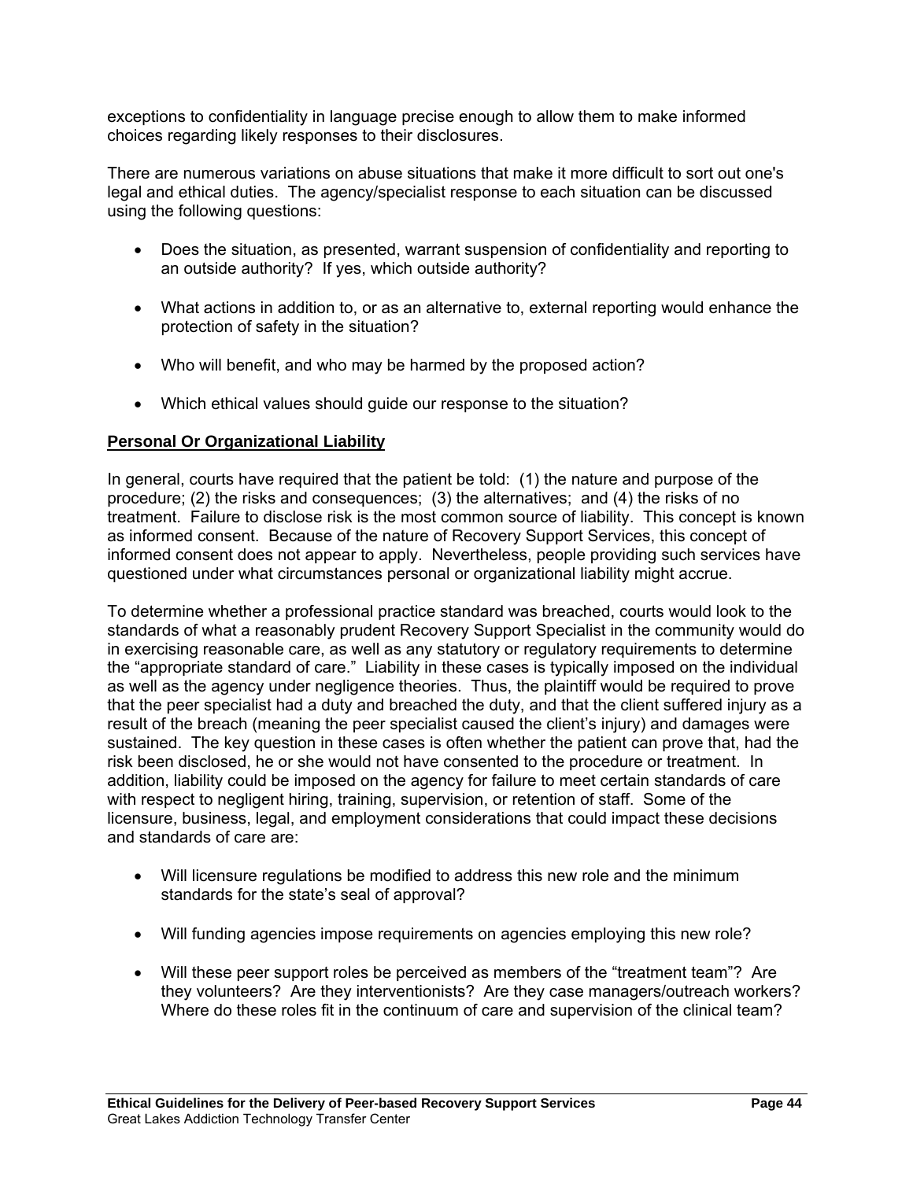exceptions to confidentiality in language precise enough to allow them to make informed choices regarding likely responses to their disclosures.

There are numerous variations on abuse situations that make it more difficult to sort out one's legal and ethical duties. The agency/specialist response to each situation can be discussed using the following questions:

- Does the situation, as presented, warrant suspension of confidentiality and reporting to an outside authority? If yes, which outside authority?
- What actions in addition to, or as an alternative to, external reporting would enhance the protection of safety in the situation?
- Who will benefit, and who may be harmed by the proposed action?
- Which ethical values should guide our response to the situation?

## Personal Or Organizational Liability

In general, courts have required that the patient be told: (1) the nature and purpose of the procedure; (2) the risks and consequences; (3) the alternatives; and (4) the risks of no treatment. Failure to disclose risk is the most common source of liability. This concept is known as informed consent. Because of the nature of Recovery Support Services, this concept of informed consent does not appear to apply. Nevertheless, people providing such services have questioned under what circumstances personal or organizational liability might accrue.

To determine whether a professional practice standard was breached, courts would look to the standards of what a reasonably prudent Recovery Support Specialist in the community would do in exercising reasonable care, as well as any statutory or regulatory requirements to determine the "appropriate standard of care." Liability in these cases is typically imposed on the individual as well as the agency under negligence theories. Thus, the plaintiff would be required to prove that the peer specialist had a duty and breached the duty, and that the client suffered injury as a result of the breach (meaning the peer specialist caused the client's injury) and damages were sustained. The key question in these cases is often whether the patient can prove that, had the risk been disclosed, he or she would not have consented to the procedure or treatment. In addition, liability could be imposed on the agency for failure to meet certain standards of care with respect to negligent hiring, training, supervision, or retention of staff. Some of the licensure, business, legal, and employment considerations that could impact these decisions and standards of care are:

- Will licensure regulations be modified to address this new role and the minimum standards for the state's seal of approval?
- Will funding agencies impose requirements on agencies employing this new role?
- Will these peer support roles be perceived as members of the "treatment team"? Are they volunteers? Are they interventionists? Are they case managers/outreach workers? Where do these roles fit in the continuum of care and supervision of the clinical team?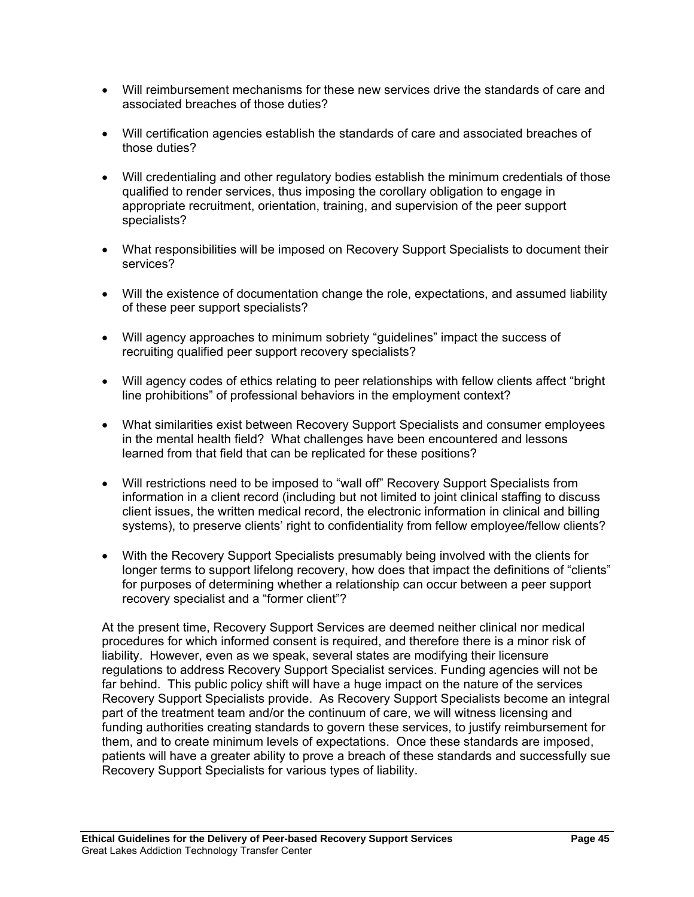- Will reimbursement mechanisms for these new services drive the standards of care and associated breaches of those duties?

- Will certification agencies establish the standards of care and associated breaches of those duties?

- Will credentialing and other regulatory bodies establish the minimum credentials of those qualified to render services, thus imposing the corollary obligation to engage in appropriate recruitment, orientation, training, and supervision of the peer support specialists?

- What responsibilities will be imposed on Recovery Support Specialists to document their services?

- Will the existence of documentation change the role, expectations, and assumed liability of these peer support specialists?

- Will agency approaches to minimum sobriety "guidelines" impact the success of recruiting qualified peer support recovery specialists?

- Will agency codes of ethics relating to peer relationships with fellow clients affect "bright line prohibitions" of professional behaviors in the employment context?

- What similarities exist between Recovery Support Specialists and consumer employees in the mental health field? What challenges have been encountered and lessons learned from that field that can be replicated for these positions?

- Will restrictions need to be imposed to "wall off" Recovery Support Specialists from information in a client record (including but not limited to joint clinical staffing to discuss client issues, the written medical record, the electronic information in clinical and billing systems), to preserve clients' right to confidentiality from fellow employee/fellow clients?

- With the Recovery Support Specialists presumably being involved with the clients for longer terms to support lifelong recovery, how does that impact the definitions of "clients" for purposes of determining whether a relationship can occur between a peer support recovery specialist and a "former client"?

At the present time, Recovery Support Services are deemed neither clinical nor medical procedures for which informed consent is required, and therefore there is a minor risk of liability. However, even as we speak, several states are modifying their licensure regulations to address Recovery Support Specialist services. Funding agencies will not be far behind. This public policy shift will have a huge impact on the nature of the services Recovery Support Specialists provide. As Recovery Support Specialists become an integral part of the treatment team and/or the continuum of care, we will witness licensing and funding authorities creating standards to govern these services, to justify reimbursement for them, and to create minimum levels of expectations. Once these standards are imposed, patients will have a greater ability to prove a breach of these standards and successfully sue Recovery Support Specialists for various types of liability.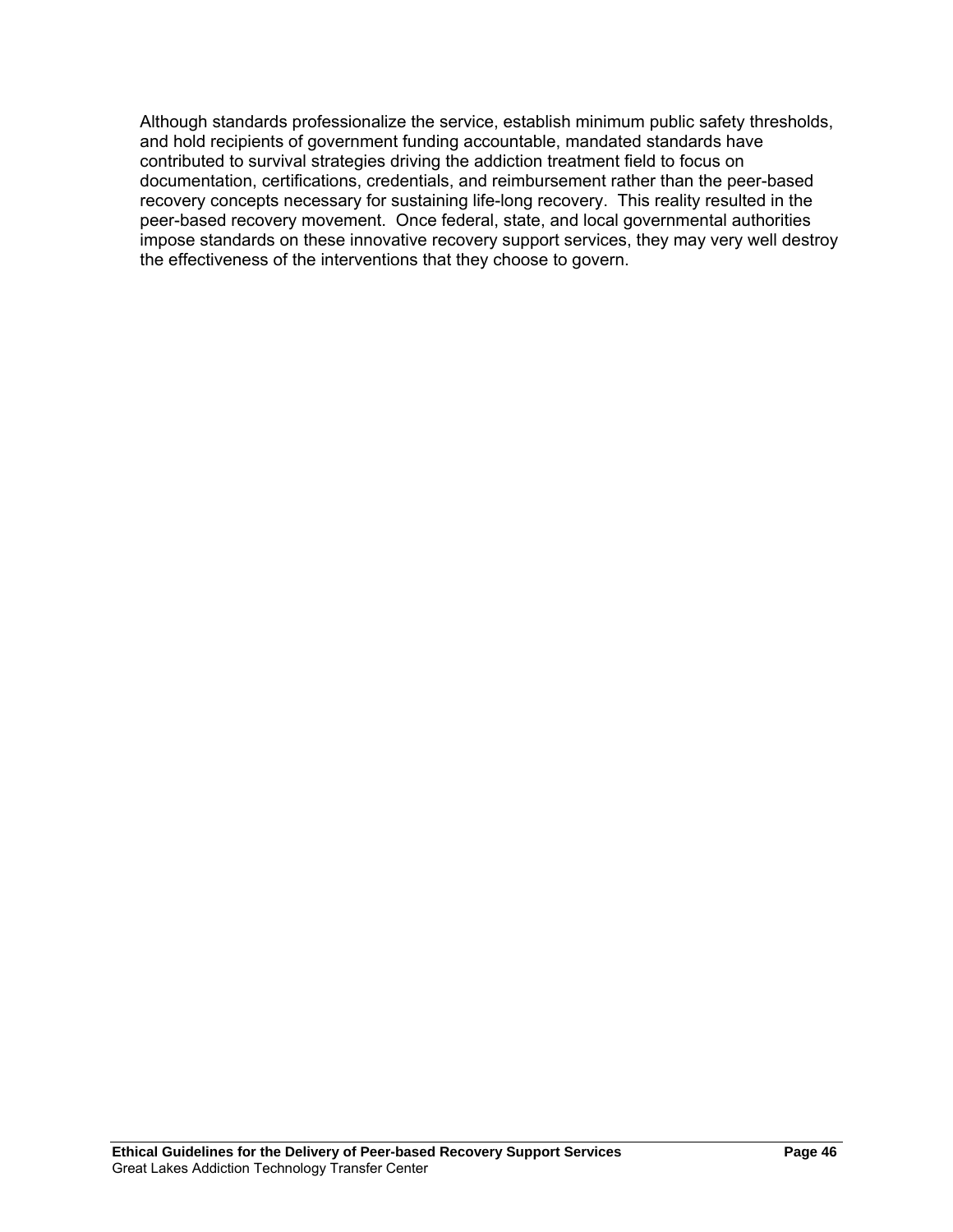Although standards professionalize the service, establish minimum public safety thresholds, and hold recipients of government funding accountable, mandated standards have contributed to survival strategies driving the addiction treatment field to focus on documentation, certifications, credentials, and reimbursement rather than the peer-based recovery concepts necessary for sustaining life-long recovery. This reality resulted in the peer-based recovery movement. Once federal, state, and local governmental authorities impose standards on these innovative recovery support services, they may very well destroy the effectiveness of the interventions that they choose to govern.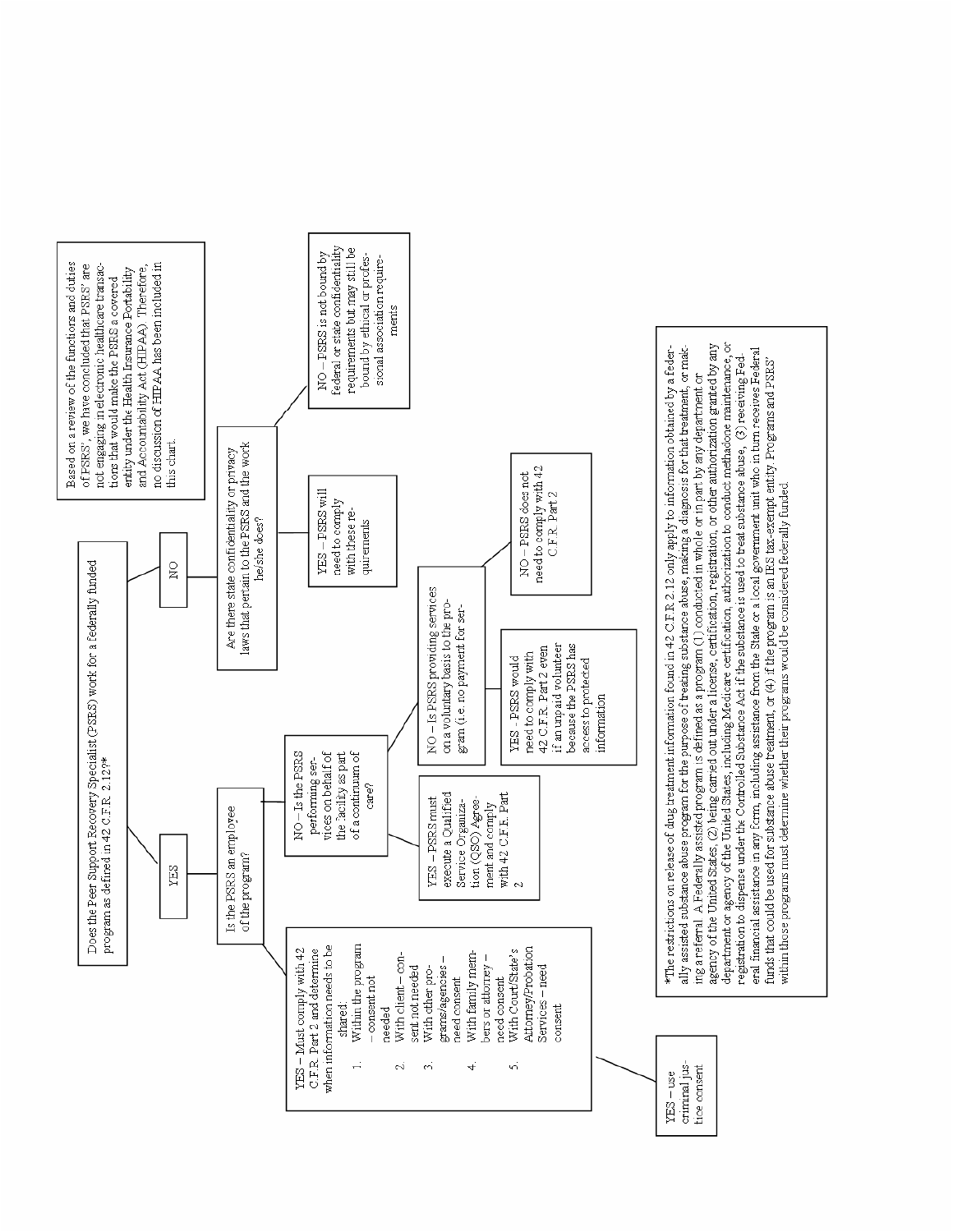Does the Peer Support Recovery Specialist (PSRS) work for a federally funded program as defined in 42 C.F.R. 2.12?*

**YES**

Is the PSRS an employee of the program?

- YES – Must comply with 42 C.F.R. Part 2 and determine when information needs to be shared:
  1. Within the program – consent not needed
  2. With client – consent not needed
  3. With other programs/agencies – need consent
  4. With family members or attorney – need consent
  5. With Court/State's Attorney/Probation Services – need consent
     - YES – use criminal justice consent
- NO – Is the PSRS performing services on behalf of the facility as part of a continuum of care?
  - YES – PSRS must execute a Qualified Service Organization (QSO) Agreement and comply with 42 C.F.R. Part 2
  - NO – Is PSRS providing services on a voluntary basis to the program (i.e. no payment for services)?
    - YES – PSRS would need to comply with 42 C.F.R. Part 2 even if an unpaid volunteer because the PSRS has access to protected information
    - NO – PSRS does not need to comply with 42 C.F.R. Part 2

**NO**

Are there state confidentiality or privacy laws that pertain to the PSRS and the work he/she does?

- YES – PSRS will need to comply with these requirements
- NO – PSRS is not bound by federal or state confidentiality requirements but may still be bound by ethical or professional association requirements

Based on a review of the functions and duties of PSRS', we have concluded that PSRS' are not engaging in electronic healthcare transactions that would make the PSRS a covered entity under the Health Insurance Portability and Accountability Act (HIPAA). Therefore, no discussion of HIPAA has been included in this chart.

*The restrictions on release of drug treatment information found in 42 C.F.R. 2.12 only apply to information obtained by a federally assisted substance abuse program for the purpose of treating substance abuse, making a diagnosis for that treatment, or making a referral. A Federally assisted program is defined as a program (1) conducted in whole or in part by any department or agency of the United States, (2) being carried out under a license, certification, registration, or other authorization granted by any department or agency of the United States, including Medicare certification, authorization to conduct methadone maintenance, or registration to dispense under the Controlled Substance Act if the substance is used to treat substance abuse, (3) receiving Federal financial assistance in any form, including assistance from the State or a local government unit who in turn receives Federal funds that could be used for substance abuse treatment, or (4) if the program is an IRS tax-exempt entity. Programs and PSRS' within those programs must determine whether their programs would be considered federally funded.